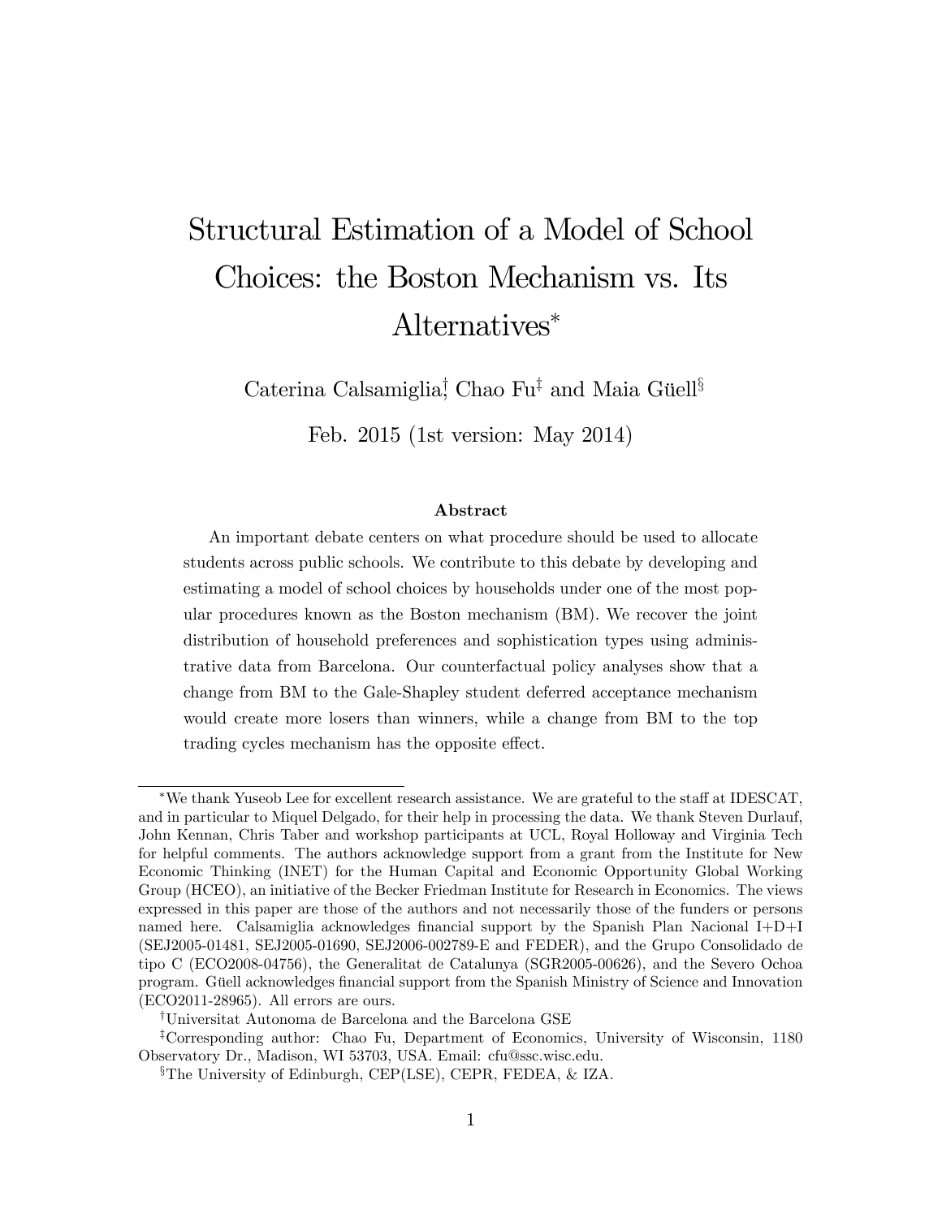# Structural Estimation of a Model of School Choices: the Boston Mechanism vs. Its Alternatives[*]

Caterina Calsamiglia[†], Chao Fu[‡] and Maia Güell[§]

Feb. 2015 (1st version: May 2014)

### Abstract

An important debate centers on what procedure should be used to allocate students across public schools. We contribute to this debate by developing and estimating a model of school choices by households under one of the most popular procedures known as the Boston mechanism (BM). We recover the joint distribution of household preferences and sophistication types using administrative data from Barcelona. Our counterfactual policy analyses show that a change from BM to the Gale-Shapley student deferred acceptance mechanism would create more losers than winners, while a change from BM to the top trading cycles mechanism has the opposite effect.

---

[*] We thank Yuseob Lee for excellent research assistance. We are grateful to the staff at IDESCAT, and in particular to Miquel Delgado, for their help in processing the data. We thank Steven Durlauf, John Kennan, Chris Taber and workshop participants at UCL, Royal Holloway and Virginia Tech for helpful comments. The authors acknowledge support from a grant from the Institute for New Economic Thinking (INET) for the Human Capital and Economic Opportunity Global Working Group (HCEO), an initiative of the Becker Friedman Institute for Research in Economics. The views expressed in this paper are those of the authors and not necessarily those of the funders or persons named here. Calsamiglia acknowledges financial support by the Spanish Plan Nacional I+D+I (SEJ2005-01481, SEJ2005-01690, SEJ2006-002789-E and FEDER), and the Grupo Consolidado de tipo C (ECO2008-04756), the Generalitat de Catalunya (SGR2005-00626), and the Severo Ochoa program. Güell acknowledges financial support from the Spanish Ministry of Science and Innovation (ECO2011-28965). All errors are ours.

[†] Universitat Autonoma de Barcelona and the Barcelona GSE

[‡] Corresponding author: Chao Fu, Department of Economics, University of Wisconsin, 1180 Observatory Dr., Madison, WI 53703, USA. Email: cfu@ssc.wisc.edu.

[§] The University of Edinburgh, CEP(LSE), CEPR, FEDEA, & IZA.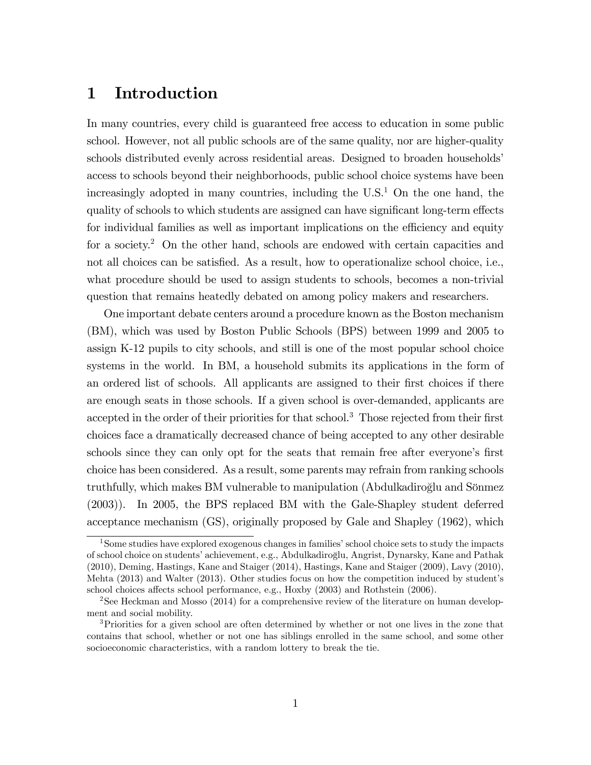# 1 Introduction

In many countries, every child is guaranteed free access to education in some public school. However, not all public schools are of the same quality, nor are higher-quality schools distributed evenly across residential areas. Designed to broaden households' access to schools beyond their neighborhoods, public school choice systems have been increasingly adopted in many countries, including the U.S.[1] On the one hand, the quality of schools to which students are assigned can have significant long-term effects for individual families as well as important implications on the efficiency and equity for a society.[2] On the other hand, schools are endowed with certain capacities and not all choices can be satisfied. As a result, how to operationalize school choice, i.e., what procedure should be used to assign students to schools, becomes a non-trivial question that remains heatedly debated on among policy makers and researchers.

One important debate centers around a procedure known as the Boston mechanism (BM), which was used by Boston Public Schools (BPS) between 1999 and 2005 to assign K-12 pupils to city schools, and still is one of the most popular school choice systems in the world. In BM, a household submits its applications in the form of an ordered list of schools. All applicants are assigned to their first choices if there are enough seats in those schools. If a given school is over-demanded, applicants are accepted in the order of their priorities for that school.[3] Those rejected from their first choices face a dramatically decreased chance of being accepted to any other desirable schools since they can only opt for the seats that remain free after everyone's first choice has been considered. As a result, some parents may refrain from ranking schools truthfully, which makes BM vulnerable to manipulation (Abdulkadiroğlu and Sönmez (2003)). In 2005, the BPS replaced BM with the Gale-Shapley student deferred acceptance mechanism (GS), originally proposed by Gale and Shapley (1962), which

---

[1] Some studies have explored exogenous changes in families' school choice sets to study the impacts of school choice on students' achievement, e.g., Abdulkadiroğlu, Angrist, Dynarsky, Kane and Pathak (2010), Deming, Hastings, Kane and Staiger (2014), Hastings, Kane and Staiger (2009), Lavy (2010), Mehta (2013) and Walter (2013). Other studies focus on how the competition induced by student's school choices affects school performance, e.g., Hoxby (2003) and Rothstein (2006).

[2] See Heckman and Mosso (2014) for a comprehensive review of the literature on human development and social mobility.

[3] Priorities for a given school are often determined by whether or not one lives in the zone that contains that school, whether or not one has siblings enrolled in the same school, and some other socioeconomic characteristics, with a random lottery to break the tie.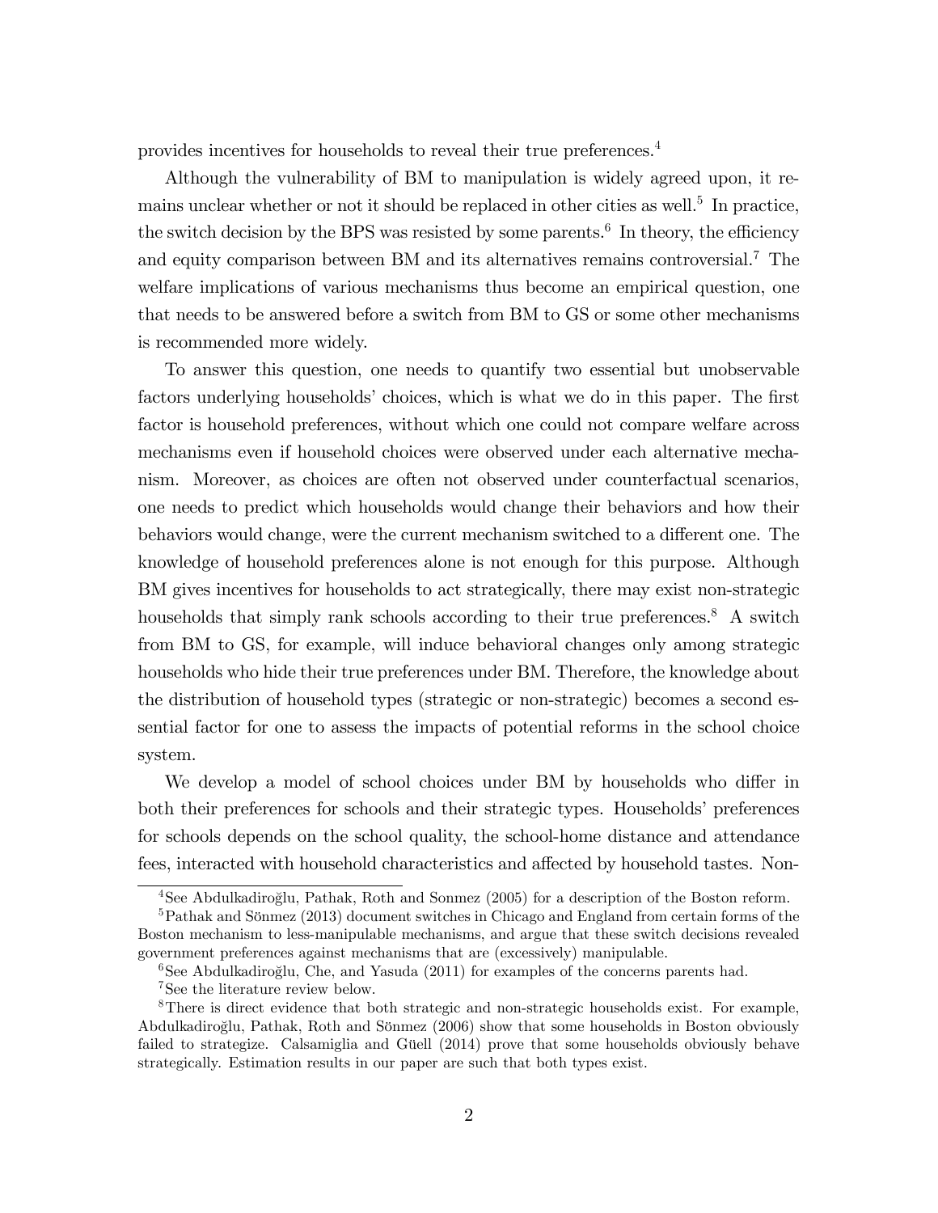provides incentives for households to reveal their true preferences.[4]

Although the vulnerability of BM to manipulation is widely agreed upon, it remains unclear whether or not it should be replaced in other cities as well.[5] In practice, the switch decision by the BPS was resisted by some parents.[6] In theory, the efficiency and equity comparison between BM and its alternatives remains controversial.[7] The welfare implications of various mechanisms thus become an empirical question, one that needs to be answered before a switch from BM to GS or some other mechanisms is recommended more widely.

To answer this question, one needs to quantify two essential but unobservable factors underlying households' choices, which is what we do in this paper. The first factor is household preferences, without which one could not compare welfare across mechanisms even if household choices were observed under each alternative mechanism. Moreover, as choices are often not observed under counterfactual scenarios, one needs to predict which households would change their behaviors and how their behaviors would change, were the current mechanism switched to a different one. The knowledge of household preferences alone is not enough for this purpose. Although BM gives incentives for households to act strategically, there may exist non-strategic households that simply rank schools according to their true preferences.[8] A switch from BM to GS, for example, will induce behavioral changes only among strategic households who hide their true preferences under BM. Therefore, the knowledge about the distribution of household types (strategic or non-strategic) becomes a second essential factor for one to assess the impacts of potential reforms in the school choice system.

We develop a model of school choices under BM by households who differ in both their preferences for schools and their strategic types. Households' preferences for schools depends on the school quality, the school-home distance and attendance fees, interacted with household characteristics and affected by household tastes. Non-

[4] See Abdulkadiroğlu, Pathak, Roth and Sonmez (2005) for a description of the Boston reform.

[5] Pathak and Sönmez (2013) document switches in Chicago and England from certain forms of the Boston mechanism to less-manipulable mechanisms, and argue that these switch decisions revealed government preferences against mechanisms that are (excessively) manipulable.

[6] See Abdulkadiroğlu, Che, and Yasuda (2011) for examples of the concerns parents had.

[7] See the literature review below.

[8] There is direct evidence that both strategic and non-strategic households exist. For example, Abdulkadiroğlu, Pathak, Roth and Sönmez (2006) show that some households in Boston obviously failed to strategize. Calsamiglia and Güell (2014) prove that some households obviously behave strategically. Estimation results in our paper are such that both types exist.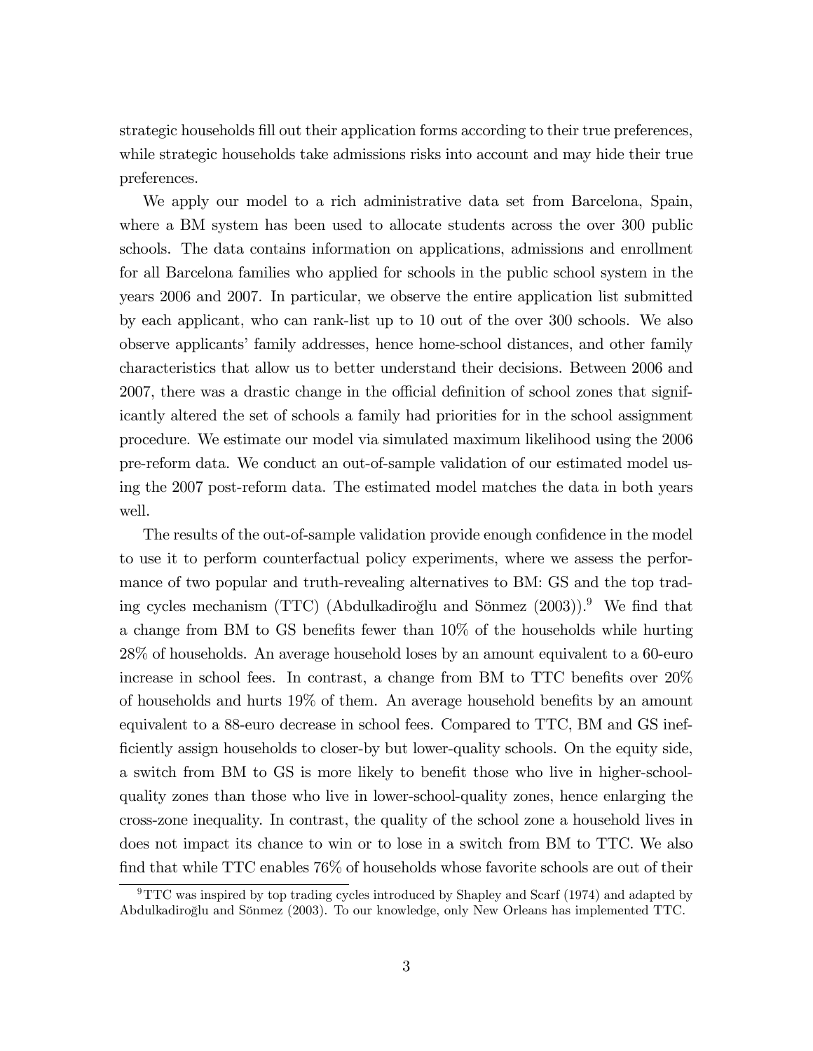strategic households fill out their application forms according to their true preferences, while strategic households take admissions risks into account and may hide their true preferences.

We apply our model to a rich administrative data set from Barcelona, Spain, where a BM system has been used to allocate students across the over 300 public schools. The data contains information on applications, admissions and enrollment for all Barcelona families who applied for schools in the public school system in the years 2006 and 2007. In particular, we observe the entire application list submitted by each applicant, who can rank-list up to 10 out of the over 300 schools. We also observe applicants' family addresses, hence home-school distances, and other family characteristics that allow us to better understand their decisions. Between 2006 and 2007, there was a drastic change in the official definition of school zones that significantly altered the set of schools a family had priorities for in the school assignment procedure. We estimate our model via simulated maximum likelihood using the 2006 pre-reform data. We conduct an out-of-sample validation of our estimated model using the 2007 post-reform data. The estimated model matches the data in both years well.

The results of the out-of-sample validation provide enough confidence in the model to use it to perform counterfactual policy experiments, where we assess the performance of two popular and truth-revealing alternatives to BM: GS and the top trading cycles mechanism (TTC) (Abdulkadiroğlu and Sönmez (2003)).[9] We find that a change from BM to GS benefits fewer than 10% of the households while hurting 28% of households. An average household loses by an amount equivalent to a 60-euro increase in school fees. In contrast, a change from BM to TTC benefits over 20% of households and hurts 19% of them. An average household benefits by an amount equivalent to a 88-euro decrease in school fees. Compared to TTC, BM and GS inefficiently assign households to closer-by but lower-quality schools. On the equity side, a switch from BM to GS is more likely to benefit those who live in higher-school-quality zones than those who live in lower-school-quality zones, hence enlarging the cross-zone inequality. In contrast, the quality of the school zone a household lives in does not impact its chance to win or to lose in a switch from BM to TTC. We also find that while TTC enables 76% of households whose favorite schools are out of their

[9] TTC was inspired by top trading cycles introduced by Shapley and Scarf (1974) and adapted by Abdulkadiroğlu and Sönmez (2003). To our knowledge, only New Orleans has implemented TTC.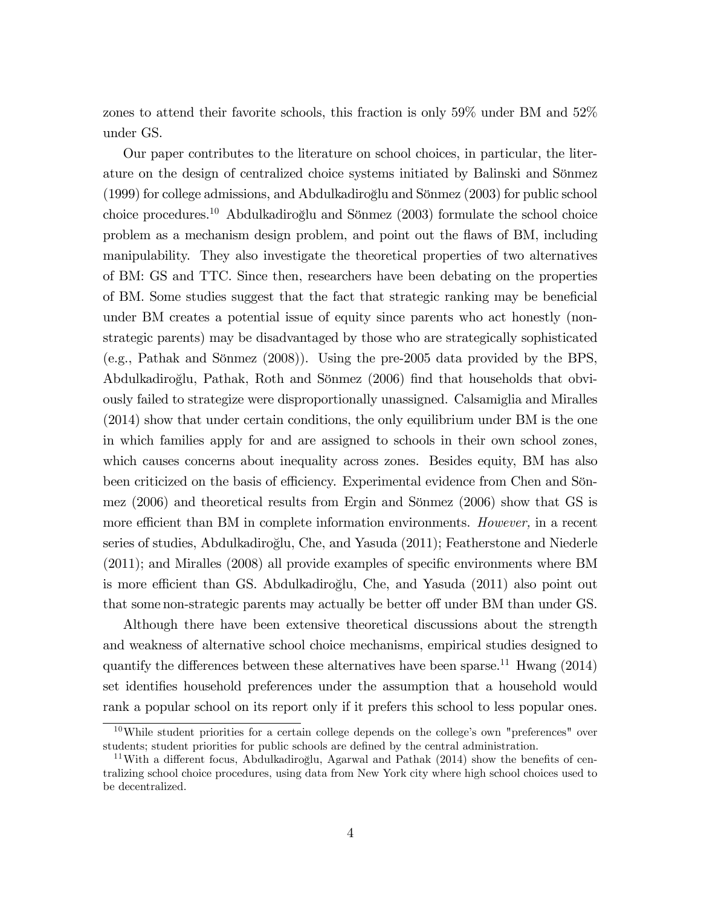zones to attend their favorite schools, this fraction is only 59% under BM and 52% under GS.

Our paper contributes to the literature on school choices, in particular, the literature on the design of centralized choice systems initiated by Balinski and Sönmez (1999) for college admissions, and Abdulkadiroğlu and Sönmez (2003) for public school choice procedures.[10] Abdulkadiroğlu and Sönmez (2003) formulate the school choice problem as a mechanism design problem, and point out the flaws of BM, including manipulability. They also investigate the theoretical properties of two alternatives of BM: GS and TTC. Since then, researchers have been debating on the properties of BM. Some studies suggest that the fact that strategic ranking may be beneficial under BM creates a potential issue of equity since parents who act honestly (non-strategic parents) may be disadvantaged by those who are strategically sophisticated (e.g., Pathak and Sönmez (2008)). Using the pre-2005 data provided by the BPS, Abdulkadiroğlu, Pathak, Roth and Sönmez (2006) find that households that obviously failed to strategize were disproportionally unassigned. Calsamiglia and Miralles (2014) show that under certain conditions, the only equilibrium under BM is the one in which families apply for and are assigned to schools in their own school zones, which causes concerns about inequality across zones. Besides equity, BM has also been criticized on the basis of efficiency. Experimental evidence from Chen and Sönmez (2006) and theoretical results from Ergin and Sönmez (2006) show that GS is more efficient than BM in complete information environments. *However,* in a recent series of studies, Abdulkadiroğlu, Che, and Yasuda (2011); Featherstone and Niederle (2011); and Miralles (2008) all provide examples of specific environments where BM is more efficient than GS. Abdulkadiroğlu, Che, and Yasuda (2011) also point out that some non-strategic parents may actually be better off under BM than under GS.

Although there have been extensive theoretical discussions about the strength and weakness of alternative school choice mechanisms, empirical studies designed to quantify the differences between these alternatives have been sparse.[11] Hwang (2014) set identifies household preferences under the assumption that a household would rank a popular school on its report only if it prefers this school to less popular ones.

[10] While student priorities for a certain college depends on the college's own "preferences" over students; student priorities for public schools are defined by the central administration.

[11] With a different focus, Abdulkadiroğlu, Agarwal and Pathak (2014) show the benefits of centralizing school choice procedures, using data from New York city where high school choices used to be decentralized.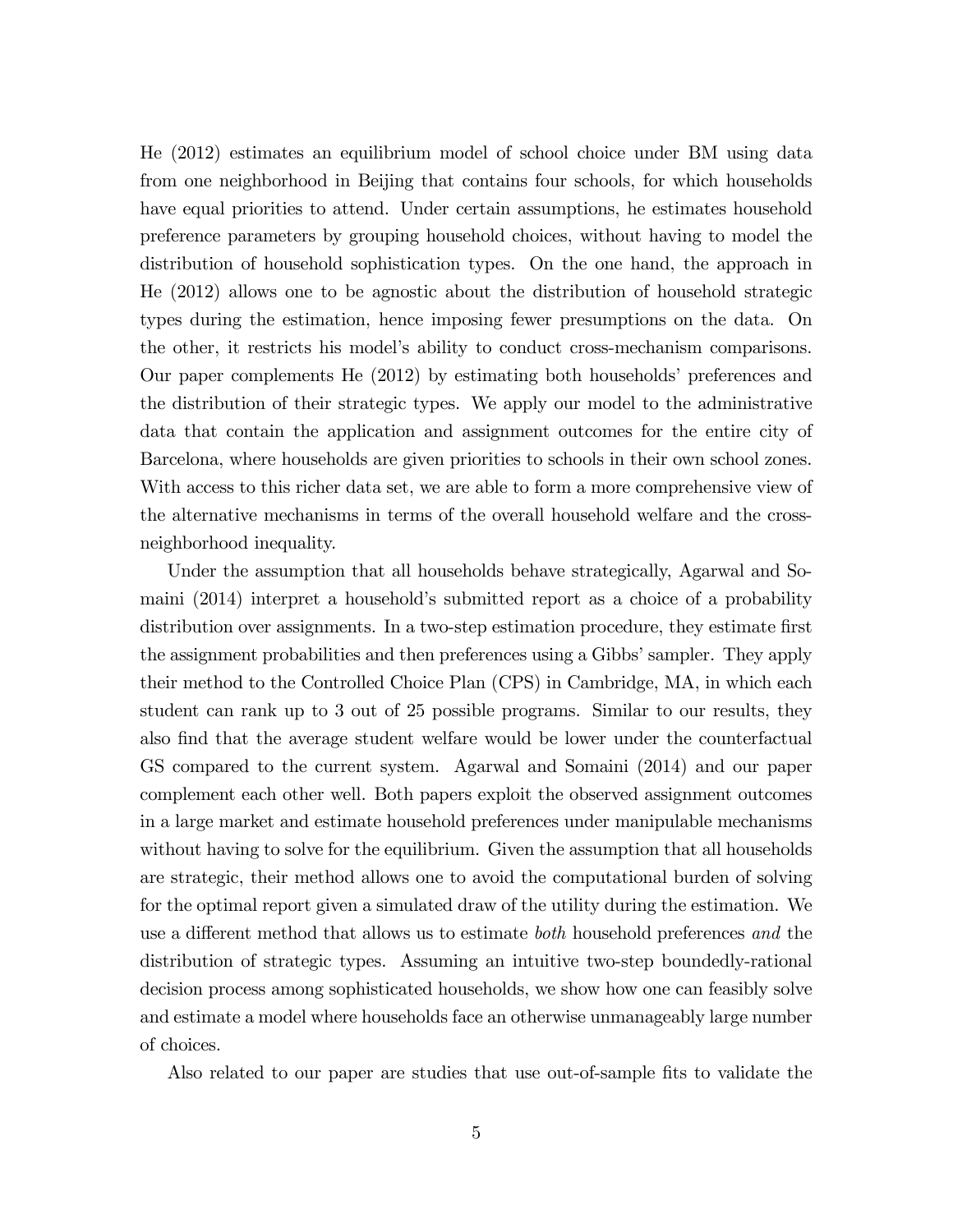He (2012) estimates an equilibrium model of school choice under BM using data from one neighborhood in Beijing that contains four schools, for which households have equal priorities to attend. Under certain assumptions, he estimates household preference parameters by grouping household choices, without having to model the distribution of household sophistication types. On the one hand, the approach in He (2012) allows one to be agnostic about the distribution of household strategic types during the estimation, hence imposing fewer presumptions on the data. On the other, it restricts his model's ability to conduct cross-mechanism comparisons. Our paper complements He (2012) by estimating both households' preferences and the distribution of their strategic types. We apply our model to the administrative data that contain the application and assignment outcomes for the entire city of Barcelona, where households are given priorities to schools in their own school zones. With access to this richer data set, we are able to form a more comprehensive view of the alternative mechanisms in terms of the overall household welfare and the cross-neighborhood inequality.

Under the assumption that all households behave strategically, Agarwal and Somaini (2014) interpret a household's submitted report as a choice of a probability distribution over assignments. In a two-step estimation procedure, they estimate first the assignment probabilities and then preferences using a Gibbs' sampler. They apply their method to the Controlled Choice Plan (CPS) in Cambridge, MA, in which each student can rank up to 3 out of 25 possible programs. Similar to our results, they also find that the average student welfare would be lower under the counterfactual GS compared to the current system. Agarwal and Somaini (2014) and our paper complement each other well. Both papers exploit the observed assignment outcomes in a large market and estimate household preferences under manipulable mechanisms without having to solve for the equilibrium. Given the assumption that all households are strategic, their method allows one to avoid the computational burden of solving for the optimal report given a simulated draw of the utility during the estimation. We use a different method that allows us to estimate *both* household preferences *and* the distribution of strategic types. Assuming an intuitive two-step boundedly-rational decision process among sophisticated households, we show how one can feasibly solve and estimate a model where households face an otherwise unmanageably large number of choices.

Also related to our paper are studies that use out-of-sample fits to validate the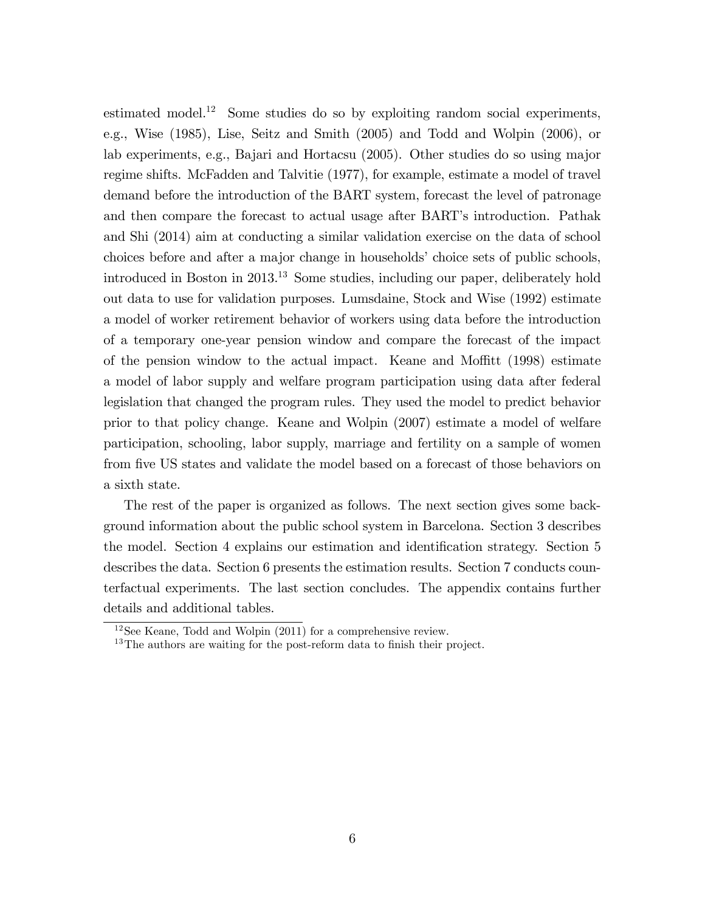estimated model.[12] Some studies do so by exploiting random social experiments, e.g., Wise (1985), Lise, Seitz and Smith (2005) and Todd and Wolpin (2006), or lab experiments, e.g., Bajari and Hortacsu (2005). Other studies do so using major regime shifts. McFadden and Talvitie (1977), for example, estimate a model of travel demand before the introduction of the BART system, forecast the level of patronage and then compare the forecast to actual usage after BART's introduction. Pathak and Shi (2014) aim at conducting a similar validation exercise on the data of school choices before and after a major change in households' choice sets of public schools, introduced in Boston in 2013.[13] Some studies, including our paper, deliberately hold out data to use for validation purposes. Lumsdaine, Stock and Wise (1992) estimate a model of worker retirement behavior of workers using data before the introduction of a temporary one-year pension window and compare the forecast of the impact of the pension window to the actual impact. Keane and Moffitt (1998) estimate a model of labor supply and welfare program participation using data after federal legislation that changed the program rules. They used the model to predict behavior prior to that policy change. Keane and Wolpin (2007) estimate a model of welfare participation, schooling, labor supply, marriage and fertility on a sample of women from five US states and validate the model based on a forecast of those behaviors on a sixth state.

The rest of the paper is organized as follows. The next section gives some background information about the public school system in Barcelona. Section 3 describes the model. Section 4 explains our estimation and identification strategy. Section 5 describes the data. Section 6 presents the estimation results. Section 7 conducts counterfactual experiments. The last section concludes. The appendix contains further details and additional tables.

[12] See Keane, Todd and Wolpin (2011) for a comprehensive review.

[13] The authors are waiting for the post-reform data to finish their project.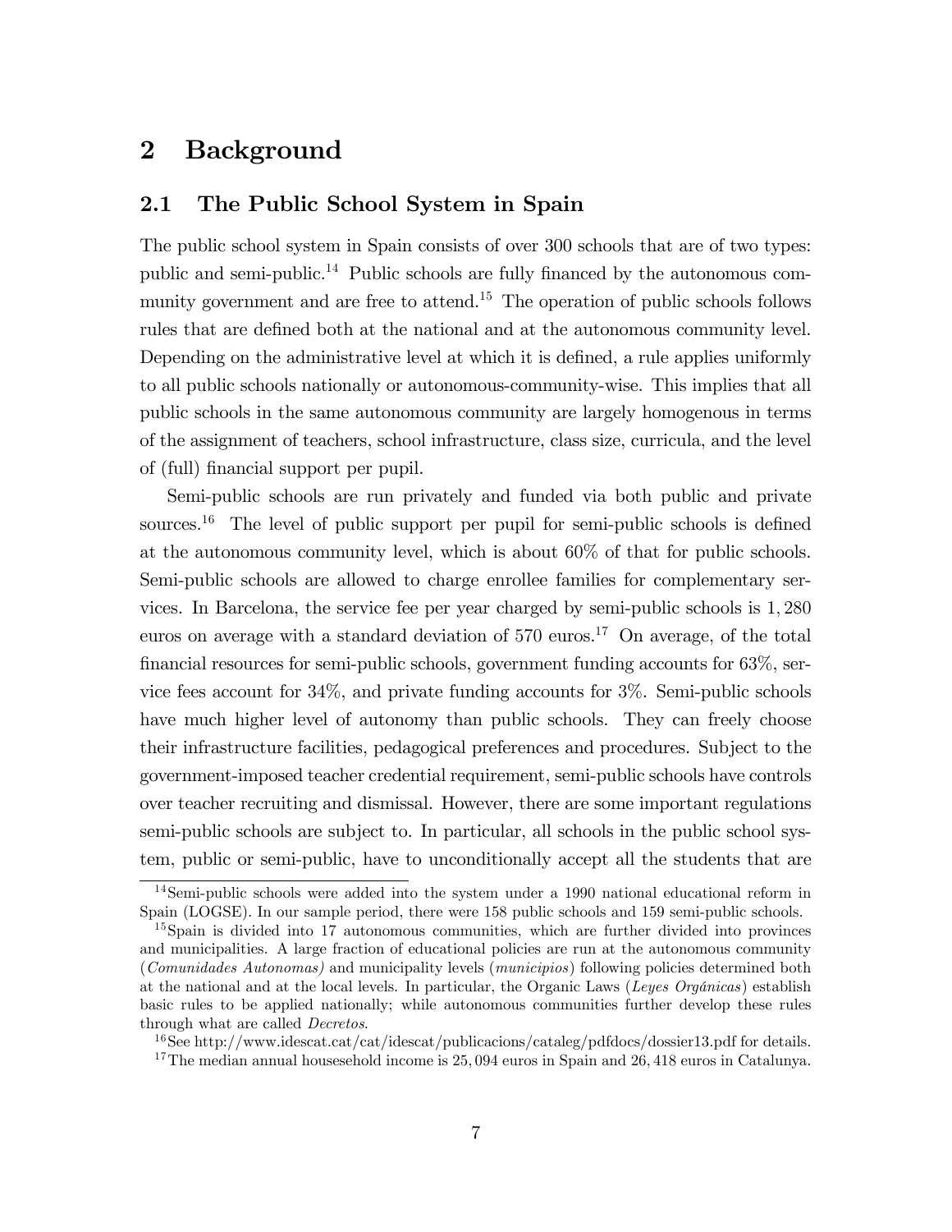# 2 Background

## 2.1 The Public School System in Spain

The public school system in Spain consists of over 300 schools that are of two types: public and semi-public.[14] Public schools are fully financed by the autonomous community government and are free to attend.[15] The operation of public schools follows rules that are defined both at the national and at the autonomous community level. Depending on the administrative level at which it is defined, a rule applies uniformly to all public schools nationally or autonomous-community-wise. This implies that all public schools in the same autonomous community are largely homogenous in terms of the assignment of teachers, school infrastructure, class size, curricula, and the level of (full) financial support per pupil.

Semi-public schools are run privately and funded via both public and private sources.[16] The level of public support per pupil for semi-public schools is defined at the autonomous community level, which is about 60% of that for public schools. Semi-public schools are allowed to charge enrollee families for complementary services. In Barcelona, the service fee per year charged by semi-public schools is 1,280 euros on average with a standard deviation of 570 euros.[17] On average, of the total financial resources for semi-public schools, government funding accounts for 63%, service fees account for 34%, and private funding accounts for 3%. Semi-public schools have much higher level of autonomy than public schools. They can freely choose their infrastructure facilities, pedagogical preferences and procedures. Subject to the government-imposed teacher credential requirement, semi-public schools have controls over teacher recruiting and dismissal. However, there are some important regulations semi-public schools are subject to. In particular, all schools in the public school system, public or semi-public, have to unconditionally accept all the students that are

[14] Semi-public schools were added into the system under a 1990 national educational reform in Spain (LOGSE). In our sample period, there were 158 public schools and 159 semi-public schools.

[15] Spain is divided into 17 autonomous communities, which are further divided into provinces and municipalities. A large fraction of educational policies are run at the autonomous community (*Comunidades Autonomas)* and municipality levels (*municipios*) following policies determined both at the national and at the local levels. In particular, the Organic Laws (*Leyes Orgánicas*) establish basic rules to be applied nationally; while autonomous communities further develop these rules through what are called *Decretos*.

[16] See http://www.idescat.cat/cat/idescat/publicacions/cataleg/pdfdocs/dossier13.pdf for details.

[17] The median annual househehold income is 25,094 euros in Spain and 26,418 euros in Catalunya.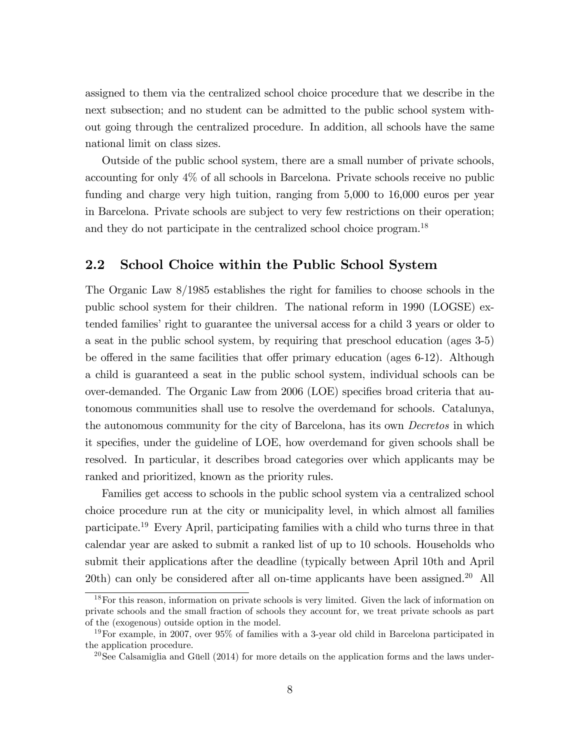assigned to them via the centralized school choice procedure that we describe in the next subsection; and no student can be admitted to the public school system without going through the centralized procedure. In addition, all schools have the same national limit on class sizes.

Outside of the public school system, there are a small number of private schools, accounting for only 4% of all schools in Barcelona. Private schools receive no public funding and charge very high tuition, ranging from 5,000 to 16,000 euros per year in Barcelona. Private schools are subject to very few restrictions on their operation; and they do not participate in the centralized school choice program.[18]

## 2.2 School Choice within the Public School System

The Organic Law 8/1985 establishes the right for families to choose schools in the public school system for their children. The national reform in 1990 (LOGSE) extended families' right to guarantee the universal access for a child 3 years or older to a seat in the public school system, by requiring that preschool education (ages 3-5) be offered in the same facilities that offer primary education (ages 6-12). Although a child is guaranteed a seat in the public school system, individual schools can be over-demanded. The Organic Law from 2006 (LOE) specifies broad criteria that autonomous communities shall use to resolve the overdemand for schools. Catalunya, the autonomous community for the city of Barcelona, has its own *Decretos* in which it specifies, under the guideline of LOE, how overdemand for given schools shall be resolved. In particular, it describes broad categories over which applicants may be ranked and prioritized, known as the priority rules.

Families get access to schools in the public school system via a centralized school choice procedure run at the city or municipality level, in which almost all families participate.[19] Every April, participating families with a child who turns three in that calendar year are asked to submit a ranked list of up to 10 schools. Households who submit their applications after the deadline (typically between April 10th and April 20th) can only be considered after all on-time applicants have been assigned.[20] All

[18] For this reason, information on private schools is very limited. Given the lack of information on private schools and the small fraction of schools they account for, we treat private schools as part of the (exogenous) outside option in the model.

[19] For example, in 2007, over 95% of families with a 3-year old child in Barcelona participated in the application procedure.

[20] See Calsamiglia and Güell (2014) for more details on the application forms and the laws under-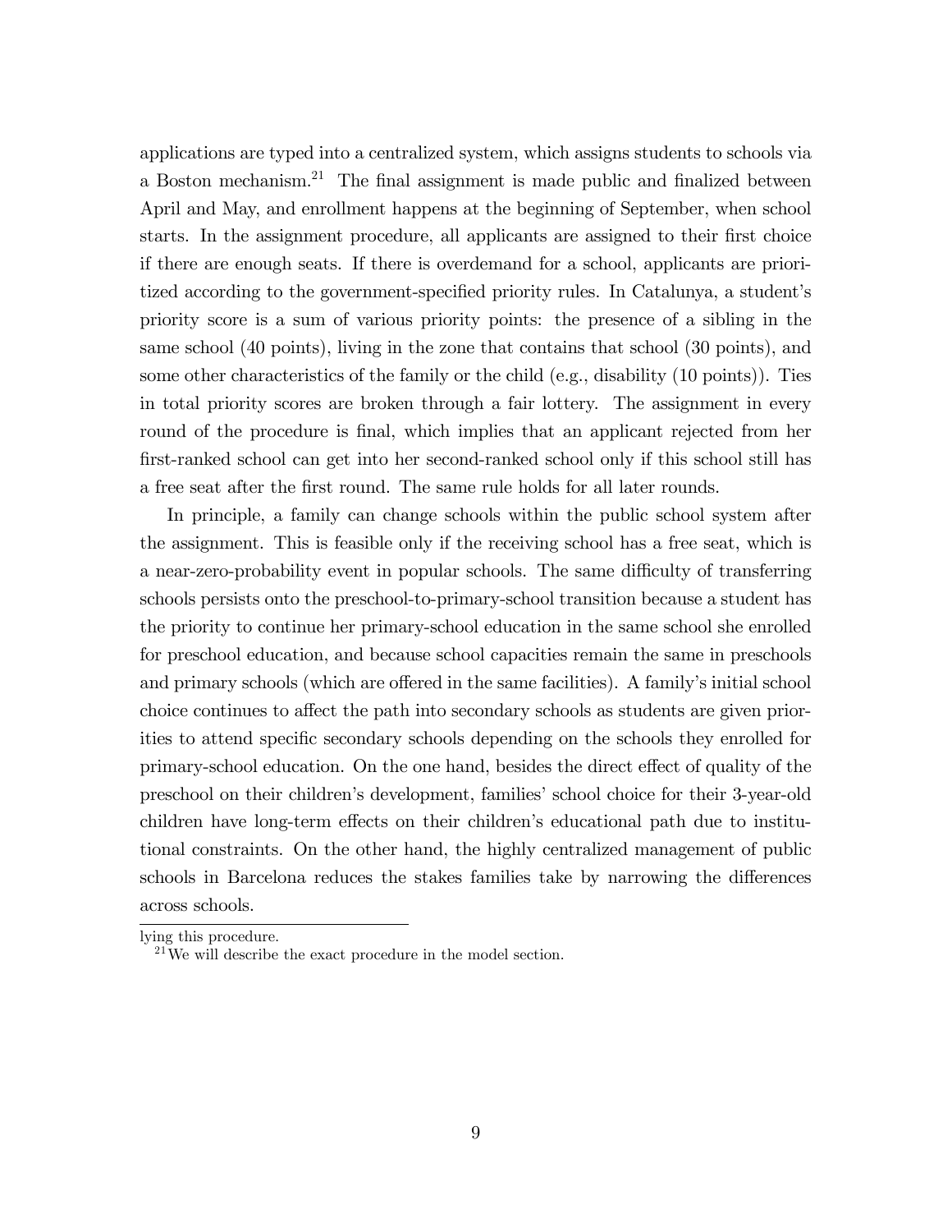applications are typed into a centralized system, which assigns students to schools via a Boston mechanism.[21] The final assignment is made public and finalized between April and May, and enrollment happens at the beginning of September, when school starts. In the assignment procedure, all applicants are assigned to their first choice if there are enough seats. If there is overdemand for a school, applicants are prioritized according to the government-specified priority rules. In Catalunya, a student's priority score is a sum of various priority points: the presence of a sibling in the same school (40 points), living in the zone that contains that school (30 points), and some other characteristics of the family or the child (e.g., disability (10 points)). Ties in total priority scores are broken through a fair lottery. The assignment in every round of the procedure is final, which implies that an applicant rejected from her first-ranked school can get into her second-ranked school only if this school still has a free seat after the first round. The same rule holds for all later rounds.

In principle, a family can change schools within the public school system after the assignment. This is feasible only if the receiving school has a free seat, which is a near-zero-probability event in popular schools. The same difficulty of transferring schools persists onto the preschool-to-primary-school transition because a student has the priority to continue her primary-school education in the same school she enrolled for preschool education, and because school capacities remain the same in preschools and primary schools (which are offered in the same facilities). A family's initial school choice continues to affect the path into secondary schools as students are given priorities to attend specific secondary schools depending on the schools they enrolled for primary-school education. On the one hand, besides the direct effect of quality of the preschool on their children's development, families' school choice for their 3-year-old children have long-term effects on their children's educational path due to institutional constraints. On the other hand, the highly centralized management of public schools in Barcelona reduces the stakes families take by narrowing the differences across schools.

---

lying this procedure.

[21] We will describe the exact procedure in the model section.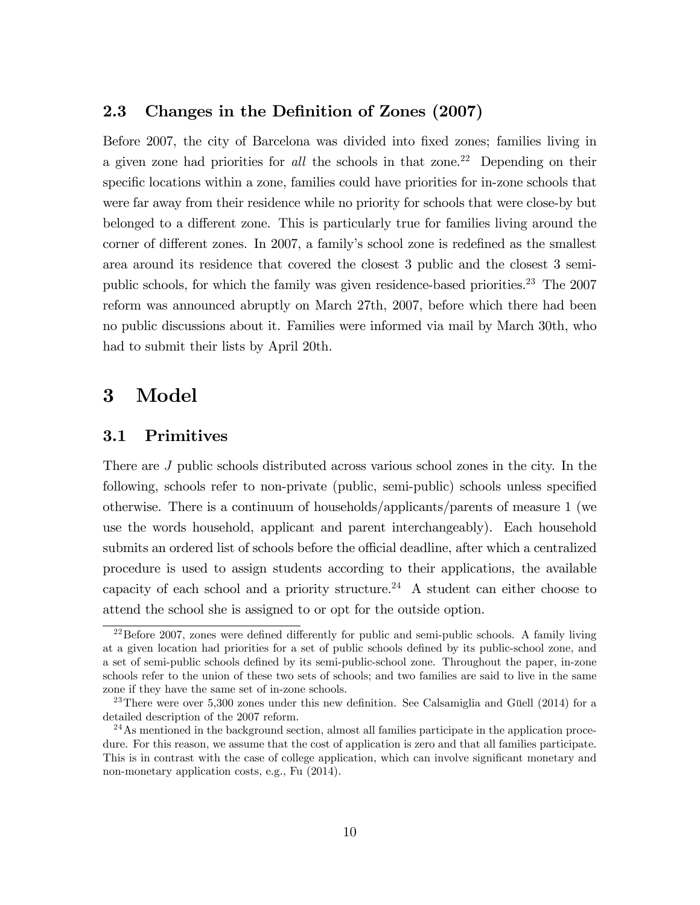### 2.3 Changes in the Definition of Zones (2007)

Before 2007, the city of Barcelona was divided into fixed zones; families living in a given zone had priorities for *all* the schools in that zone.[22] Depending on their specific locations within a zone, families could have priorities for in-zone schools that were far away from their residence while no priority for schools that were close-by but belonged to a different zone. This is particularly true for families living around the corner of different zones. In 2007, a family's school zone is redefined as the smallest area around its residence that covered the closest 3 public and the closest 3 semi-public schools, for which the family was given residence-based priorities.[23] The 2007 reform was announced abruptly on March 27th, 2007, before which there had been no public discussions about it. Families were informed via mail by March 30th, who had to submit their lists by April 20th.

# 3 Model

## 3.1 Primitives

There are $J$ public schools distributed across various school zones in the city. In the following, schools refer to non-private (public, semi-public) schools unless specified otherwise. There is a continuum of households/applicants/parents of measure 1 (we use the words household, applicant and parent interchangeably). Each household submits an ordered list of schools before the official deadline, after which a centralized procedure is used to assign students according to their applications, the available capacity of each school and a priority structure.[24] A student can either choose to attend the school she is assigned to or opt for the outside option.

[22] Before 2007, zones were defined differently for public and semi-public schools. A family living at a given location had priorities for a set of public schools defined by its public-school zone, and a set of semi-public schools defined by its semi-public-school zone. Throughout the paper, in-zone schools refer to the union of these two sets of schools; and two families are said to live in the same zone if they have the same set of in-zone schools.

[23] There were over 5,300 zones under this new definition. See Calsamiglia and Güell (2014) for a detailed description of the 2007 reform.

[24] As mentioned in the background section, almost all families participate in the application procedure. For this reason, we assume that the cost of application is zero and that all families participate. This is in contrast with the case of college application, which can involve significant monetary and non-monetary application costs, e.g., Fu (2014).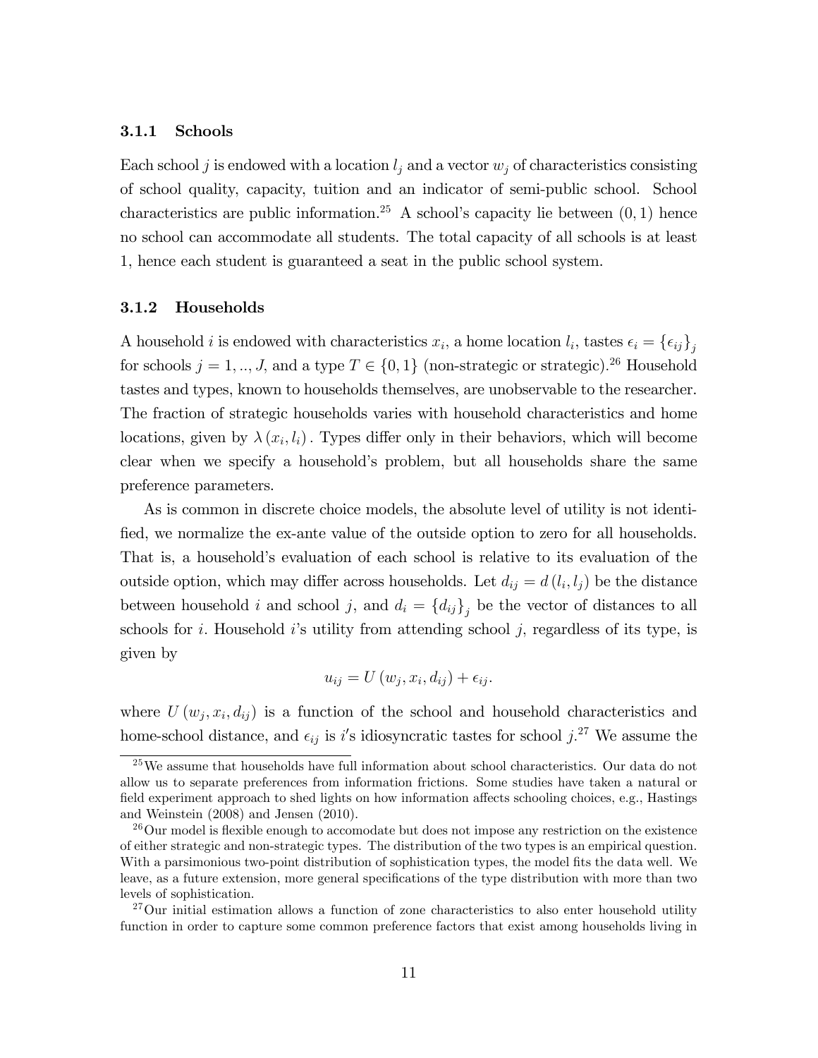### 3.1.1 Schools

Each school $j$ is endowed with a location $l_j$ and a vector $w_j$ of characteristics consisting of school quality, capacity, tuition and an indicator of semi-public school. School characteristics are public information.[25] A school's capacity lie between $(0, 1)$ hence no school can accommodate all students. The total capacity of all schools is at least 1, hence each student is guaranteed a seat in the public school system.

### 3.1.2 Households

A household $i$ is endowed with characteristics $x_i$, a home location $l_i$, tastes $\epsilon_i = \{\epsilon_{ij}\}_j$ for schools $j = 1, .., J$, and a type $T \in \{0, 1\}$ (non-strategic or strategic).[26] Household tastes and types, known to households themselves, are unobservable to the researcher. The fraction of strategic households varies with household characteristics and home locations, given by $\lambda(x_i, l_i)$. Types differ only in their behaviors, which will become clear when we specify a household's problem, but all households share the same preference parameters.

As is common in discrete choice models, the absolute level of utility is not identified, we normalize the ex-ante value of the outside option to zero for all households. That is, a household's evaluation of each school is relative to its evaluation of the outside option, which may differ across households. Let $d_{ij} = d(l_i, l_j)$ be the distance between household $i$ and school $j$, and $d_i = \{d_{ij}\}_j$ be the vector of distances to all schools for $i$. Household $i$'s utility from attending school $j$, regardless of its type, is given by

$$u_{ij} = U(w_j, x_i, d_{ij}) + \epsilon_{ij}.$$

where $U(w_j, x_i, d_{ij})$ is a function of the school and household characteristics and home-school distance, and $\epsilon_{ij}$ is $i$'s idiosyncratic tastes for school $j$.[27] We assume the

---

[25] We assume that households have full information about school characteristics. Our data do not allow us to separate preferences from information frictions. Some studies have taken a natural or field experiment approach to shed lights on how information affects schooling choices, e.g., Hastings and Weinstein (2008) and Jensen (2010).

[26] Our model is flexible enough to accomodate but does not impose any restriction on the existence of either strategic and non-strategic types. The distribution of the two types is an empirical question. With a parsimonious two-point distribution of sophistication types, the model fits the data well. We leave, as a future extension, more general specifications of the type distribution with more than two levels of sophistication.

[27] Our initial estimation allows a function of zone characteristics to also enter household utility function in order to capture some common preference factors that exist among households living in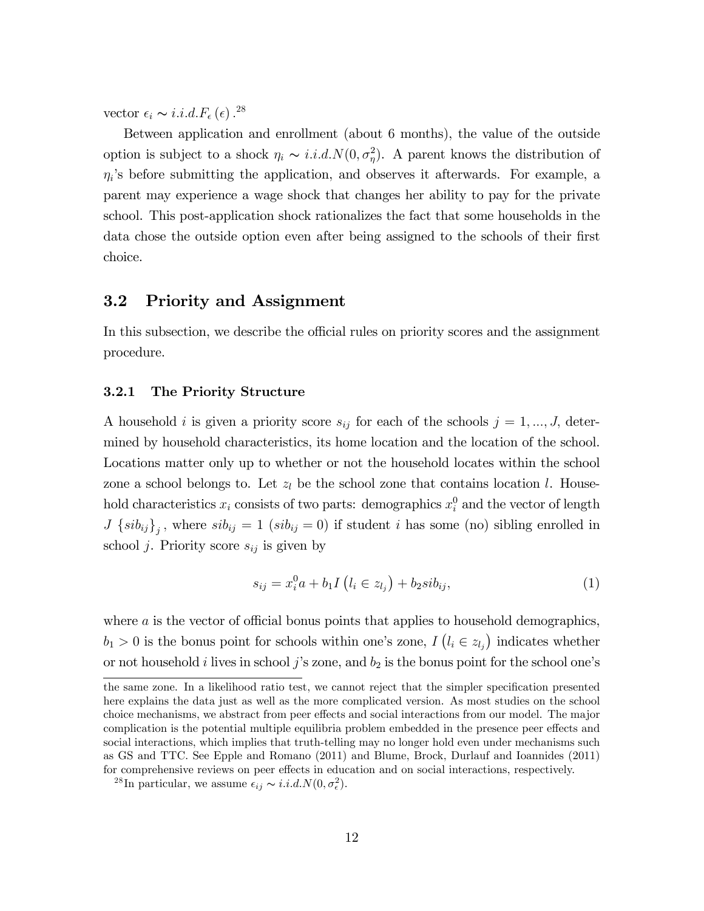vector $\epsilon_i \sim i.i.d.F_\epsilon(\epsilon)$.[28]

Between application and enrollment (about 6 months), the value of the outside option is subject to a shock $\eta_i \sim i.i.d.N(0, \sigma_\eta^2)$. A parent knows the distribution of $\eta_i$'s before submitting the application, and observes it afterwards. For example, a parent may experience a wage shock that changes her ability to pay for the private school. This post-application shock rationalizes the fact that some households in the data chose the outside option even after being assigned to the schools of their first choice.

## 3.2 Priority and Assignment

In this subsection, we describe the official rules on priority scores and the assignment procedure.

### 3.2.1 The Priority Structure

A household $i$ is given a priority score $s_{ij}$ for each of the schools $j = 1, ..., J$, determined by household characteristics, its home location and the location of the school. Locations matter only up to whether or not the household locates within the school zone a school belongs to. Let $z_l$ be the school zone that contains location $l$. Household characteristics $x_i$ consists of two parts: demographics $x_i^0$ and the vector of length $J$ $\{sib_{ij}\}_j$, where $sib_{ij} = 1$ ($sib_{ij} = 0$) if student $i$ has some (no) sibling enrolled in school $j$. Priority score $s_{ij}$ is given by

$$s_{ij} = x_i^0 a + b_1 I\left(l_i \in z_{l_j}\right) + b_2 sib_{ij}, \tag{1}$$

where $a$ is the vector of official bonus points that applies to household demographics, $b_1 > 0$ is the bonus point for schools within one's zone, $I\left(l_i \in z_{l_j}\right)$ indicates whether or not household $i$ lives in school $j$'s zone, and $b_2$ is the bonus point for the school one's

---

the same zone. In a likelihood ratio test, we cannot reject that the simpler specification presented here explains the data just as well as the more complicated version. As most studies on the school choice mechanisms, we abstract from peer effects and social interactions from our model. The major complication is the potential multiple equilibria problem embedded in the presence peer effects and social interactions, which implies that truth-telling may no longer hold even under mechanisms such as GS and TTC. See Epple and Romano (2011) and Blume, Brock, Durlauf and Ioannides (2011) for comprehensive reviews on peer effects in education and on social interactions, respectively.

[28] In particular, we assume $\epsilon_{ij} \sim i.i.d.N(0, \sigma_\epsilon^2)$.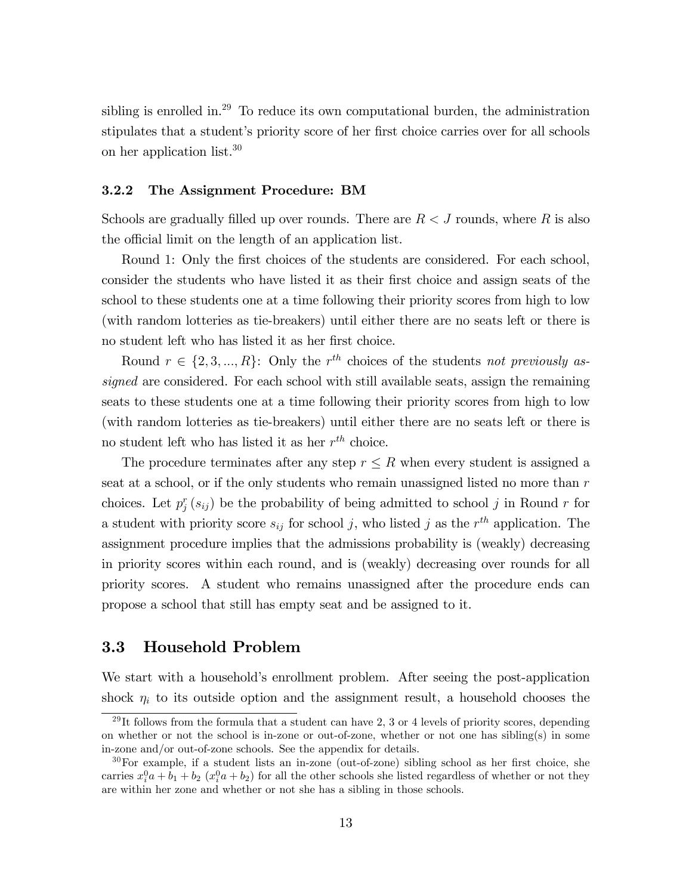sibling is enrolled in.[29] To reduce its own computational burden, the administration stipulates that a student's priority score of her first choice carries over for all schools on her application list.[30]

### 3.2.2 The Assignment Procedure: BM

Schools are gradually filled up over rounds. There are $R < J$ rounds, where $R$ is also the official limit on the length of an application list.

Round 1: Only the first choices of the students are considered. For each school, consider the students who have listed it as their first choice and assign seats of the school to these students one at a time following their priority scores from high to low (with random lotteries as tie-breakers) until either there are no seats left or there is no student left who has listed it as her first choice.

Round $r \in \{2, 3, ..., R\}$: Only the $r^{th}$ choices of the students *not previously assigned* are considered. For each school with still available seats, assign the remaining seats to these students one at a time following their priority scores from high to low (with random lotteries as tie-breakers) until either there are no seats left or there is no student left who has listed it as her $r^{th}$ choice.

The procedure terminates after any step $r \leq R$ when every student is assigned a seat at a school, or if the only students who remain unassigned listed no more than $r$ choices. Let $p_j^r(s_{ij})$ be the probability of being admitted to school $j$ in Round $r$ for a student with priority score $s_{ij}$ for school $j$, who listed $j$ as the $r^{th}$ application. The assignment procedure implies that the admissions probability is (weakly) decreasing in priority scores within each round, and is (weakly) decreasing over rounds for all priority scores. A student who remains unassigned after the procedure ends can propose a school that still has empty seat and be assigned to it.

## 3.3 Household Problem

We start with a household's enrollment problem. After seeing the post-application shock $\eta_i$ to its outside option and the assignment result, a household chooses the

[29] It follows from the formula that a student can have 2, 3 or 4 levels of priority scores, depending on whether or not the school is in-zone or out-of-zone, whether or not one has sibling(s) in some in-zone and/or out-of-zone schools. See the appendix for details.

[30] For example, if a student lists an in-zone (out-of-zone) sibling school as her first choice, she carries $x_i^0 a + b_1 + b_2$ ($x_i^0 a + b_2$) for all the other schools she listed regardless of whether or not they are within her zone and whether or not she has a sibling in those schools.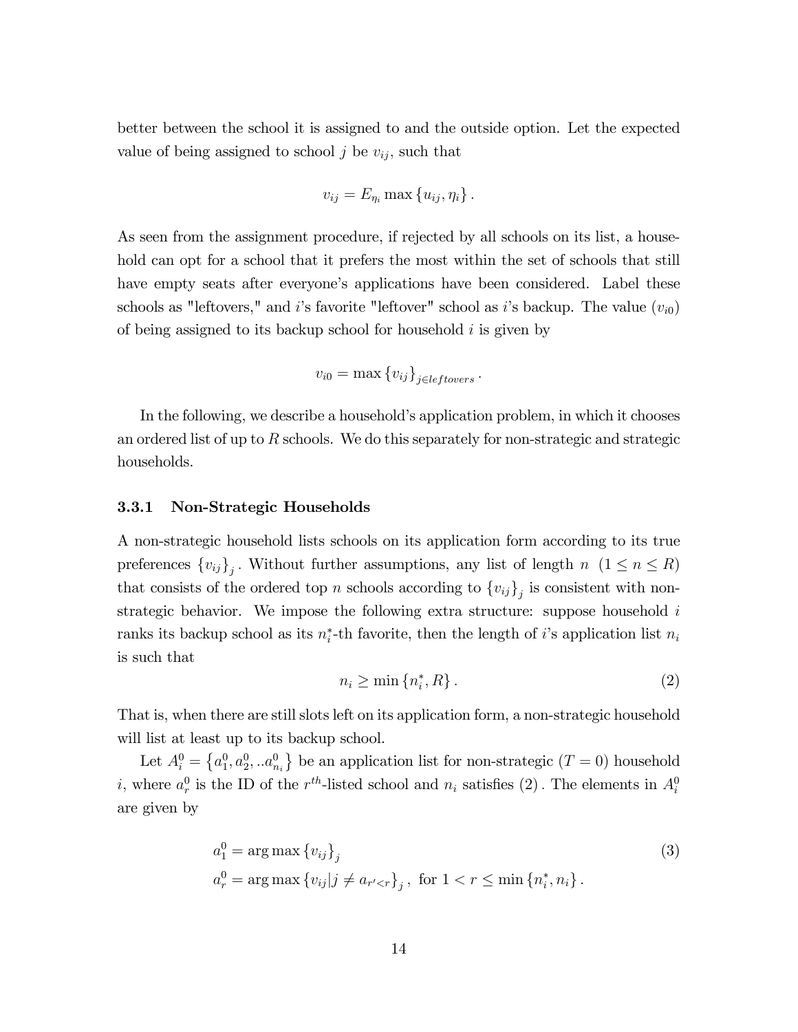better between the school it is assigned to and the outside option. Let the expected value of being assigned to school $j$ be $v_{ij}$, such that

$$v_{ij} = E_{\eta_i} \max \{u_{ij}, \eta_i\} .$$

As seen from the assignment procedure, if rejected by all schools on its list, a household can opt for a school that it prefers the most within the set of schools that still have empty seats after everyone's applications have been considered. Label these schools as "leftovers," and $i$'s favorite "leftover" school as $i$'s backup. The value ($v_{i0}$) of being assigned to its backup school for household $i$ is given by

$$v_{i0} = \max \{v_{ij}\}_{j \in leftovers} .$$

In the following, we describe a household's application problem, in which it chooses an ordered list of up to $R$ schools. We do this separately for non-strategic and strategic households.

### 3.3.1 Non-Strategic Households

A non-strategic household lists schools on its application form according to its true preferences $\{v_{ij}\}_j$. Without further assumptions, any list of length $n$ $(1 \leq n \leq R)$ that consists of the ordered top $n$ schools according to $\{v_{ij}\}_j$ is consistent with non-strategic behavior. We impose the following extra structure: suppose household $i$ ranks its backup school as its $n_i^*$-th favorite, then the length of $i$'s application list $n_i$ is such that

$$n_i \geq \min \{n_i^*, R\} . \tag{2}$$

That is, when there are still slots left on its application form, a non-strategic household will list at least up to its backup school.

Let $A_i^0 = \{a_1^0, a_2^0, ..a_{n_i}^0\}$ be an application list for non-strategic ($T = 0$) household $i$, where $a_r^0$ is the ID of the $r^{th}$-listed school and $n_i$ satisfies $(2)$. The elements in $A_i^0$ are given by

$$\begin{aligned} a_1^0 &= \arg\max \{v_{ij}\}_j \\ a_r^0 &= \arg\max \{v_{ij} | j \neq a_{r'<r}\}_j , \text{ for } 1 < r \leq \min \{n_i^*, n_i\} . \end{aligned} \tag{3}$$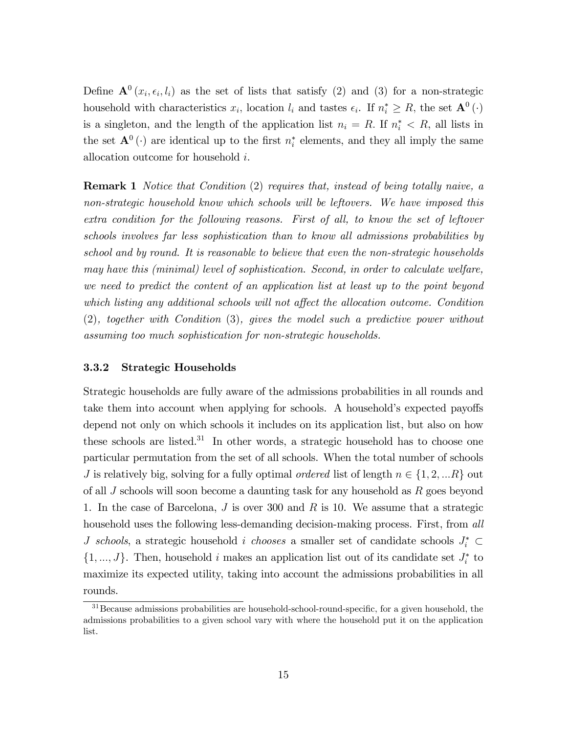Define $\mathbf{A}^0(x_i, \epsilon_i, l_i)$ as the set of lists that satisfy (2) and (3) for a non-strategic household with characteristics $x_i$, location $l_i$ and tastes $\epsilon_i$. If $n_i^* \geq R$, the set $\mathbf{A}^0(\cdot)$ is a singleton, and the length of the application list $n_i = R$. If $n_i^* < R$, all lists in the set $\mathbf{A}^0(\cdot)$ are identical up to the first $n_i^*$ elements, and they all imply the same allocation outcome for household $i$.

**Remark 1** *Notice that Condition* (2) *requires that, instead of being totally naive, a non-strategic household know which schools will be leftovers. We have imposed this extra condition for the following reasons. First of all, to know the set of leftover schools involves far less sophistication than to know all admissions probabilities by school and by round. It is reasonable to believe that even the non-strategic households may have this (minimal) level of sophistication. Second, in order to calculate welfare, we need to predict the content of an application list at least up to the point beyond which listing any additional schools will not affect the allocation outcome. Condition* (2)*, together with Condition* (3)*, gives the model such a predictive power without assuming too much sophistication for non-strategic households.*

### 3.3.2 Strategic Households

Strategic households are fully aware of the admissions probabilities in all rounds and take them into account when applying for schools. A household's expected payoffs depend not only on which schools it includes on its application list, but also on how these schools are listed.[31] In other words, a strategic household has to choose one particular permutation from the set of all schools. When the total number of schools $J$ is relatively big, solving for a fully optimal *ordered* list of length $n \in \{1, 2, ...R\}$ out of all $J$ schools will soon become a daunting task for any household as $R$ goes beyond 1. In the case of Barcelona, $J$ is over 300 and $R$ is 10. We assume that a strategic household uses the following less-demanding decision-making process. First, from *all $J$ schools*, a strategic household $i$ *chooses* a smaller set of candidate schools $J_i^* \subset \{1, ..., J\}$. Then, household $i$ makes an application list out of its candidate set $J_i^*$ to maximize its expected utility, taking into account the admissions probabilities in all rounds.

[31] Because admissions probabilities are household-school-round-specific, for a given household, the admissions probabilities to a given school vary with where the household put it on the application list.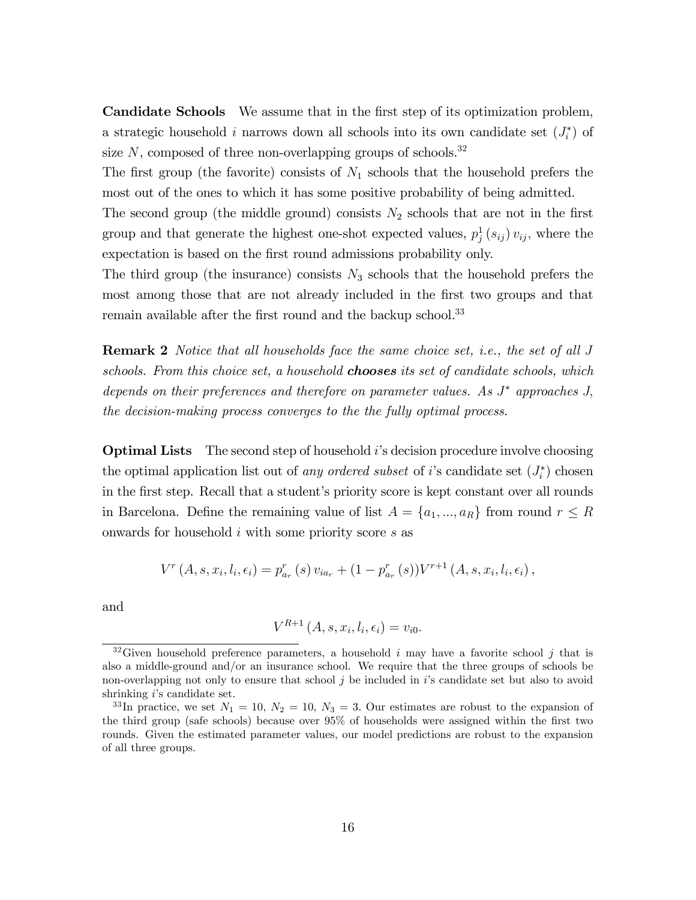**Candidate Schools** We assume that in the first step of its optimization problem, a strategic household $i$ narrows down all schools into its own candidate set ($J_i^*$) of size $N$, composed of three non-overlapping groups of schools.[32]

The first group (the favorite) consists of $N_1$ schools that the household prefers the most out of the ones to which it has some positive probability of being admitted.

The second group (the middle ground) consists $N_2$ schools that are not in the first group and that generate the highest one-shot expected values, $p_j^1(s_{ij})\, v_{ij}$, where the expectation is based on the first round admissions probability only.

The third group (the insurance) consists $N_3$ schools that the household prefers the most among those that are not already included in the first two groups and that remain available after the first round and the backup school.[33]

**Remark 2** *Notice that all households face the same choice set, i.e., the set of all $J$ schools. From this choice set, a household* ***chooses*** *its set of candidate schools, which depends on their preferences and therefore on parameter values. As $J^*$ approaches $J$, the decision-making process converges to the the fully optimal process.*

**Optimal Lists** The second step of household $i$'s decision procedure involve choosing the optimal application list out of *any ordered subset* of $i$'s candidate set ($J_i^*$) chosen in the first step. Recall that a student's priority score is kept constant over all rounds in Barcelona. Define the remaining value of list $A = \{a_1, ..., a_R\}$ from round $r \leq R$ onwards for household $i$ with some priority score $s$ as

$$V^r(A, s, x_i, l_i, \epsilon_i) = p_{a_r}^r(s)\, v_{ia_r} + (1 - p_{a_r}^r(s))V^{r+1}(A, s, x_i, l_i, \epsilon_i),$$

and

$$V^{R+1}(A, s, x_i, l_i, \epsilon_i) = v_{i0}.$$

[32] Given household preference parameters, a household $i$ may have a favorite school $j$ that is also a middle-ground and/or an insurance school. We require that the three groups of schools be non-overlapping not only to ensure that school $j$ be included in $i$'s candidate set but also to avoid shrinking $i$'s candidate set.

[33] In practice, we set $N_1 = 10$, $N_2 = 10$, $N_3 = 3$. Our estimates are robust to the expansion of the third group (safe schools) because over 95% of households were assigned within the first two rounds. Given the estimated parameter values, our model predictions are robust to the expansion of all three groups.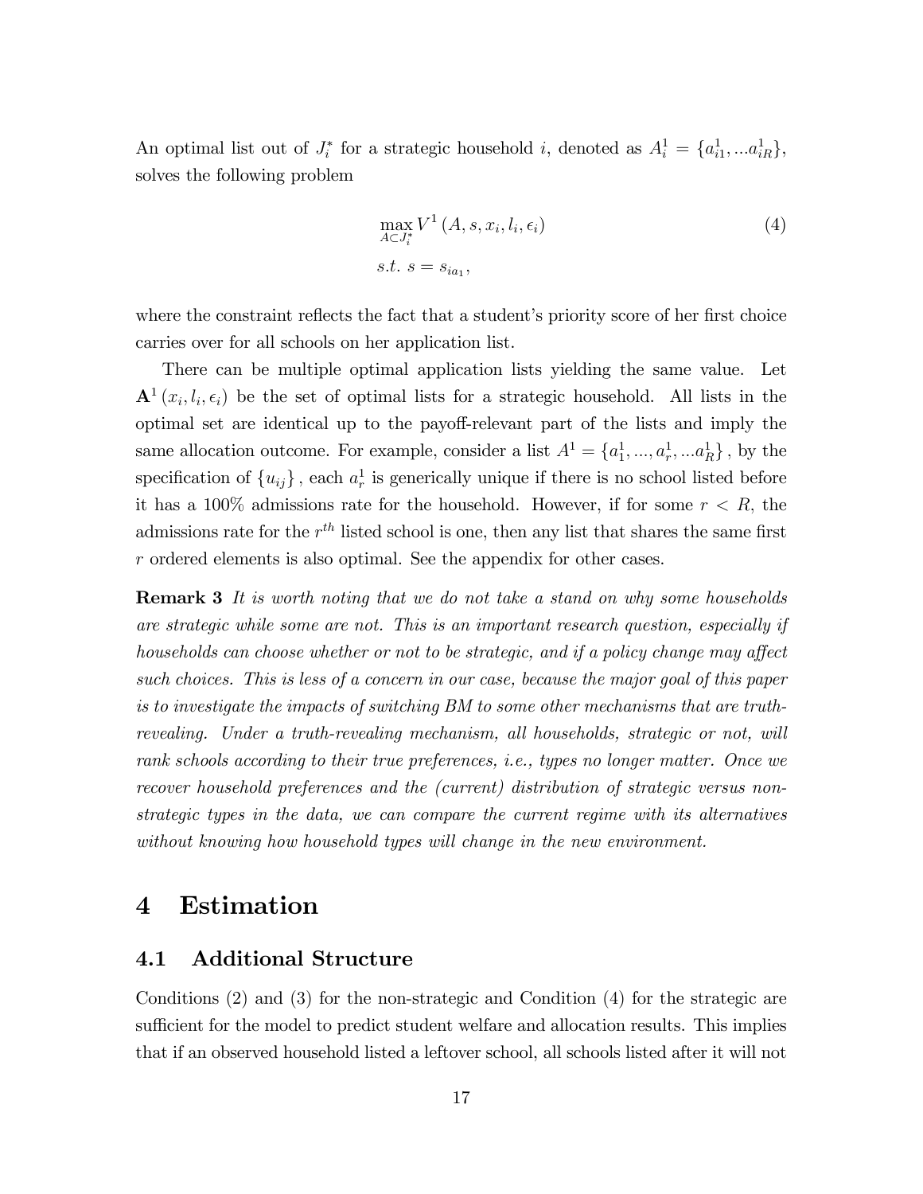An optimal list out of $J_i^*$ for a strategic household $i$, denoted as $A_i^1 = \{a_{i1}^1, ...a_{iR}^1\}$, solves the following problem

$$
\max_{A \subset J_i^*} V^1 (A, s, x_i, l_i, \epsilon_i) \tag{4}
$$
$$
s.t.\ s = s_{ia_1},
$$

where the constraint reflects the fact that a student's priority score of her first choice carries over for all schools on her application list.

There can be multiple optimal application lists yielding the same value. Let $\mathbf{A}^1 (x_i, l_i, \epsilon_i)$ be the set of optimal lists for a strategic household. All lists in the optimal set are identical up to the payoff-relevant part of the lists and imply the same allocation outcome. For example, consider a list $A^1 = \{a_1^1, ..., a_r^1, ...a_R^1\}$, by the specification of $\{u_{ij}\}$, each $a_r^1$ is generically unique if there is no school listed before it has a 100% admissions rate for the household. However, if for some $r < R$, the admissions rate for the $r^{th}$ listed school is one, then any list that shares the same first $r$ ordered elements is also optimal. See the appendix for other cases.

**Remark 3** *It is worth noting that we do not take a stand on why some households are strategic while some are not. This is an important research question, especially if households can choose whether or not to be strategic, and if a policy change may affect such choices. This is less of a concern in our case, because the major goal of this paper is to investigate the impacts of switching BM to some other mechanisms that are truth-revealing. Under a truth-revealing mechanism, all households, strategic or not, will rank schools according to their true preferences, i.e., types no longer matter. Once we recover household preferences and the (current) distribution of strategic versus non-strategic types in the data, we can compare the current regime with its alternatives without knowing how household types will change in the new environment.*

# 4 Estimation

## 4.1 Additional Structure

Conditions (2) and (3) for the non-strategic and Condition (4) for the strategic are sufficient for the model to predict student welfare and allocation results. This implies that if an observed household listed a leftover school, all schools listed after it will not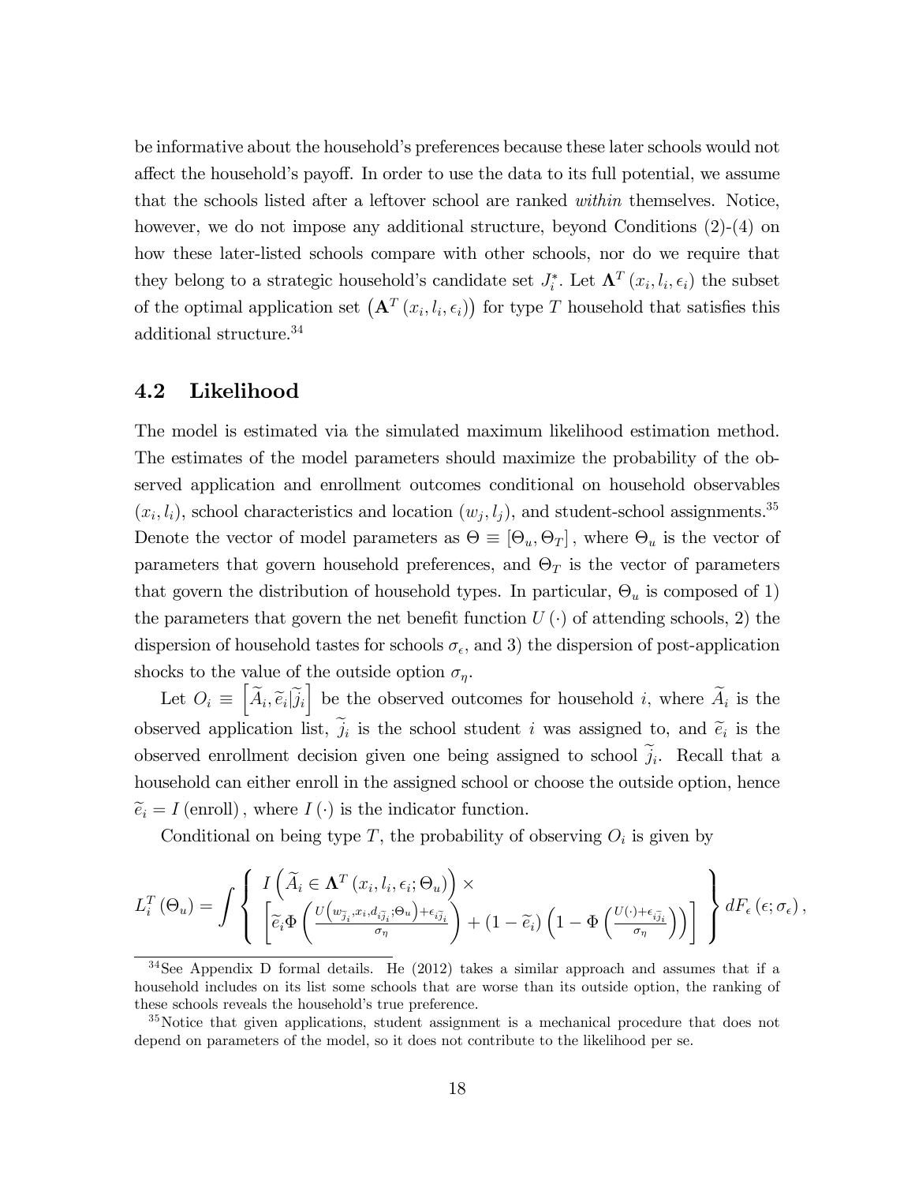be informative about the household's preferences because these later schools would not affect the household's payoff. In order to use the data to its full potential, we assume that the schools listed after a leftover school are ranked *within* themselves. Notice, however, we do not impose any additional structure, beyond Conditions (2)-(4) on how these later-listed schools compare with other schools, nor do we require that they belong to a strategic household's candidate set $J_i^*$. Let $\mathbf{\Lambda}^T(x_i, l_i, \epsilon_i)$ the subset of the optimal application set $\left(\mathbf{A}^T(x_i, l_i, \epsilon_i)\right)$ for type $T$ household that satisfies this additional structure.[34]

## 4.2 Likelihood

The model is estimated via the simulated maximum likelihood estimation method. The estimates of the model parameters should maximize the probability of the observed application and enrollment outcomes conditional on household observables $(x_i, l_i)$, school characteristics and location $(w_j, l_j)$, and student-school assignments.[35] Denote the vector of model parameters as $\Theta \equiv [\Theta_u, \Theta_T]$, where $\Theta_u$ is the vector of parameters that govern household preferences, and $\Theta_T$ is the vector of parameters that govern the distribution of household types. In particular, $\Theta_u$ is composed of 1) the parameters that govern the net benefit function $U(\cdot)$ of attending schools, 2) the dispersion of household tastes for schools $\sigma_\epsilon$, and 3) the dispersion of post-application shocks to the value of the outside option $\sigma_\eta$.

Let $O_i \equiv \left[\widetilde{A}_i, \widetilde{e}_i | \widetilde{j}_i\right]$ be the observed outcomes for household $i$, where $\widetilde{A}_i$ is the observed application list, $\widetilde{j}_i$ is the school student $i$ was assigned to, and $\widetilde{e}_i$ is the observed enrollment decision given one being assigned to school $\widetilde{j}_i$. Recall that a household can either enroll in the assigned school or choose the outside option, hence $\widetilde{e}_i = I(\text{enroll})$, where $I(\cdot)$ is the indicator function.

Conditional on being type $T$, the probability of observing $O_i$ is given by

$$L_i^T(\Theta_u) = \int \left\{ \begin{array}{c} I\left(\widetilde{A}_i \in \mathbf{\Lambda}^T(x_i, l_i, \epsilon_i; \Theta_u)\right) \times \\ \left[\widetilde{e}_i \Phi\left(\frac{U\left(w_{\widetilde{j}_i}, x_i, d_{i\widetilde{j}_i}; \Theta_u\right) + \epsilon_{i\widetilde{j}_i}}{\sigma_\eta}\right) + (1 - \widetilde{e}_i)\left(1 - \Phi\left(\frac{U(\cdot) + \epsilon_{i\widetilde{j}_i}}{\sigma_\eta}\right)\right)\right] \end{array} \right\} dF_\epsilon(\epsilon; \sigma_\epsilon),$$

[34] See Appendix D formal details. He (2012) takes a similar approach and assumes that if a household includes on its list some schools that are worse than its outside option, the ranking of these schools reveals the household's true preference.

[35] Notice that given applications, student assignment is a mechanical procedure that does not depend on parameters of the model, so it does not contribute to the likelihood per se.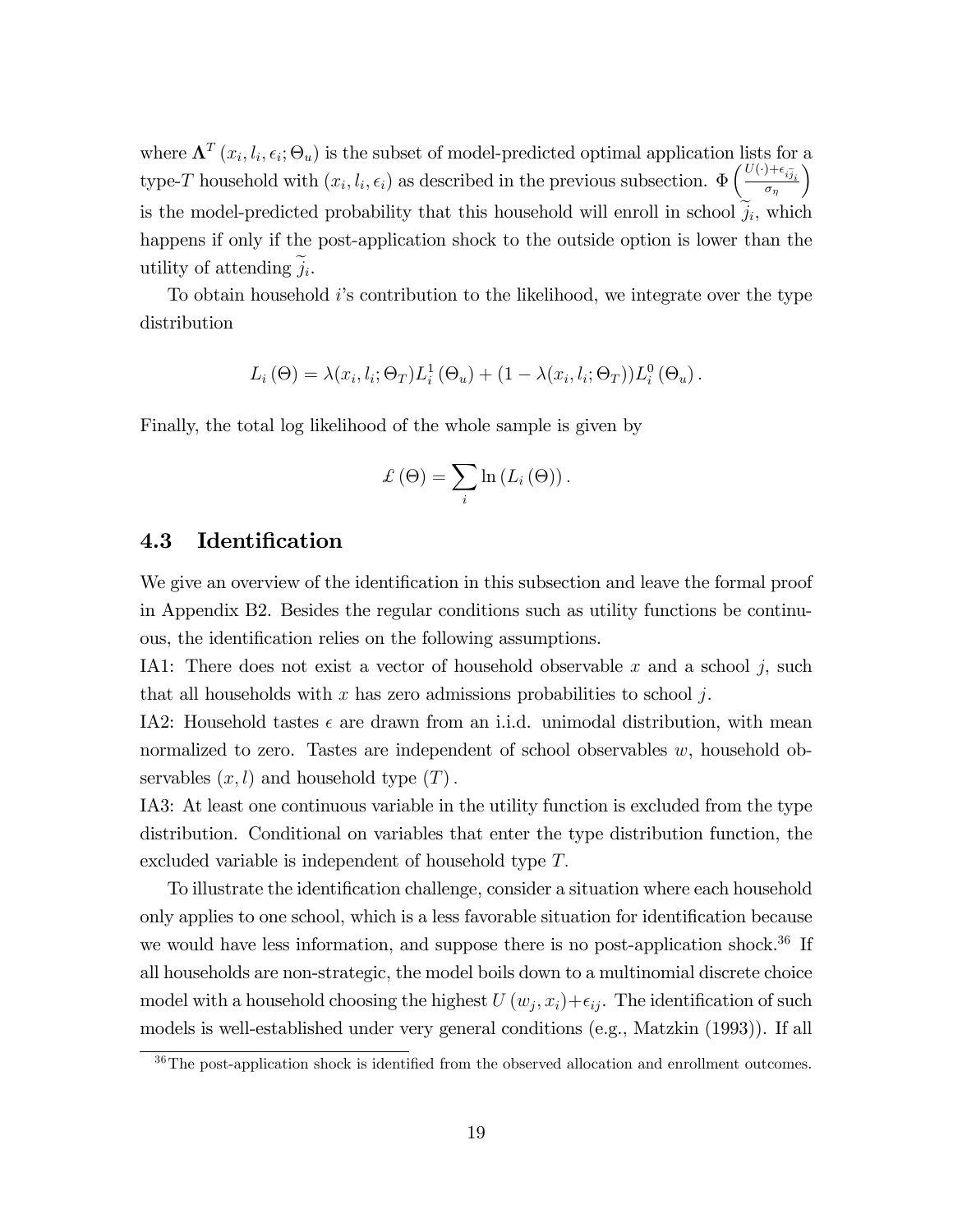where $\mathbf{\Lambda}^T(x_i, l_i, \epsilon_i; \Theta_u)$ is the subset of model-predicted optimal application lists for a type-$T$ household with $(x_i, l_i, \epsilon_i)$ as described in the previous subsection. $\Phi\left(\frac{U(\cdot)+\epsilon_{i\widetilde{j}_i}}{\sigma_\eta}\right)$ is the model-predicted probability that this household will enroll in school $\widetilde{j}_i$, which happens if only if the post-application shock to the outside option is lower than the utility of attending $\widetilde{j}_i$.

To obtain household $i$'s contribution to the likelihood, we integrate over the type distribution

$$L_i(\Theta) = \lambda(x_i, l_i; \Theta_T) L_i^1(\Theta_u) + (1 - \lambda(x_i, l_i; \Theta_T)) L_i^0(\Theta_u).$$

Finally, the total log likelihood of the whole sample is given by

$$\pounds(\Theta) = \sum_i \ln(L_i(\Theta)).$$

## 4.3 Identification

We give an overview of the identification in this subsection and leave the formal proof in Appendix B2. Besides the regular conditions such as utility functions be continuous, the identification relies on the following assumptions.

IA1: There does not exist a vector of household observable $x$ and a school $j$, such that all households with $x$ has zero admissions probabilities to school $j$.

IA2: Household tastes $\epsilon$ are drawn from an i.i.d. unimodal distribution, with mean normalized to zero. Tastes are independent of school observables $w$, household observables $(x, l)$ and household type $(T)$.

IA3: At least one continuous variable in the utility function is excluded from the type distribution. Conditional on variables that enter the type distribution function, the excluded variable is independent of household type $T$.

To illustrate the identification challenge, consider a situation where each household only applies to one school, which is a less favorable situation for identification because we would have less information, and suppose there is no post-application shock.[36] If all households are non-strategic, the model boils down to a multinomial discrete choice model with a household choosing the highest $U(w_j, x_i) + \epsilon_{ij}$. The identification of such models is well-established under very general conditions (e.g., Matzkin (1993)). If all

[36] The post-application shock is identified from the observed allocation and enrollment outcomes.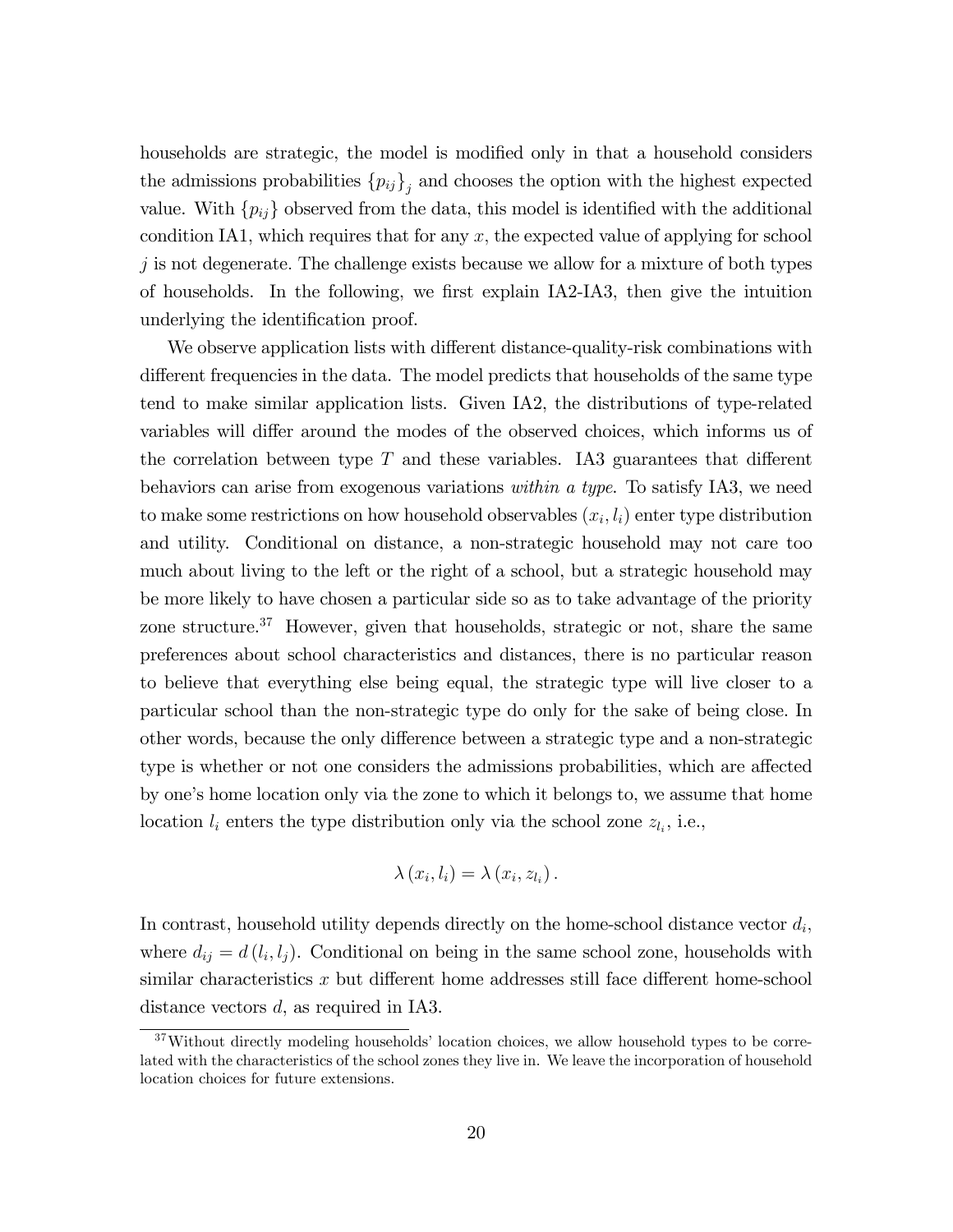households are strategic, the model is modified only in that a household considers the admissions probabilities $\{p_{ij}\}_j$ and chooses the option with the highest expected value. With $\{p_{ij}\}$ observed from the data, this model is identified with the additional condition IA1, which requires that for any $x$, the expected value of applying for school $j$ is not degenerate. The challenge exists because we allow for a mixture of both types of households. In the following, we first explain IA2-IA3, then give the intuition underlying the identification proof.

We observe application lists with different distance-quality-risk combinations with different frequencies in the data. The model predicts that households of the same type tend to make similar application lists. Given IA2, the distributions of type-related variables will differ around the modes of the observed choices, which informs us of the correlation between type $T$ and these variables. IA3 guarantees that different behaviors can arise from exogenous variations *within a type*. To satisfy IA3, we need to make some restrictions on how household observables $(x_i, l_i)$ enter type distribution and utility. Conditional on distance, a non-strategic household may not care too much about living to the left or the right of a school, but a strategic household may be more likely to have chosen a particular side so as to take advantage of the priority zone structure.[37] However, given that households, strategic or not, share the same preferences about school characteristics and distances, there is no particular reason to believe that everything else being equal, the strategic type will live closer to a particular school than the non-strategic type do only for the sake of being close. In other words, because the only difference between a strategic type and a non-strategic type is whether or not one considers the admissions probabilities, which are affected by one's home location only via the zone to which it belongs to, we assume that home location $l_i$ enters the type distribution only via the school zone $z_{l_i}$, i.e.,

$$\lambda(x_i, l_i) = \lambda(x_i, z_{l_i}).$$

In contrast, household utility depends directly on the home-school distance vector $d_i$, where $d_{ij} = d(l_i, l_j)$. Conditional on being in the same school zone, households with similar characteristics $x$ but different home addresses still face different home-school distance vectors $d$, as required in IA3.

[37] Without directly modeling households' location choices, we allow household types to be correlated with the characteristics of the school zones they live in. We leave the incorporation of household location choices for future extensions.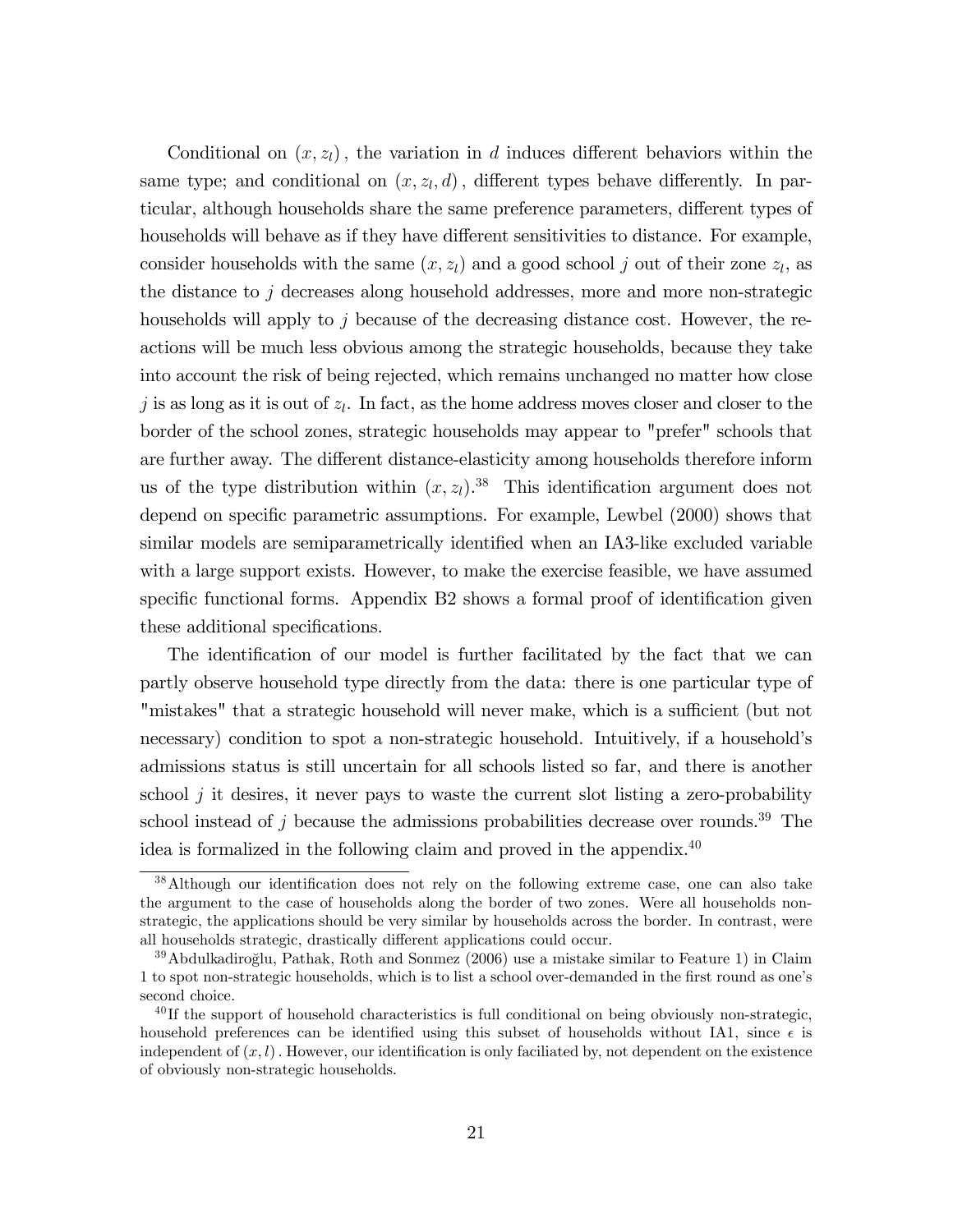Conditional on $(x, z_l)$, the variation in $d$ induces different behaviors within the same type; and conditional on $(x, z_l, d)$, different types behave differently. In particular, although households share the same preference parameters, different types of households will behave as if they have different sensitivities to distance. For example, consider households with the same $(x, z_l)$ and a good school $j$ out of their zone $z_l$, as the distance to $j$ decreases along household addresses, more and more non-strategic households will apply to $j$ because of the decreasing distance cost. However, the reactions will be much less obvious among the strategic households, because they take into account the risk of being rejected, which remains unchanged no matter how close $j$ is as long as it is out of $z_l$. In fact, as the home address moves closer and closer to the border of the school zones, strategic households may appear to "prefer" schools that are further away. The different distance-elasticity among households therefore inform us of the type distribution within $(x, z_l)$.[38] This identification argument does not depend on specific parametric assumptions. For example, Lewbel (2000) shows that similar models are semiparametrically identified when an IA3-like excluded variable with a large support exists. However, to make the exercise feasible, we have assumed specific functional forms. Appendix B2 shows a formal proof of identification given these additional specifications.

The identification of our model is further facilitated by the fact that we can partly observe household type directly from the data: there is one particular type of "mistakes" that a strategic household will never make, which is a sufficient (but not necessary) condition to spot a non-strategic household. Intuitively, if a household's admissions status is still uncertain for all schools listed so far, and there is another school $j$ it desires, it never pays to waste the current slot listing a zero-probability school instead of $j$ because the admissions probabilities decrease over rounds.[39] The idea is formalized in the following claim and proved in the appendix.[40]

---

[38] Although our identification does not rely on the following extreme case, one can also take the argument to the case of households along the border of two zones. Were all households non-strategic, the applications should be very similar by households across the border. In contrast, were all households strategic, drastically different applications could occur.

[39] Abdulkadiroğlu, Pathak, Roth and Sonmez (2006) use a mistake similar to Feature 1) in Claim 1 to spot non-strategic households, which is to list a school over-demanded in the first round as one's second choice.

[40] If the support of household characteristics is full conditional on being obviously non-strategic, household preferences can be identified using this subset of households without IA1, since $\epsilon$ is independent of $(x, l)$. However, our identification is only faciliated by, not dependent on the existence of obviously non-strategic households.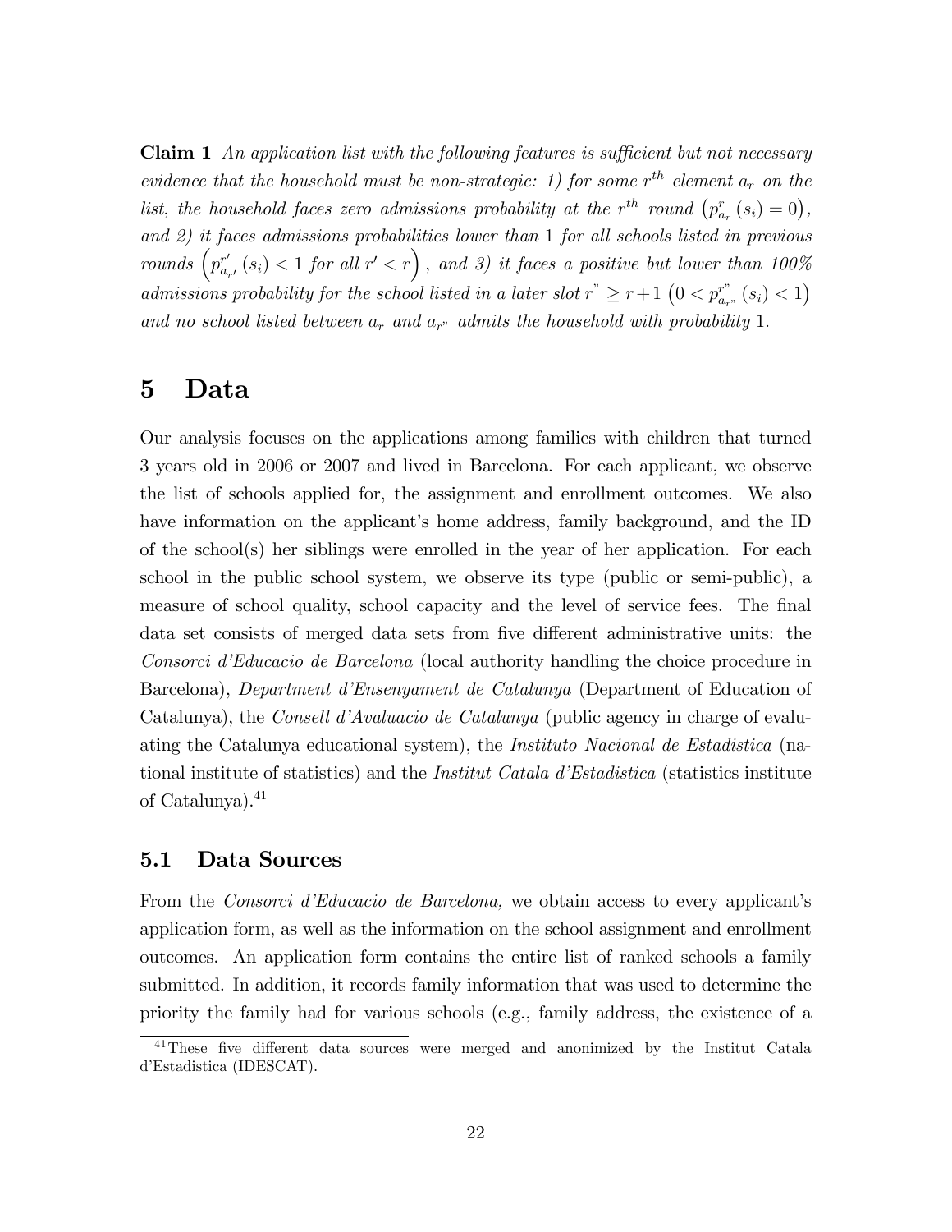**Claim 1** *An application list with the following features is sufficient but not necessary evidence that the household must be non-strategic: 1) for some $r^{th}$ element $a_r$ on the list, the household faces zero admissions probability at the $r^{th}$ round $\left(p^{r}_{a_r}(s_i) = 0\right)$, and 2) it faces admissions probabilities lower than 1 for all schools listed in previous rounds $\left(p^{r'}_{a_{r'}}(s_i) < 1 \text{ for all } r' < r\right)$, and 3) it faces a positive but lower than 100% admissions probability for the school listed in a later slot $r^{"} \geq r+1$ $\left(0 < p^{r^{"}}_{a_{r^{"}}}(s_i) < 1\right)$ and no school listed between $a_r$ and $a_{r^{"}}$ admits the household with probability 1.*

# 5 Data

Our analysis focuses on the applications among families with children that turned 3 years old in 2006 or 2007 and lived in Barcelona. For each applicant, we observe the list of schools applied for, the assignment and enrollment outcomes. We also have information on the applicant's home address, family background, and the ID of the school(s) her siblings were enrolled in the year of her application. For each school in the public school system, we observe its type (public or semi-public), a measure of school quality, school capacity and the level of service fees. The final data set consists of merged data sets from five different administrative units: the *Consorci d'Educacio de Barcelona* (local authority handling the choice procedure in Barcelona), *Department d'Ensenyament de Catalunya* (Department of Education of Catalunya), the *Consell d'Avaluacio de Catalunya* (public agency in charge of evaluating the Catalunya educational system), the *Instituto Nacional de Estadistica* (national institute of statistics) and the *Institut Catala d'Estadistica* (statistics institute of Catalunya).[41]

## 5.1 Data Sources

From the *Consorci d'Educacio de Barcelona,* we obtain access to every applicant's application form, as well as the information on the school assignment and enrollment outcomes. An application form contains the entire list of ranked schools a family submitted. In addition, it records family information that was used to determine the priority the family had for various schools (e.g., family address, the existence of a

[41] These five different data sources were merged and anonimized by the Institut Catala d'Estadistica (IDESCAT).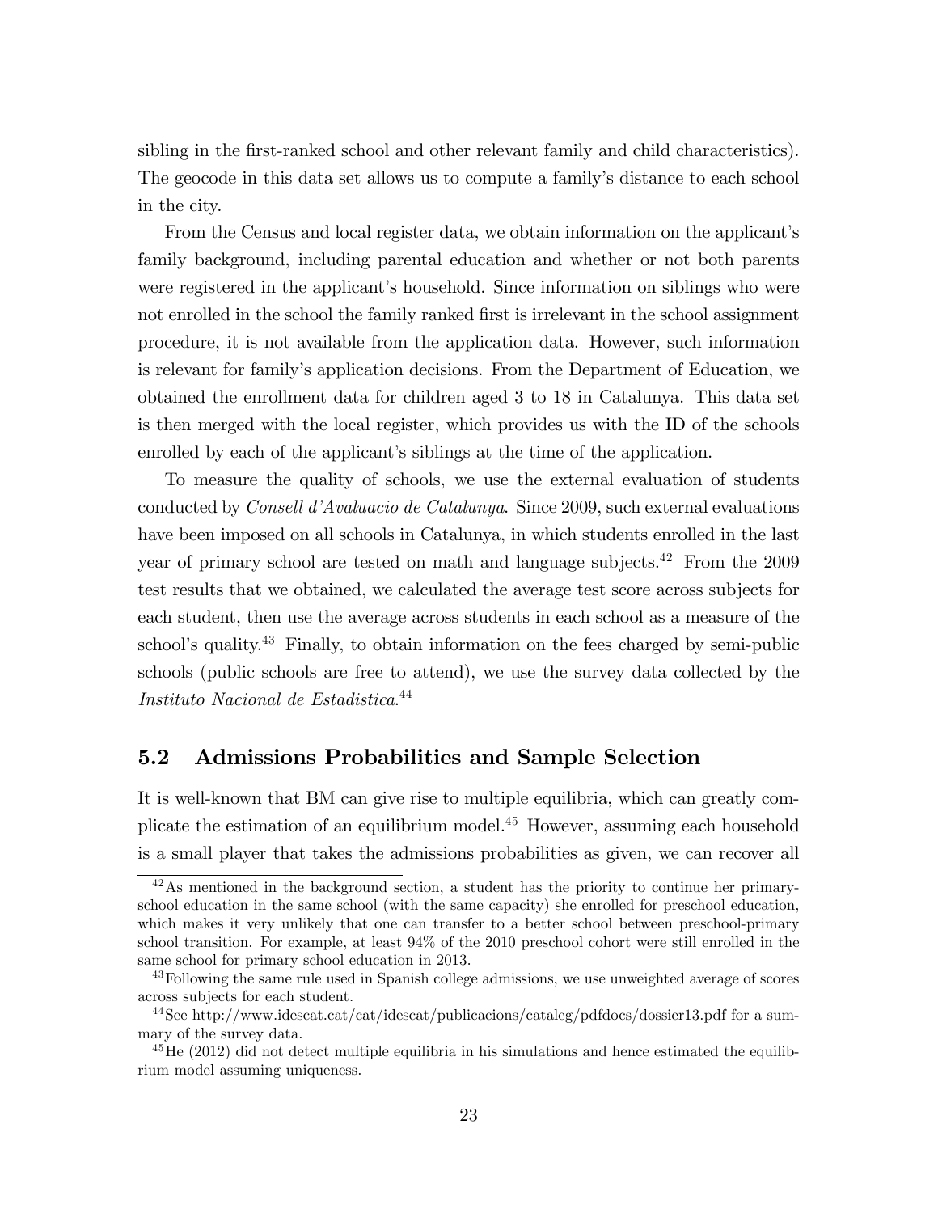sibling in the first-ranked school and other relevant family and child characteristics). The geocode in this data set allows us to compute a family's distance to each school in the city.

From the Census and local register data, we obtain information on the applicant's family background, including parental education and whether or not both parents were registered in the applicant's household. Since information on siblings who were not enrolled in the school the family ranked first is irrelevant in the school assignment procedure, it is not available from the application data. However, such information is relevant for family's application decisions. From the Department of Education, we obtained the enrollment data for children aged 3 to 18 in Catalunya. This data set is then merged with the local register, which provides us with the ID of the schools enrolled by each of the applicant's siblings at the time of the application.

To measure the quality of schools, we use the external evaluation of students conducted by *Consell d'Avaluacio de Catalunya*. Since 2009, such external evaluations have been imposed on all schools in Catalunya, in which students enrolled in the last year of primary school are tested on math and language subjects.[42] From the 2009 test results that we obtained, we calculated the average test score across subjects for each student, then use the average across students in each school as a measure of the school's quality.[43] Finally, to obtain information on the fees charged by semi-public schools (public schools are free to attend), we use the survey data collected by the *Instituto Nacional de Estadistica*.[44]

## 5.2 Admissions Probabilities and Sample Selection

It is well-known that BM can give rise to multiple equilibria, which can greatly complicate the estimation of an equilibrium model.[45] However, assuming each household is a small player that takes the admissions probabilities as given, we can recover all

[42] As mentioned in the background section, a student has the priority to continue her primary-school education in the same school (with the same capacity) she enrolled for preschool education, which makes it very unlikely that one can transfer to a better school between preschool-primary school transition. For example, at least 94% of the 2010 preschool cohort were still enrolled in the same school for primary school education in 2013.

[43] Following the same rule used in Spanish college admissions, we use unweighted average of scores across subjects for each student.

[44] See http://www.idescat.cat/cat/idescat/publicacions/cataleg/pdfdocs/dossier13.pdf for a summary of the survey data.

[45] He (2012) did not detect multiple equilibria in his simulations and hence estimated the equilibrium model assuming uniqueness.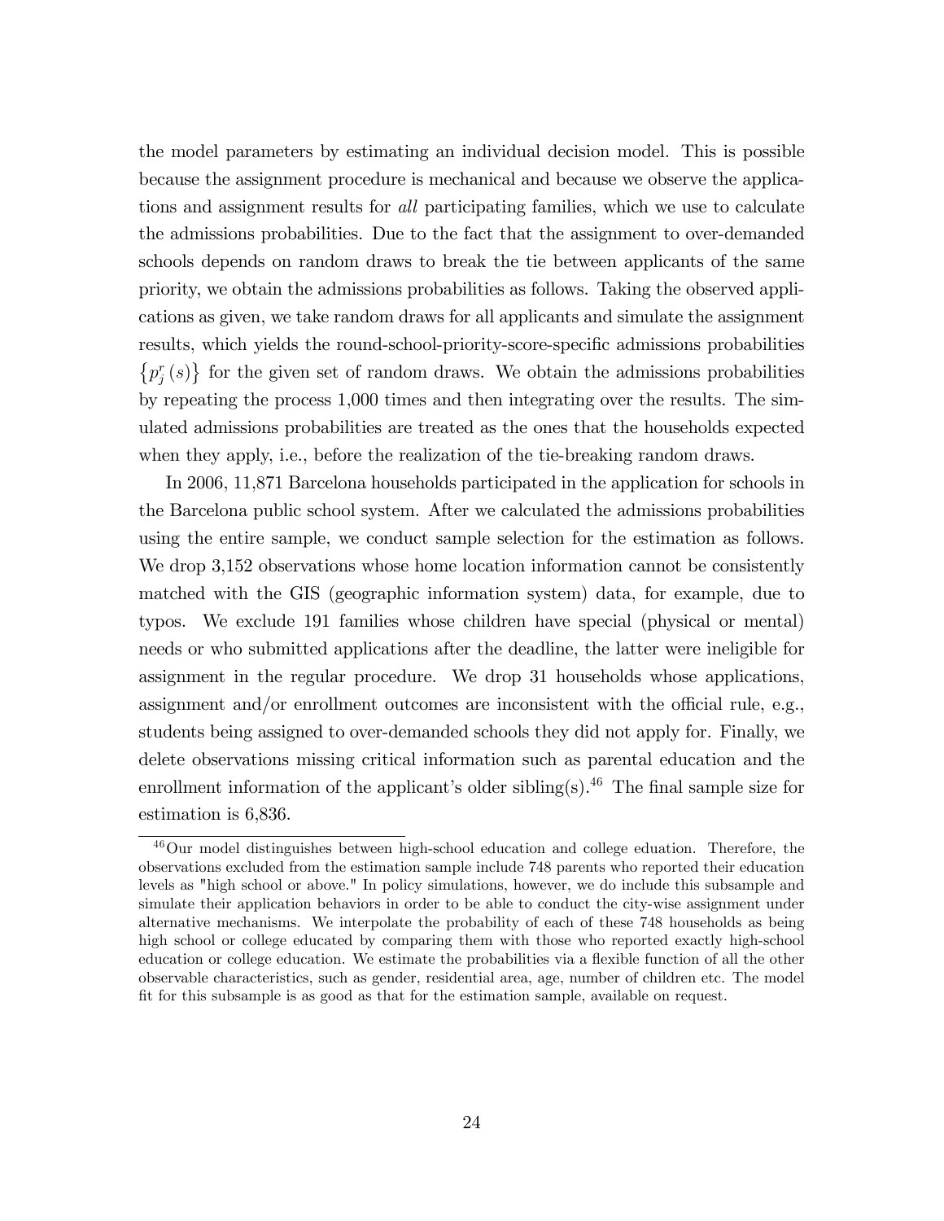the model parameters by estimating an individual decision model. This is possible because the assignment procedure is mechanical and because we observe the applications and assignment results for *all* participating families, which we use to calculate the admissions probabilities. Due to the fact that the assignment to over-demanded schools depends on random draws to break the tie between applicants of the same priority, we obtain the admissions probabilities as follows. Taking the observed applications as given, we take random draws for all applicants and simulate the assignment results, which yields the round-school-priority-score-specific admissions probabilities $\{p_j^r(s)\}$ for the given set of random draws. We obtain the admissions probabilities by repeating the process 1,000 times and then integrating over the results. The simulated admissions probabilities are treated as the ones that the households expected when they apply, i.e., before the realization of the tie-breaking random draws.

In 2006, 11,871 Barcelona households participated in the application for schools in the Barcelona public school system. After we calculated the admissions probabilities using the entire sample, we conduct sample selection for the estimation as follows. We drop 3,152 observations whose home location information cannot be consistently matched with the GIS (geographic information system) data, for example, due to typos. We exclude 191 families whose children have special (physical or mental) needs or who submitted applications after the deadline, the latter were ineligible for assignment in the regular procedure. We drop 31 households whose applications, assignment and/or enrollment outcomes are inconsistent with the official rule, e.g., students being assigned to over-demanded schools they did not apply for. Finally, we delete observations missing critical information such as parental education and the enrollment information of the applicant's older sibling(s).[46] The final sample size for estimation is 6,836.

[46] Our model distinguishes between high-school education and college eduation. Therefore, the observations excluded from the estimation sample include 748 parents who reported their education levels as "high school or above." In policy simulations, however, we do include this subsample and simulate their application behaviors in order to be able to conduct the city-wise assignment under alternative mechanisms. We interpolate the probability of each of these 748 households as being high school or college educated by comparing them with those who reported exactly high-school education or college education. We estimate the probabilities via a flexible function of all the other observable characteristics, such as gender, residential area, age, number of children etc. The model fit for this subsample is as good as that for the estimation sample, available on request.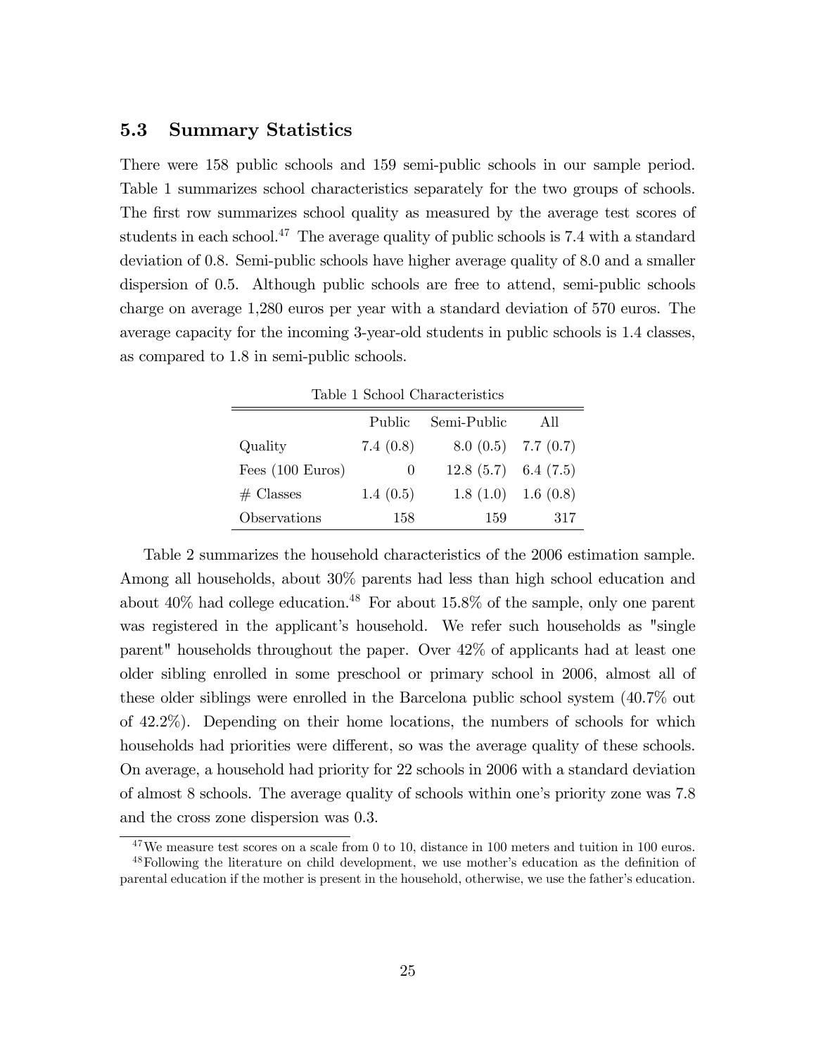## 5.3 Summary Statistics

There were 158 public schools and 159 semi-public schools in our sample period. Table 1 summarizes school characteristics separately for the two groups of schools. The first row summarizes school quality as measured by the average test scores of students in each school.[47] The average quality of public schools is 7.4 with a standard deviation of 0.8. Semi-public schools have higher average quality of 8.0 and a smaller dispersion of 0.5. Although public schools are free to attend, semi-public schools charge on average 1,280 euros per year with a standard deviation of 570 euros. The average capacity for the incoming 3-year-old students in public schools is 1.4 classes, as compared to 1.8 in semi-public schools.

Table 1 School Characteristics

| | Public | Semi-Public | All |
|---|---|---|---|
| Quality | 7.4 (0.8) | 8.0 (0.5) | 7.7 (0.7) |
| Fees (100 Euros) | 0 | 12.8 (5.7) | 6.4 (7.5) |
| # Classes | 1.4 (0.5) | 1.8 (1.0) | 1.6 (0.8) |
| Observations | 158 | 159 | 317 |

Table 2 summarizes the household characteristics of the 2006 estimation sample. Among all households, about 30% parents had less than high school education and about 40% had college education.[48] For about 15.8% of the sample, only one parent was registered in the applicant's household. We refer such households as "single parent" households throughout the paper. Over 42% of applicants had at least one older sibling enrolled in some preschool or primary school in 2006, almost all of these older siblings were enrolled in the Barcelona public school system (40.7% out of 42.2%). Depending on their home locations, the numbers of schools for which households had priorities were different, so was the average quality of these schools. On average, a household had priority for 22 schools in 2006 with a standard deviation of almost 8 schools. The average quality of schools within one's priority zone was 7.8 and the cross zone dispersion was 0.3.

[47] We measure test scores on a scale from 0 to 10, distance in 100 meters and tuition in 100 euros.

[48] Following the literature on child development, we use mother's education as the definition of parental education if the mother is present in the household, otherwise, we use the father's education.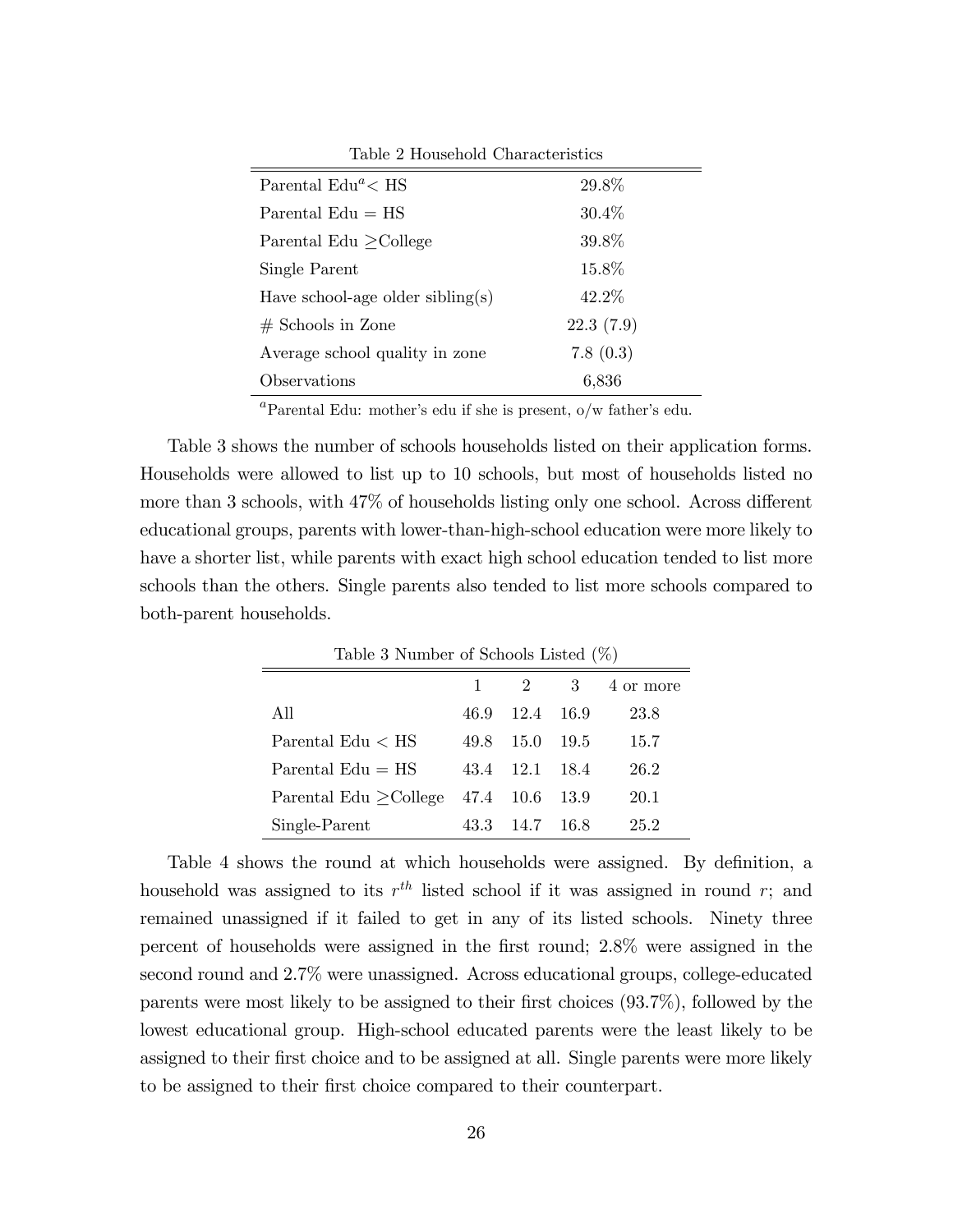Table 2 Household Characteristics

| | |
|---|---|
| Parental Edu[a] < HS | 29.8% |
| Parental Edu = HS | 30.4% |
| Parental Edu ≥College | 39.8% |
| Single Parent | 15.8% |
| Have school-age older sibling(s) | 42.2% |
| # Schools in Zone | 22.3 (7.9) |
| Average school quality in zone | 7.8 (0.3) |
| Observations | 6,836 |

[a]Parental Edu: mother's edu if she is present, o/w father's edu.

Table 3 shows the number of schools households listed on their application forms. Households were allowed to list up to 10 schools, but most of households listed no more than 3 schools, with 47% of households listing only one school. Across different educational groups, parents with lower-than-high-school education were more likely to have a shorter list, while parents with exact high school education tended to list more schools than the others. Single parents also tended to list more schools compared to both-parent households.

Table 3 Number of Schools Listed (%)

| | 1 | 2 | 3 | 4 or more |
|---|---|---|---|---|
| All | 46.9 | 12.4 | 16.9 | 23.8 |
| Parental Edu < HS | 49.8 | 15.0 | 19.5 | 15.7 |
| Parental Edu = HS | 43.4 | 12.1 | 18.4 | 26.2 |
| Parental Edu ≥College | 47.4 | 10.6 | 13.9 | 20.1 |
| Single-Parent | 43.3 | 14.7 | 16.8 | 25.2 |

Table 4 shows the round at which households were assigned. By definition, a household was assigned to its $r^{th}$ listed school if it was assigned in round $r$; and remained unassigned if it failed to get in any of its listed schools. Ninety three percent of households were assigned in the first round; 2.8% were assigned in the second round and 2.7% were unassigned. Across educational groups, college-educated parents were most likely to be assigned to their first choices (93.7%), followed by the lowest educational group. High-school educated parents were the least likely to be assigned to their first choice and to be assigned at all. Single parents were more likely to be assigned to their first choice compared to their counterpart.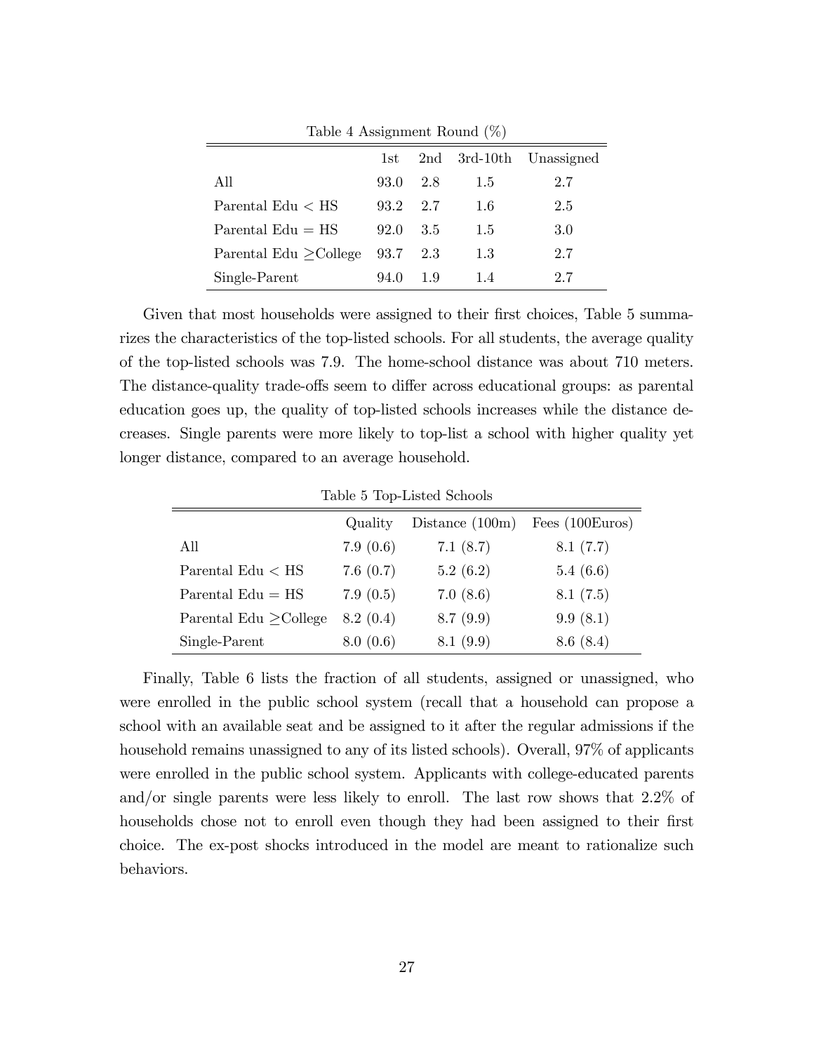Table 4 Assignment Round (%)

|  | 1st | 2nd | 3rd-10th | Unassigned |
|---|---|---|---|---|
| All | 93.0 | 2.8 | 1.5 | 2.7 |
| Parental Edu < HS | 93.2 | 2.7 | 1.6 | 2.5 |
| Parental Edu = HS | 92.0 | 3.5 | 1.5 | 3.0 |
| Parental Edu ≥College | 93.7 | 2.3 | 1.3 | 2.7 |
| Single-Parent | 94.0 | 1.9 | 1.4 | 2.7 |

Given that most households were assigned to their first choices, Table 5 summarizes the characteristics of the top-listed schools. For all students, the average quality of the top-listed schools was 7.9. The home-school distance was about 710 meters. The distance-quality trade-offs seem to differ across educational groups: as parental education goes up, the quality of top-listed schools increases while the distance decreases. Single parents were more likely to top-list a school with higher quality yet longer distance, compared to an average household.

Table 5 Top-Listed Schools

|  | Quality | Distance (100m) | Fees (100Euros) |
|---|---|---|---|
| All | 7.9 (0.6) | 7.1 (8.7) | 8.1 (7.7) |
| Parental Edu < HS | 7.6 (0.7) | 5.2 (6.2) | 5.4 (6.6) |
| Parental Edu = HS | 7.9 (0.5) | 7.0 (8.6) | 8.1 (7.5) |
| Parental Edu ≥College | 8.2 (0.4) | 8.7 (9.9) | 9.9 (8.1) |
| Single-Parent | 8.0 (0.6) | 8.1 (9.9) | 8.6 (8.4) |

Finally, Table 6 lists the fraction of all students, assigned or unassigned, who were enrolled in the public school system (recall that a household can propose a school with an available seat and be assigned to it after the regular admissions if the household remains unassigned to any of its listed schools). Overall, 97% of applicants were enrolled in the public school system. Applicants with college-educated parents and/or single parents were less likely to enroll. The last row shows that 2.2% of households chose not to enroll even though they had been assigned to their first choice. The ex-post shocks introduced in the model are meant to rationalize such behaviors.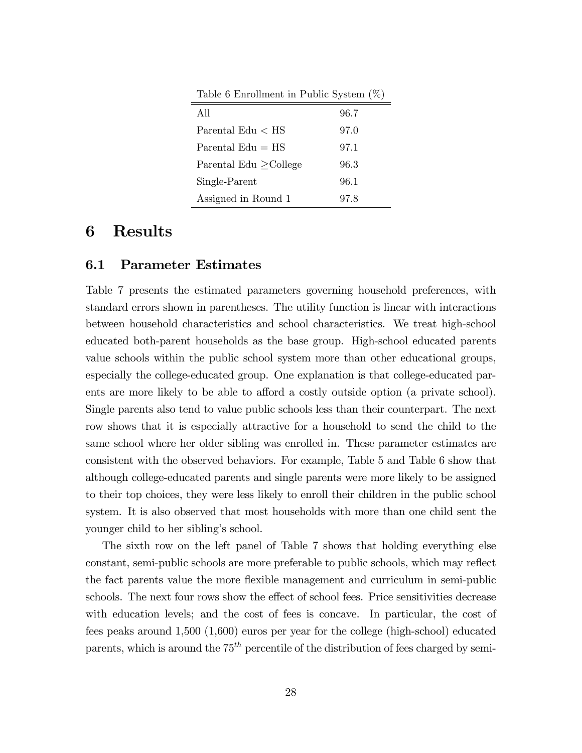Table 6 Enrollment in Public System (%)

| | |
|---|---|
| All | 96.7 |
| Parental Edu < HS | 97.0 |
| Parental Edu = HS | 97.1 |
| Parental Edu ≥College | 96.3 |
| Single-Parent | 96.1 |
| Assigned in Round 1 | 97.8 |

# 6 Results

## 6.1 Parameter Estimates

Table 7 presents the estimated parameters governing household preferences, with standard errors shown in parentheses. The utility function is linear with interactions between household characteristics and school characteristics. We treat high-school educated both-parent households as the base group. High-school educated parents value schools within the public school system more than other educational groups, especially the college-educated group. One explanation is that college-educated parents are more likely to be able to afford a costly outside option (a private school). Single parents also tend to value public schools less than their counterpart. The next row shows that it is especially attractive for a household to send the child to the same school where her older sibling was enrolled in. These parameter estimates are consistent with the observed behaviors. For example, Table 5 and Table 6 show that although college-educated parents and single parents were more likely to be assigned to their top choices, they were less likely to enroll their children in the public school system. It is also observed that most households with more than one child sent the younger child to her sibling's school.

The sixth row on the left panel of Table 7 shows that holding everything else constant, semi-public schools are more preferable to public schools, which may reflect the fact parents value the more flexible management and curriculum in semi-public schools. The next four rows show the effect of school fees. Price sensitivities decrease with education levels; and the cost of fees is concave. In particular, the cost of fees peaks around 1,500 (1,600) euros per year for the college (high-school) educated parents, which is around the $75^{th}$ percentile of the distribution of fees charged by semi-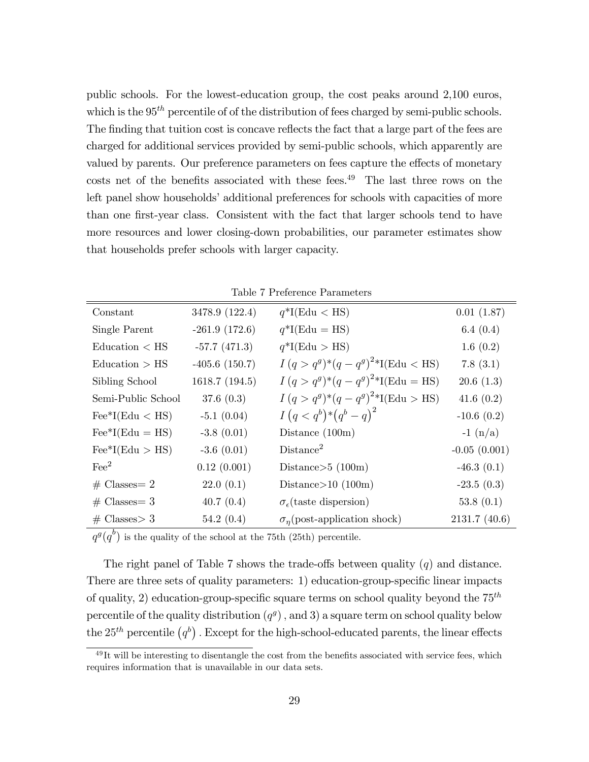public schools. For the lowest-education group, the cost peaks around 2,100 euros, which is the $95^{th}$ percentile of of the distribution of fees charged by semi-public schools. The finding that tuition cost is concave reflects the fact that a large part of the fees are charged for additional services provided by semi-public schools, which apparently are valued by parents. Our preference parameters on fees capture the effects of monetary costs net of the benefits associated with these fees.[49] The last three rows on the left panel show households' additional preferences for schools with capacities of more than one first-year class. Consistent with the fact that larger schools tend to have more resources and lower closing-down probabilities, our parameter estimates show that households prefer schools with larger capacity.

Table 7 Preference Parameters

| | | | |
|---|---|---|---|
| Constant | 3478.9 (122.4) | $q$*I(Edu < HS) | 0.01 (1.87) |
| Single Parent | -261.9 (172.6) | $q$*I(Edu = HS) | 6.4 (0.4) |
| Education < HS | -57.7 (471.3) | $q$*I(Edu > HS) | 1.6 (0.2) |
| Education > HS | -405.6 (150.7) | $I(q > q^g)*(q - q^g)^2$*I(Edu < HS) | 7.8 (3.1) |
| Sibling School | 1618.7 (194.5) | $I(q > q^g)*(q - q^g)^2$*I(Edu = HS) | 20.6 (1.3) |
| Semi-Public School | 37.6 (0.3) | $I(q > q^g)*(q - q^g)^2$*I(Edu > HS) | 41.6 (0.2) |
| Fee*I(Edu < HS) | -5.1 (0.04) | $I(q < q^b)*(q^b - q)^2$ | -10.6 (0.2) |
| Fee*I(Edu = HS) | -3.8 (0.01) | Distance (100m) | -1 (n/a) |
| Fee*I(Edu > HS) | -3.6 (0.01) | Distance$^2$ | -0.05 (0.001) |
| Fee$^2$ | 0.12 (0.001) | Distance>5 (100m) | -46.3 (0.1) |
| # Classes= 2 | 22.0 (0.1) | Distance>10 (100m) | -23.5 (0.3) |
| # Classes= 3 | 40.7 (0.4) | $\sigma_\epsilon$(taste dispersion) | 53.8 (0.1) |
| # Classes> 3 | 54.2 (0.4) | $\sigma_\eta$(post-application shock) | 2131.7 (40.6) |

$q^g(q^b)$ is the quality of the school at the 75th (25th) percentile.

The right panel of Table 7 shows the trade-offs between quality ($q$) and distance. There are three sets of quality parameters: 1) education-group-specific linear impacts of quality, 2) education-group-specific square terms on school quality beyond the $75^{th}$ percentile of the quality distribution $(q^g)$, and 3) a square term on school quality below the $25^{th}$ percentile $(q^b)$. Except for the high-school-educated parents, the linear effects

[49] It will be interesting to disentangle the cost from the benefits associated with service fees, which requires information that is unavailable in our data sets.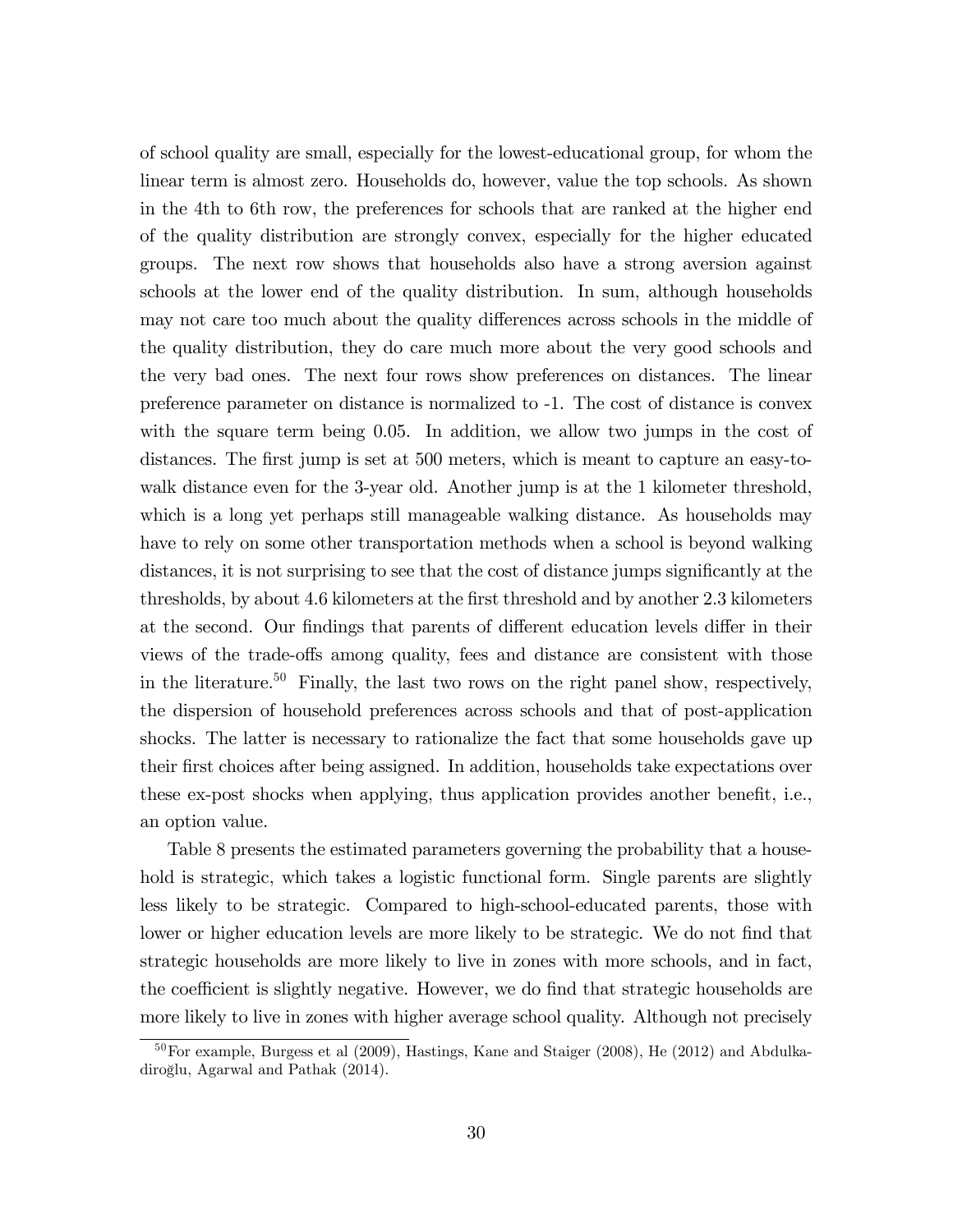of school quality are small, especially for the lowest-educational group, for whom the linear term is almost zero. Households do, however, value the top schools. As shown in the 4th to 6th row, the preferences for schools that are ranked at the higher end of the quality distribution are strongly convex, especially for the higher educated groups. The next row shows that households also have a strong aversion against schools at the lower end of the quality distribution. In sum, although households may not care too much about the quality differences across schools in the middle of the quality distribution, they do care much more about the very good schools and the very bad ones. The next four rows show preferences on distances. The linear preference parameter on distance is normalized to -1. The cost of distance is convex with the square term being 0.05. In addition, we allow two jumps in the cost of distances. The first jump is set at 500 meters, which is meant to capture an easy-to-walk distance even for the 3-year old. Another jump is at the 1 kilometer threshold, which is a long yet perhaps still manageable walking distance. As households may have to rely on some other transportation methods when a school is beyond walking distances, it is not surprising to see that the cost of distance jumps significantly at the thresholds, by about 4.6 kilometers at the first threshold and by another 2.3 kilometers at the second. Our findings that parents of different education levels differ in their views of the trade-offs among quality, fees and distance are consistent with those in the literature.[50] Finally, the last two rows on the right panel show, respectively, the dispersion of household preferences across schools and that of post-application shocks. The latter is necessary to rationalize the fact that some households gave up their first choices after being assigned. In addition, households take expectations over these ex-post shocks when applying, thus application provides another benefit, i.e., an option value.

Table 8 presents the estimated parameters governing the probability that a household is strategic, which takes a logistic functional form. Single parents are slightly less likely to be strategic. Compared to high-school-educated parents, those with lower or higher education levels are more likely to be strategic. We do not find that strategic households are more likely to live in zones with more schools, and in fact, the coefficient is slightly negative. However, we do find that strategic households are more likely to live in zones with higher average school quality. Although not precisely

[50] For example, Burgess et al (2009), Hastings, Kane and Staiger (2008), He (2012) and Abdulkadiroğlu, Agarwal and Pathak (2014).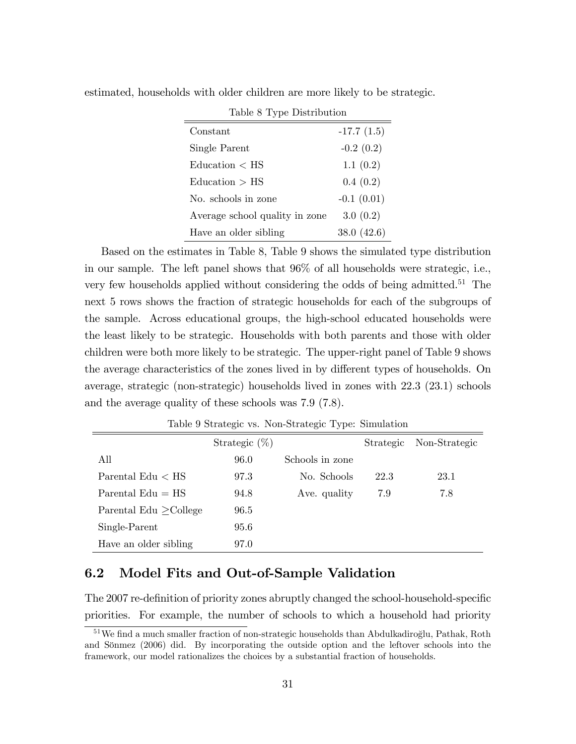estimated, households with older children are more likely to be strategic.

Table 8 Type Distribution

| | |
|---|---|
| Constant | -17.7 (1.5) |
| Single Parent | -0.2 (0.2) |
| Education < HS | 1.1 (0.2) |
| Education > HS | 0.4 (0.2) |
| No. schools in zone | -0.1 (0.01) |
| Average school quality in zone | 3.0 (0.2) |
| Have an older sibling | 38.0 (42.6) |

Based on the estimates in Table 8, Table 9 shows the simulated type distribution in our sample. The left panel shows that 96% of all households were strategic, i.e., very few households applied without considering the odds of being admitted.[51] The next 5 rows shows the fraction of strategic households for each of the subgroups of the sample. Across educational groups, the high-school educated households were the least likely to be strategic. Households with both parents and those with older children were both more likely to be strategic. The upper-right panel of Table 9 shows the average characteristics of the zones lived in by different types of households. On average, strategic (non-strategic) households lived in zones with 22.3 (23.1) schools and the average quality of these schools was 7.9 (7.8).

Table 9 Strategic vs. Non-Strategic Type: Simulation

| | Strategic (%) | | Strategic | Non-Strategic |
|---|---|---|---|---|
| All | 96.0 | Schools in zone | | |
| Parental Edu < HS | 97.3 | No. Schools | 22.3 | 23.1 |
| Parental Edu = HS | 94.8 | Ave. quality | 7.9 | 7.8 |
| Parental Edu ≥College | 96.5 | | | |
| Single-Parent | 95.6 | | | |
| Have an older sibling | 97.0 | | | |

## 6.2 Model Fits and Out-of-Sample Validation

The 2007 re-definition of priority zones abruptly changed the school-household-specific priorities. For example, the number of schools to which a household had priority

[51] We find a much smaller fraction of non-strategic households than Abdulkadiroğlu, Pathak, Roth and Sönmez (2006) did. By incorporating the outside option and the leftover schools into the framework, our model rationalizes the choices by a substantial fraction of households.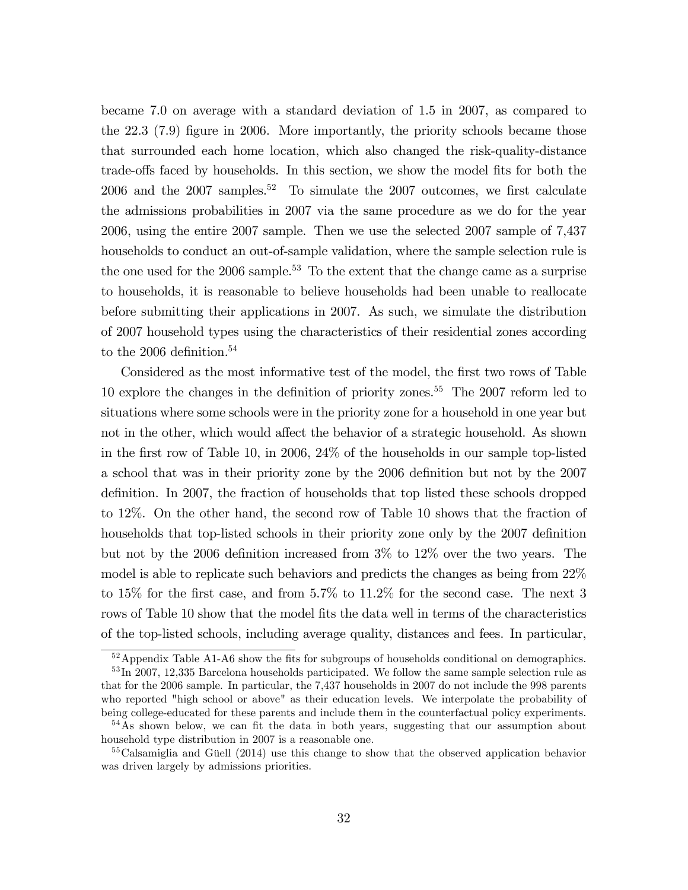became 7.0 on average with a standard deviation of 1.5 in 2007, as compared to the 22.3 (7.9) figure in 2006. More importantly, the priority schools became those that surrounded each home location, which also changed the risk-quality-distance trade-offs faced by households. In this section, we show the model fits for both the 2006 and the 2007 samples.[52] To simulate the 2007 outcomes, we first calculate the admissions probabilities in 2007 via the same procedure as we do for the year 2006, using the entire 2007 sample. Then we use the selected 2007 sample of 7,437 households to conduct an out-of-sample validation, where the sample selection rule is the one used for the 2006 sample.[53] To the extent that the change came as a surprise to households, it is reasonable to believe households had been unable to reallocate before submitting their applications in 2007. As such, we simulate the distribution of 2007 household types using the characteristics of their residential zones according to the 2006 definition.[54]

Considered as the most informative test of the model, the first two rows of Table 10 explore the changes in the definition of priority zones.[55] The 2007 reform led to situations where some schools were in the priority zone for a household in one year but not in the other, which would affect the behavior of a strategic household. As shown in the first row of Table 10, in 2006, 24% of the households in our sample top-listed a school that was in their priority zone by the 2006 definition but not by the 2007 definition. In 2007, the fraction of households that top listed these schools dropped to 12%. On the other hand, the second row of Table 10 shows that the fraction of households that top-listed schools in their priority zone only by the 2007 definition but not by the 2006 definition increased from 3% to 12% over the two years. The model is able to replicate such behaviors and predicts the changes as being from 22% to 15% for the first case, and from 5.7% to 11.2% for the second case. The next 3 rows of Table 10 show that the model fits the data well in terms of the characteristics of the top-listed schools, including average quality, distances and fees. In particular,

[52] Appendix Table A1-A6 show the fits for subgroups of households conditional on demographics.

[53] In 2007, 12,335 Barcelona households participated. We follow the same sample selection rule as that for the 2006 sample. In particular, the 7,437 households in 2007 do not include the 998 parents who reported "high school or above" as their education levels. We interpolate the probability of being college-educated for these parents and include them in the counterfactual policy experiments.

[54] As shown below, we can fit the data in both years, suggesting that our assumption about household type distribution in 2007 is a reasonable one.

[55] Calsamiglia and Güell (2014) use this change to show that the observed application behavior was driven largely by admissions priorities.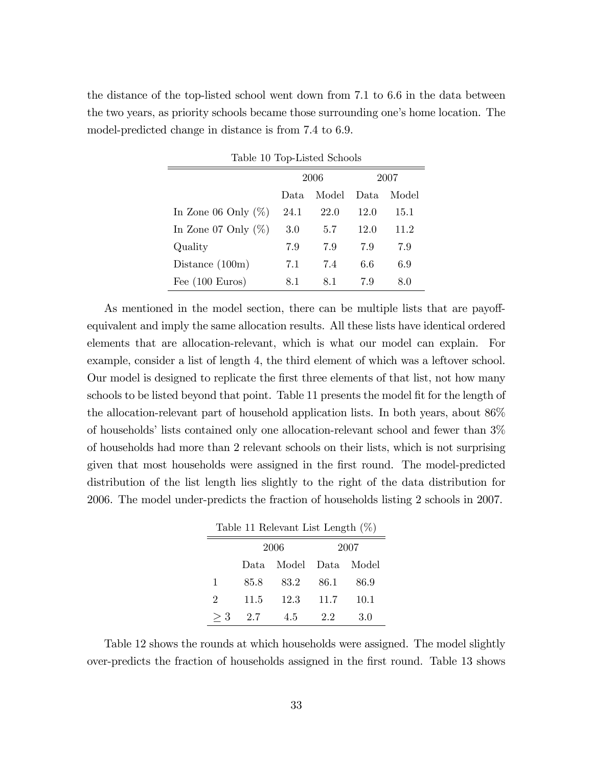the distance of the top-listed school went down from 7.1 to 6.6 in the data between the two years, as priority schools became those surrounding one's home location. The model-predicted change in distance is from 7.4 to 6.9.

Table 10 Top-Listed Schools

| | 2006 | | 2007 | |
|---|---|---|---|---|
| | Data | Model | Data | Model |
| In Zone 06 Only (%) | 24.1 | 22.0 | 12.0 | 15.1 |
| In Zone 07 Only (%) | 3.0 | 5.7 | 12.0 | 11.2 |
| Quality | 7.9 | 7.9 | 7.9 | 7.9 |
| Distance (100m) | 7.1 | 7.4 | 6.6 | 6.9 |
| Fee (100 Euros) | 8.1 | 8.1 | 7.9 | 8.0 |

As mentioned in the model section, there can be multiple lists that are payoff-equivalent and imply the same allocation results. All these lists have identical ordered elements that are allocation-relevant, which is what our model can explain. For example, consider a list of length 4, the third element of which was a leftover school. Our model is designed to replicate the first three elements of that list, not how many schools to be listed beyond that point. Table 11 presents the model fit for the length of the allocation-relevant part of household application lists. In both years, about 86% of households' lists contained only one allocation-relevant school and fewer than 3% of households had more than 2 relevant schools on their lists, which is not surprising given that most households were assigned in the first round. The model-predicted distribution of the list length lies slightly to the right of the data distribution for 2006. The model under-predicts the fraction of households listing 2 schools in 2007.

Table 11 Relevant List Length (%)

| | 2006 | | 2007 | |
|---|---|---|---|---|
| | Data | Model | Data | Model |
| 1 | 85.8 | 83.2 | 86.1 | 86.9 |
| 2 | 11.5 | 12.3 | 11.7 | 10.1 |
| $\geq 3$ | 2.7 | 4.5 | 2.2 | 3.0 |

Table 12 shows the rounds at which households were assigned. The model slightly over-predicts the fraction of households assigned in the first round. Table 13 shows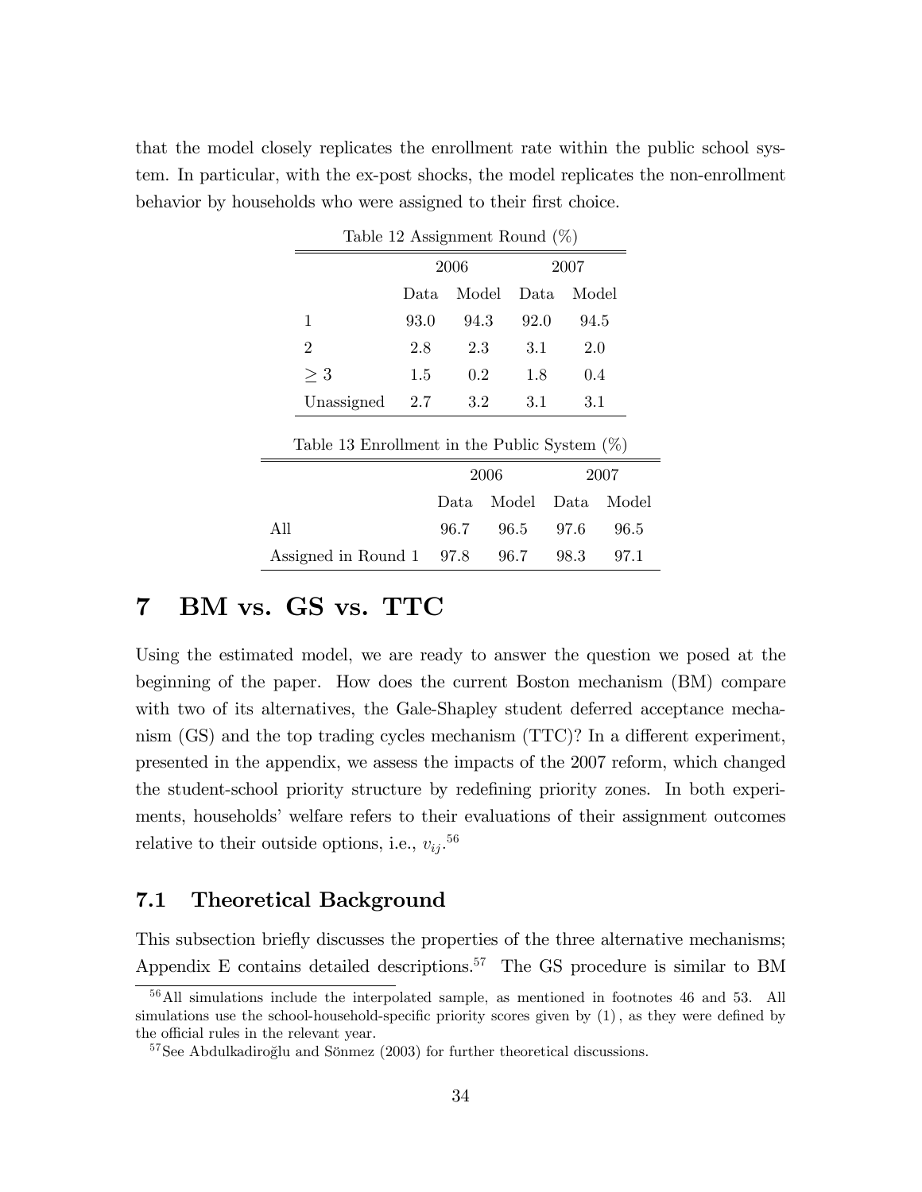that the model closely replicates the enrollment rate within the public school system. In particular, with the ex-post shocks, the model replicates the non-enrollment behavior by households who were assigned to their first choice.

Table 12 Assignment Round (%)

| | 2006 | | 2007 | |
|---|---|---|---|---|
| | Data | Model | Data | Model |
| 1 | 93.0 | 94.3 | 92.0 | 94.5 |
| 2 | 2.8 | 2.3 | 3.1 | 2.0 |
| $\geq 3$ | 1.5 | 0.2 | 1.8 | 0.4 |
| Unassigned | 2.7 | 3.2 | 3.1 | 3.1 |

Table 13 Enrollment in the Public System (%)

| | 2006 | | 2007 | |
|---|---|---|---|---|
| | Data | Model | Data | Model |
| All | 96.7 | 96.5 | 97.6 | 96.5 |
| Assigned in Round 1 | 97.8 | 96.7 | 98.3 | 97.1 |

# 7 BM vs. GS vs. TTC

Using the estimated model, we are ready to answer the question we posed at the beginning of the paper. How does the current Boston mechanism (BM) compare with two of its alternatives, the Gale-Shapley student deferred acceptance mechanism (GS) and the top trading cycles mechanism (TTC)? In a different experiment, presented in the appendix, we assess the impacts of the 2007 reform, which changed the student-school priority structure by redefining priority zones. In both experiments, households' welfare refers to their evaluations of their assignment outcomes relative to their outside options, i.e., $v_{ij}$.[56]

## 7.1 Theoretical Background

This subsection briefly discusses the properties of the three alternative mechanisms; Appendix E contains detailed descriptions.[57] The GS procedure is similar to BM

[56] All simulations include the interpolated sample, as mentioned in footnotes 46 and 53. All simulations use the school-household-specific priority scores given by (1), as they were defined by the official rules in the relevant year.

[57] See Abdulkadiroğlu and Sönmez (2003) for further theoretical discussions.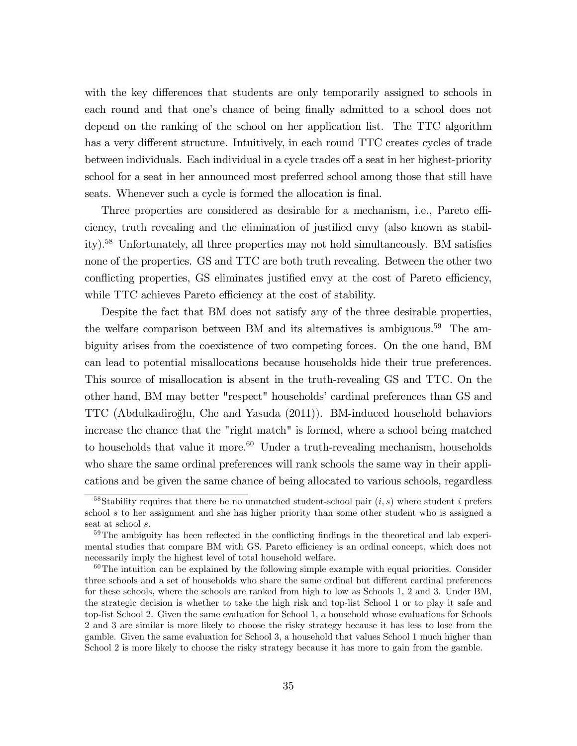with the key differences that students are only temporarily assigned to schools in each round and that one's chance of being finally admitted to a school does not depend on the ranking of the school on her application list. The TTC algorithm has a very different structure. Intuitively, in each round TTC creates cycles of trade between individuals. Each individual in a cycle trades off a seat in her highest-priority school for a seat in her announced most preferred school among those that still have seats. Whenever such a cycle is formed the allocation is final.

Three properties are considered as desirable for a mechanism, i.e., Pareto efficiency, truth revealing and the elimination of justified envy (also known as stability).[58] Unfortunately, all three properties may not hold simultaneously. BM satisfies none of the properties. GS and TTC are both truth revealing. Between the other two conflicting properties, GS eliminates justified envy at the cost of Pareto efficiency, while TTC achieves Pareto efficiency at the cost of stability.

Despite the fact that BM does not satisfy any of the three desirable properties, the welfare comparison between BM and its alternatives is ambiguous.[59] The ambiguity arises from the coexistence of two competing forces. On the one hand, BM can lead to potential misallocations because households hide their true preferences. This source of misallocation is absent in the truth-revealing GS and TTC. On the other hand, BM may better "respect" households' cardinal preferences than GS and TTC (Abdulkadiroğlu, Che and Yasuda (2011)). BM-induced household behaviors increase the chance that the "right match" is formed, where a school being matched to households that value it more.[60] Under a truth-revealing mechanism, households who share the same ordinal preferences will rank schools the same way in their applications and be given the same chance of being allocated to various schools, regardless

[58] Stability requires that there be no unmatched student-school pair $(i, s)$ where student $i$ prefers school $s$ to her assignment and she has higher priority than some other student who is assigned a seat at school $s$.

[59] The ambiguity has been reflected in the conflicting findings in the theoretical and lab experimental studies that compare BM with GS. Pareto efficiency is an ordinal concept, which does not necessarily imply the highest level of total household welfare.

[60] The intuition can be explained by the following simple example with equal priorities. Consider three schools and a set of households who share the same ordinal but different cardinal preferences for these schools, where the schools are ranked from high to low as Schools 1, 2 and 3. Under BM, the strategic decision is whether to take the high risk and top-list School 1 or to play it safe and top-list School 2. Given the same evaluation for School 1, a household whose evaluations for Schools 2 and 3 are similar is more likely to choose the risky strategy because it has less to lose from the gamble. Given the same evaluation for School 3, a household that values School 1 much higher than School 2 is more likely to choose the risky strategy because it has more to gain from the gamble.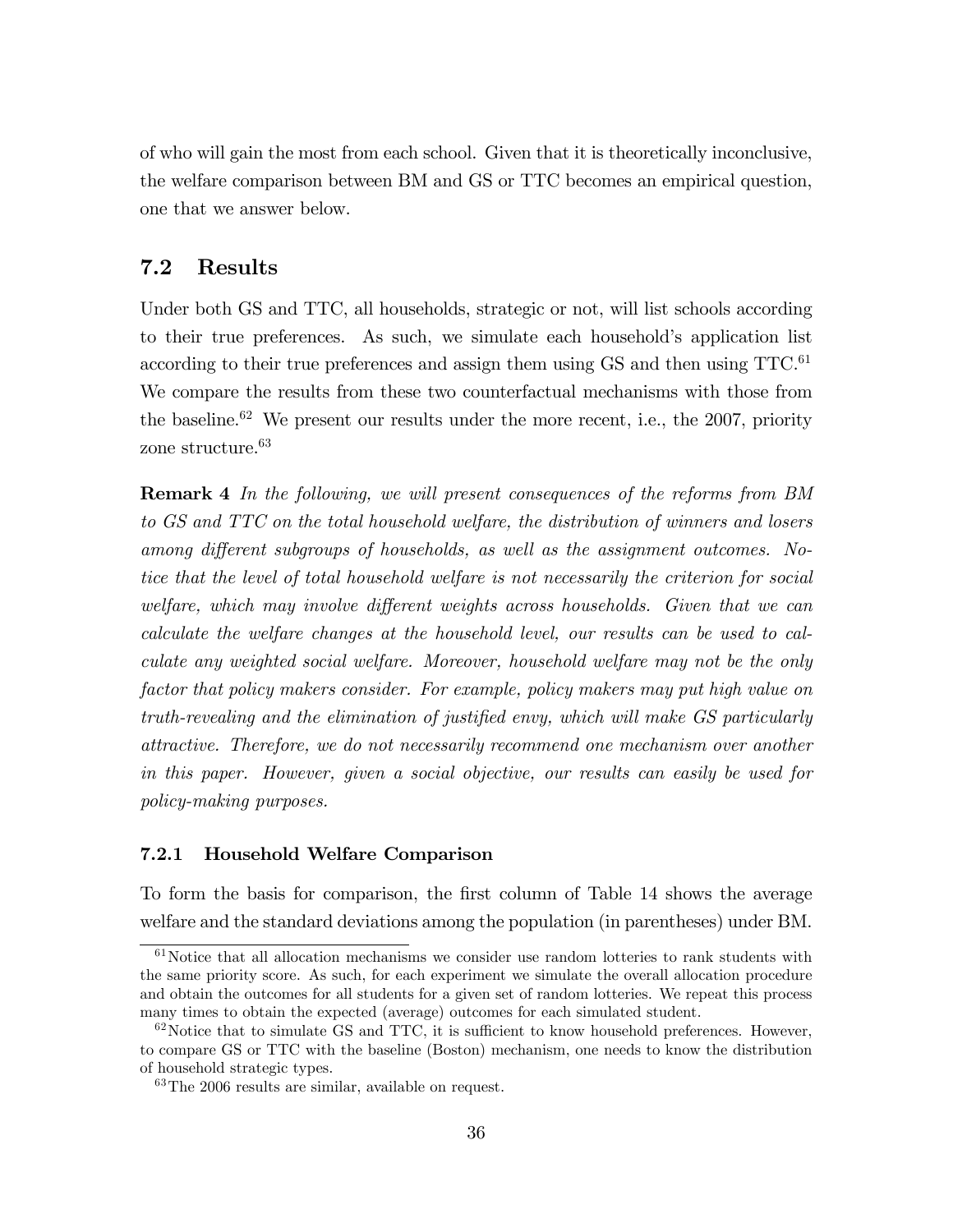of who will gain the most from each school. Given that it is theoretically inconclusive, the welfare comparison between BM and GS or TTC becomes an empirical question, one that we answer below.

## 7.2 Results

Under both GS and TTC, all households, strategic or not, will list schools according to their true preferences. As such, we simulate each household's application list according to their true preferences and assign them using GS and then using TTC.[61] We compare the results from these two counterfactual mechanisms with those from the baseline.[62] We present our results under the more recent, i.e., the 2007, priority zone structure.[63]

**Remark 4** *In the following, we will present consequences of the reforms from BM to GS and TTC on the total household welfare, the distribution of winners and losers among different subgroups of households, as well as the assignment outcomes. Notice that the level of total household welfare is not necessarily the criterion for social welfare, which may involve different weights across households. Given that we can calculate the welfare changes at the household level, our results can be used to calculate any weighted social welfare. Moreover, household welfare may not be the only factor that policy makers consider. For example, policy makers may put high value on truth-revealing and the elimination of justified envy, which will make GS particularly attractive. Therefore, we do not necessarily recommend one mechanism over another in this paper. However, given a social objective, our results can easily be used for policy-making purposes.*

### 7.2.1 Household Welfare Comparison

To form the basis for comparison, the first column of Table 14 shows the average welfare and the standard deviations among the population (in parentheses) under BM.

---

[61] Notice that all allocation mechanisms we consider use random lotteries to rank students with the same priority score. As such, for each experiment we simulate the overall allocation procedure and obtain the outcomes for all students for a given set of random lotteries. We repeat this process many times to obtain the expected (average) outcomes for each simulated student.

[62] Notice that to simulate GS and TTC, it is sufficient to know household preferences. However, to compare GS or TTC with the baseline (Boston) mechanism, one needs to know the distribution of household strategic types.

[63] The 2006 results are similar, available on request.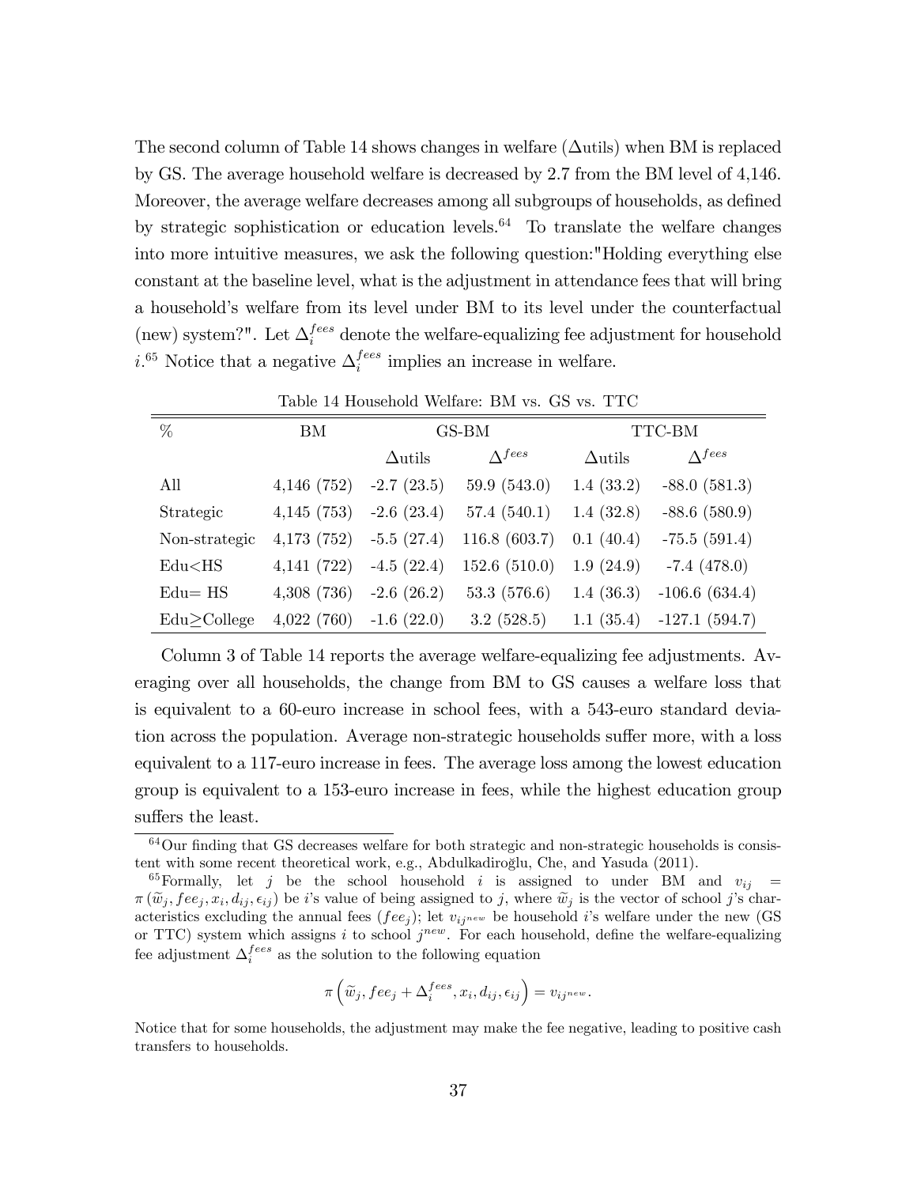The second column of Table 14 shows changes in welfare ($\Delta$utils) when BM is replaced by GS. The average household welfare is decreased by 2.7 from the BM level of 4,146. Moreover, the average welfare decreases among all subgroups of households, as defined by strategic sophistication or education levels.[64] To translate the welfare changes into more intuitive measures, we ask the following question:"Holding everything else constant at the baseline level, what is the adjustment in attendance fees that will bring a household's welfare from its level under BM to its level under the counterfactual (new) system?". Let $\Delta_i^{fees}$ denote the welfare-equalizing fee adjustment for household $i$.[65] Notice that a negative $\Delta_i^{fees}$ implies an increase in welfare.

Table 14 Household Welfare: BM vs. GS vs. TTC

| % | BM | GS-BM | | TTC-BM | |
|---|---|---|---|---|---|
| | | $\Delta$utils | $\Delta^{fees}$ | $\Delta$utils | $\Delta^{fees}$ |
| All | 4,146 (752) | -2.7 (23.5) | 59.9 (543.0) | 1.4 (33.2) | -88.0 (581.3) |
| Strategic | 4,145 (753) | -2.6 (23.4) | 57.4 (540.1) | 1.4 (32.8) | -88.6 (580.9) |
| Non-strategic | 4,173 (752) | -5.5 (27.4) | 116.8 (603.7) | 0.1 (40.4) | -75.5 (591.4) |
| Edu<HS | 4,141 (722) | -4.5 (22.4) | 152.6 (510.0) | 1.9 (24.9) | -7.4 (478.0) |
| Edu= HS | 4,308 (736) | -2.6 (26.2) | 53.3 (576.6) | 1.4 (36.3) | -106.6 (634.4) |
| Edu≥College | 4,022 (760) | -1.6 (22.0) | 3.2 (528.5) | 1.1 (35.4) | -127.1 (594.7) |

Column 3 of Table 14 reports the average welfare-equalizing fee adjustments. Averaging over all households, the change from BM to GS causes a welfare loss that is equivalent to a 60-euro increase in school fees, with a 543-euro standard deviation across the population. Average non-strategic households suffer more, with a loss equivalent to a 117-euro increase in fees. The average loss among the lowest education group is equivalent to a 153-euro increase in fees, while the highest education group suffers the least.

[64] Our finding that GS decreases welfare for both strategic and non-strategic households is consistent with some recent theoretical work, e.g., Abdulkadiroğlu, Che, and Yasuda (2011).

[65] Formally, let $j$ be the school household $i$ is assigned to under BM and $v_{ij} = \pi(\widetilde{w}_j, fee_j, x_i, d_{ij}, \epsilon_{ij})$ be $i$'s value of being assigned to $j$, where $\widetilde{w}_j$ is the vector of school $j$'s characteristics excluding the annual fees ($fee_j$); let $v_{ij^{new}}$ be household $i$'s welfare under the new (GS or TTC) system which assigns $i$ to school $j^{new}$. For each household, define the welfare-equalizing fee adjustment $\Delta_i^{fees}$ as the solution to the following equation

$$\pi\left(\widetilde{w}_j, fee_j + \Delta_i^{fees}, x_i, d_{ij}, \epsilon_{ij}\right) = v_{ij^{new}}.$$

Notice that for some households, the adjustment may make the fee negative, leading to positive cash transfers to households.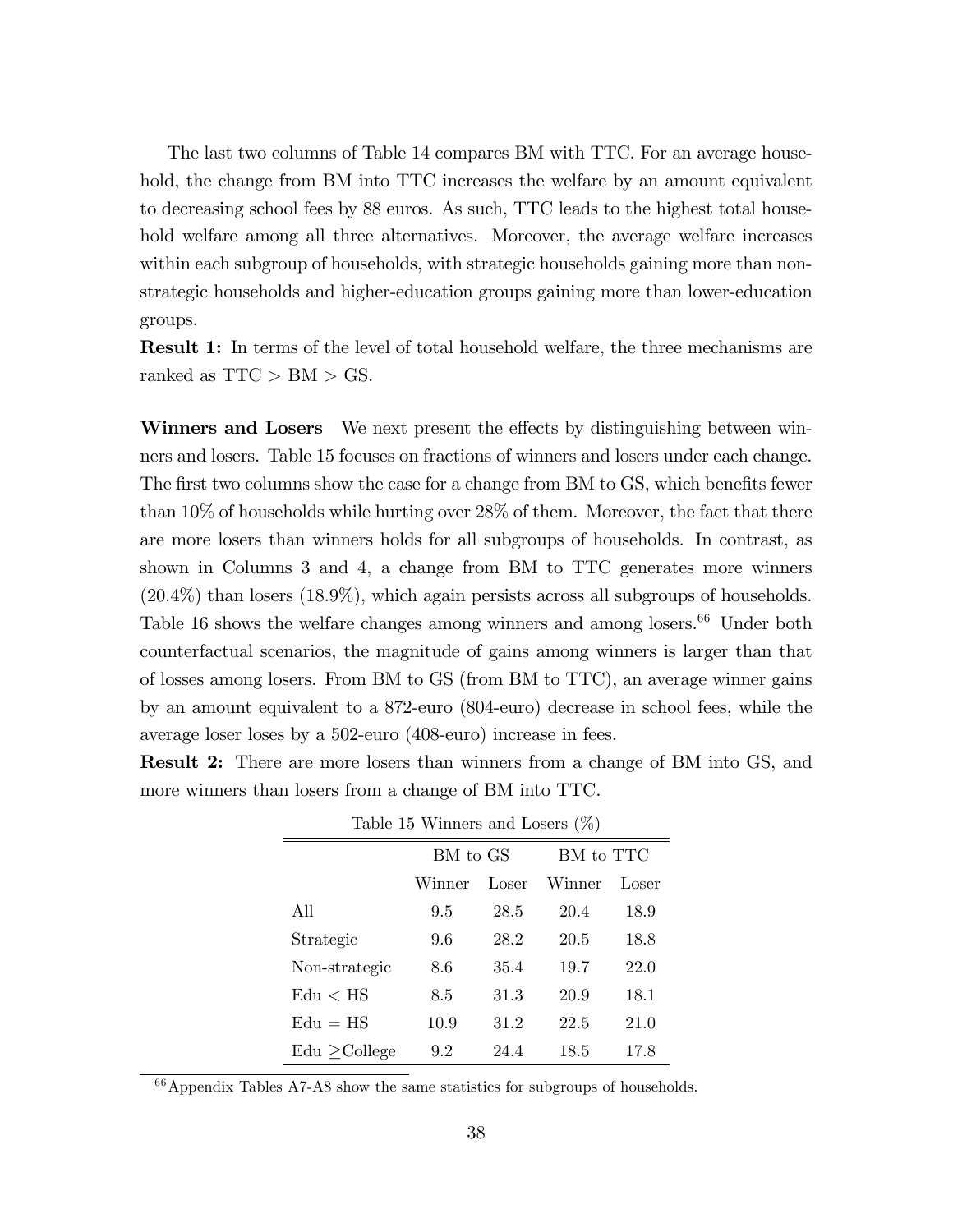The last two columns of Table 14 compares BM with TTC. For an average household, the change from BM into TTC increases the welfare by an amount equivalent to decreasing school fees by 88 euros. As such, TTC leads to the highest total household welfare among all three alternatives. Moreover, the average welfare increases within each subgroup of households, with strategic households gaining more than non-strategic households and higher-education groups gaining more than lower-education groups.

**Result 1:** In terms of the level of total household welfare, the three mechanisms are ranked as TTC > BM > GS.

**Winners and Losers** We next present the effects by distinguishing between winners and losers. Table 15 focuses on fractions of winners and losers under each change. The first two columns show the case for a change from BM to GS, which benefits fewer than 10% of households while hurting over 28% of them. Moreover, the fact that there are more losers than winners holds for all subgroups of households. In contrast, as shown in Columns 3 and 4, a change from BM to TTC generates more winners (20.4%) than losers (18.9%), which again persists across all subgroups of households. Table 16 shows the welfare changes among winners and among losers.[66] Under both counterfactual scenarios, the magnitude of gains among winners is larger than that of losses among losers. From BM to GS (from BM to TTC), an average winner gains by an amount equivalent to a 872-euro (804-euro) decrease in school fees, while the average loser loses by a 502-euro (408-euro) increase in fees.

**Result 2:** There are more losers than winners from a change of BM into GS, and more winners than losers from a change of BM into TTC.

Table 15 Winners and Losers (%)

| | BM to GS | | BM to TTC | |
|---|---|---|---|---|
| | Winner | Loser | Winner | Loser |
| All | 9.5 | 28.5 | 20.4 | 18.9 |
| Strategic | 9.6 | 28.2 | 20.5 | 18.8 |
| Non-strategic | 8.6 | 35.4 | 19.7 | 22.0 |
| Edu < HS | 8.5 | 31.3 | 20.9 | 18.1 |
| Edu = HS | 10.9 | 31.2 | 22.5 | 21.0 |
| Edu ≥College | 9.2 | 24.4 | 18.5 | 17.8 |

[66] Appendix Tables A7-A8 show the same statistics for subgroups of households.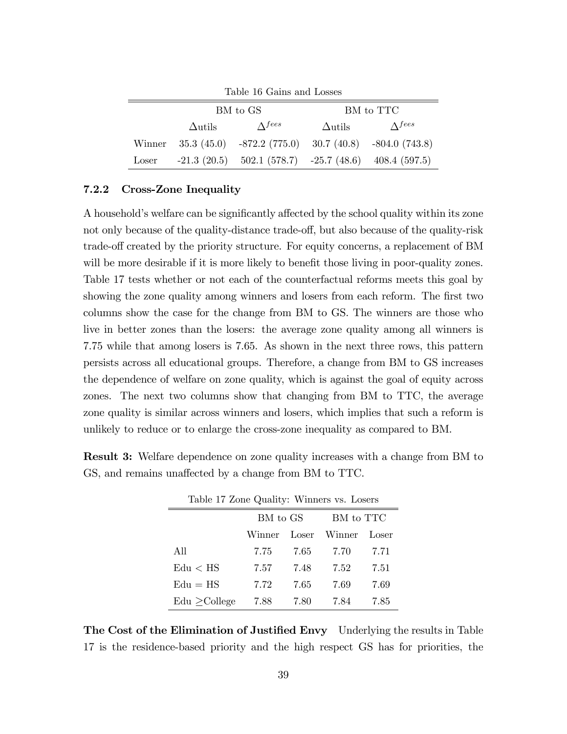Table 16 Gains and Losses

| | BM to GS | | BM to TTC | |
|---|---|---|---|---|
| | $\Delta$utils | $\Delta^{fees}$ | $\Delta$utils | $\Delta^{fees}$ |
| Winner | 35.3 (45.0) | -872.2 (775.0) | 30.7 (40.8) | -804.0 (743.8) |
| Loser | -21.3 (20.5) | 502.1 (578.7) | -25.7 (48.6) | 408.4 (597.5) |

### 7.2.2 Cross-Zone Inequality

A household's welfare can be significantly affected by the school quality within its zone not only because of the quality-distance trade-off, but also because of the quality-risk trade-off created by the priority structure. For equity concerns, a replacement of BM will be more desirable if it is more likely to benefit those living in poor-quality zones. Table 17 tests whether or not each of the counterfactual reforms meets this goal by showing the zone quality among winners and losers from each reform. The first two columns show the case for the change from BM to GS. The winners are those who live in better zones than the losers: the average zone quality among all winners is 7.75 while that among losers is 7.65. As shown in the next three rows, this pattern persists across all educational groups. Therefore, a change from BM to GS increases the dependence of welfare on zone quality, which is against the goal of equity across zones. The next two columns show that changing from BM to TTC, the average zone quality is similar across winners and losers, which implies that such a reform is unlikely to reduce or to enlarge the cross-zone inequality as compared to BM.

**Result 3:** Welfare dependence on zone quality increases with a change from BM to GS, and remains unaffected by a change from BM to TTC.

Table 17 Zone Quality: Winners vs. Losers

| | BM to GS | | BM to TTC | |
|---|---|---|---|---|
| | Winner | Loser | Winner | Loser |
| All | 7.75 | 7.65 | 7.70 | 7.71 |
| Edu < HS | 7.57 | 7.48 | 7.52 | 7.51 |
| Edu = HS | 7.72 | 7.65 | 7.69 | 7.69 |
| Edu ≥College | 7.88 | 7.80 | 7.84 | 7.85 |

**The Cost of the Elimination of Justified Envy** Underlying the results in Table 17 is the residence-based priority and the high respect GS has for priorities, the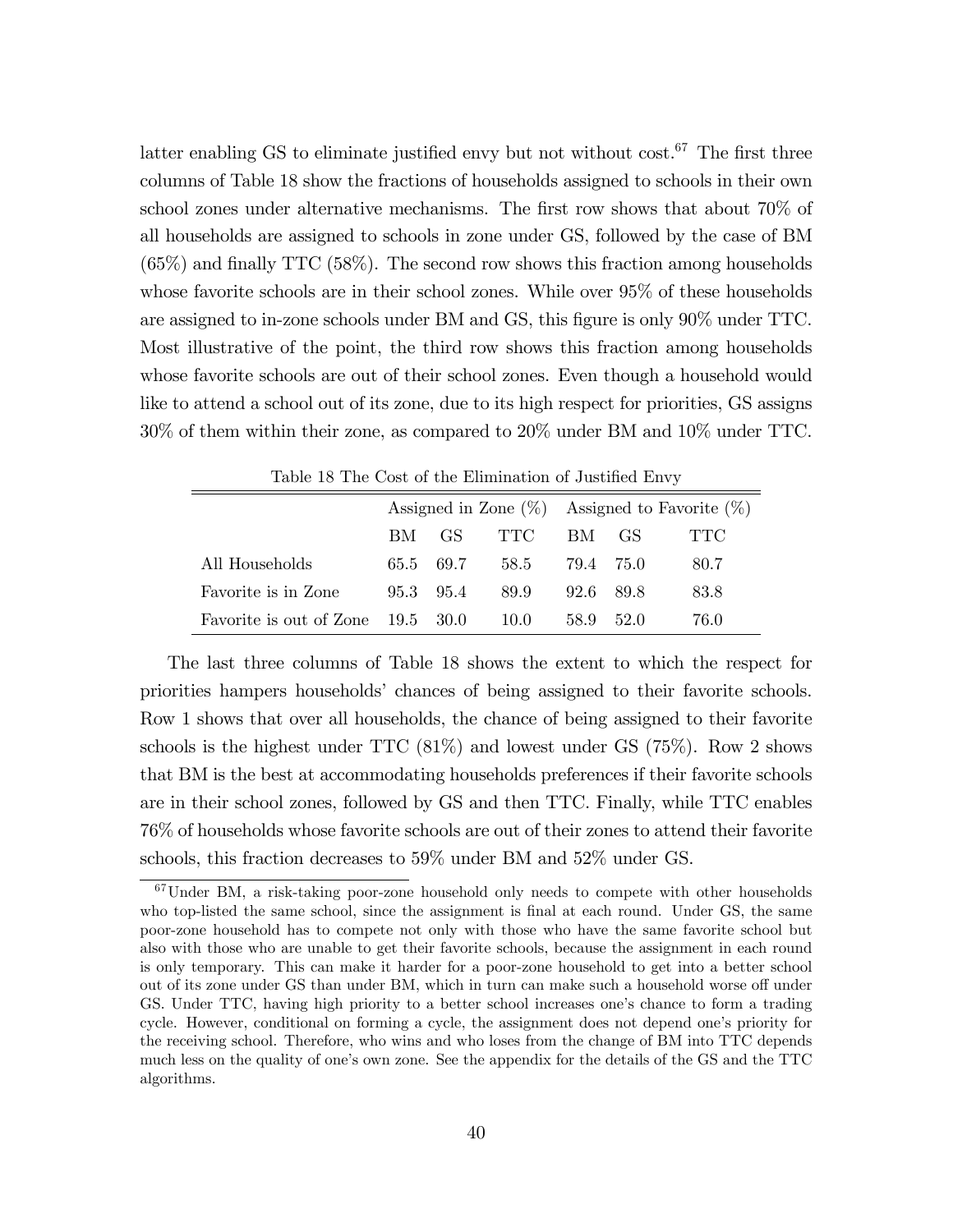latter enabling GS to eliminate justified envy but not without cost.[67] The first three columns of Table 18 show the fractions of households assigned to schools in their own school zones under alternative mechanisms. The first row shows that about 70% of all households are assigned to schools in zone under GS, followed by the case of BM (65%) and finally TTC (58%). The second row shows this fraction among households whose favorite schools are in their school zones. While over 95% of these households are assigned to in-zone schools under BM and GS, this figure is only 90% under TTC. Most illustrative of the point, the third row shows this fraction among households whose favorite schools are out of their school zones. Even though a household would like to attend a school out of its zone, due to its high respect for priorities, GS assigns 30% of them within their zone, as compared to 20% under BM and 10% under TTC.

Table 18 The Cost of the Elimination of Justified Envy

| | Assigned in Zone (%) | | | Assigned to Favorite (%) | | |
|---|---|---|---|---|---|---|
| | BM | GS | TTC | BM | GS | TTC |
| All Households | 65.5 | 69.7 | 58.5 | 79.4 | 75.0 | 80.7 |
| Favorite is in Zone | 95.3 | 95.4 | 89.9 | 92.6 | 89.8 | 83.8 |
| Favorite is out of Zone | 19.5 | 30.0 | 10.0 | 58.9 | 52.0 | 76.0 |

The last three columns of Table 18 shows the extent to which the respect for priorities hampers households' chances of being assigned to their favorite schools. Row 1 shows that over all households, the chance of being assigned to their favorite schools is the highest under TTC (81%) and lowest under GS (75%). Row 2 shows that BM is the best at accommodating households preferences if their favorite schools are in their school zones, followed by GS and then TTC. Finally, while TTC enables 76% of households whose favorite schools are out of their zones to attend their favorite schools, this fraction decreases to 59% under BM and 52% under GS.

[67] Under BM, a risk-taking poor-zone household only needs to compete with other households who top-listed the same school, since the assignment is final at each round. Under GS, the same poor-zone household has to compete not only with those who have the same favorite school but also with those who are unable to get their favorite schools, because the assignment in each round is only temporary. This can make it harder for a poor-zone household to get into a better school out of its zone under GS than under BM, which in turn can make such a household worse off under GS. Under TTC, having high priority to a better school increases one's chance to form a trading cycle. However, conditional on forming a cycle, the assignment does not depend one's priority for the receiving school. Therefore, who wins and who loses from the change of BM into TTC depends much less on the quality of one's own zone. See the appendix for the details of the GS and the TTC algorithms.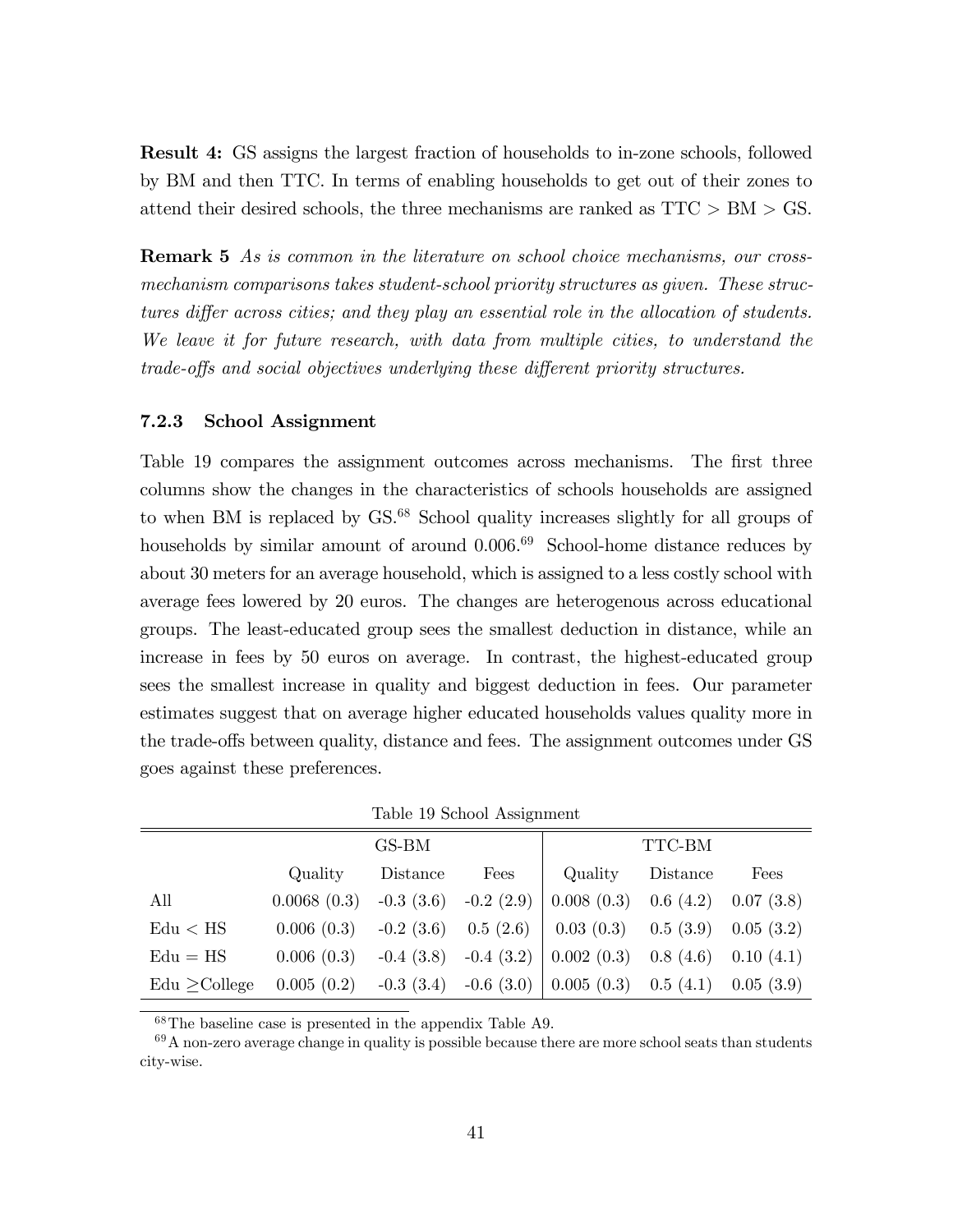**Result 4:** GS assigns the largest fraction of households to in-zone schools, followed by BM and then TTC. In terms of enabling households to get out of their zones to attend their desired schools, the three mechanisms are ranked as TTC > BM > GS.

**Remark 5** *As is common in the literature on school choice mechanisms, our cross-mechanism comparisons takes student-school priority structures as given. These structures differ across cities; and they play an essential role in the allocation of students. We leave it for future research, with data from multiple cities, to understand the trade-offs and social objectives underlying these different priority structures.*

### 7.2.3 School Assignment

Table 19 compares the assignment outcomes across mechanisms. The first three columns show the changes in the characteristics of schools households are assigned to when BM is replaced by GS.[68] School quality increases slightly for all groups of households by similar amount of around 0.006.[69] School-home distance reduces by about 30 meters for an average household, which is assigned to a less costly school with average fees lowered by 20 euros. The changes are heterogenous across educational groups. The least-educated group sees the smallest deduction in distance, while an increase in fees by 50 euros on average. In contrast, the highest-educated group sees the smallest increase in quality and biggest deduction in fees. Our parameter estimates suggest that on average higher educated households values quality more in the trade-offs between quality, distance and fees. The assignment outcomes under GS goes against these preferences.

Table 19 School Assignment

| | GS-BM | | | TTC-BM | | |
|---|---|---|---|---|---|---|
| | Quality | Distance | Fees | Quality | Distance | Fees |
| All | 0.0068 (0.3) | -0.3 (3.6) | -0.2 (2.9) | 0.008 (0.3) | 0.6 (4.2) | 0.07 (3.8) |
| Edu < HS | 0.006 (0.3) | -0.2 (3.6) | 0.5 (2.6) | 0.03 (0.3) | 0.5 (3.9) | 0.05 (3.2) |
| Edu = HS | 0.006 (0.3) | -0.4 (3.8) | -0.4 (3.2) | 0.002 (0.3) | 0.8 (4.6) | 0.10 (4.1) |
| Edu ≥College | 0.005 (0.2) | -0.3 (3.4) | -0.6 (3.0) | 0.005 (0.3) | 0.5 (4.1) | 0.05 (3.9) |

[68] The baseline case is presented in the appendix Table A9.

[69] A non-zero average change in quality is possible because there are more school seats than students city-wise.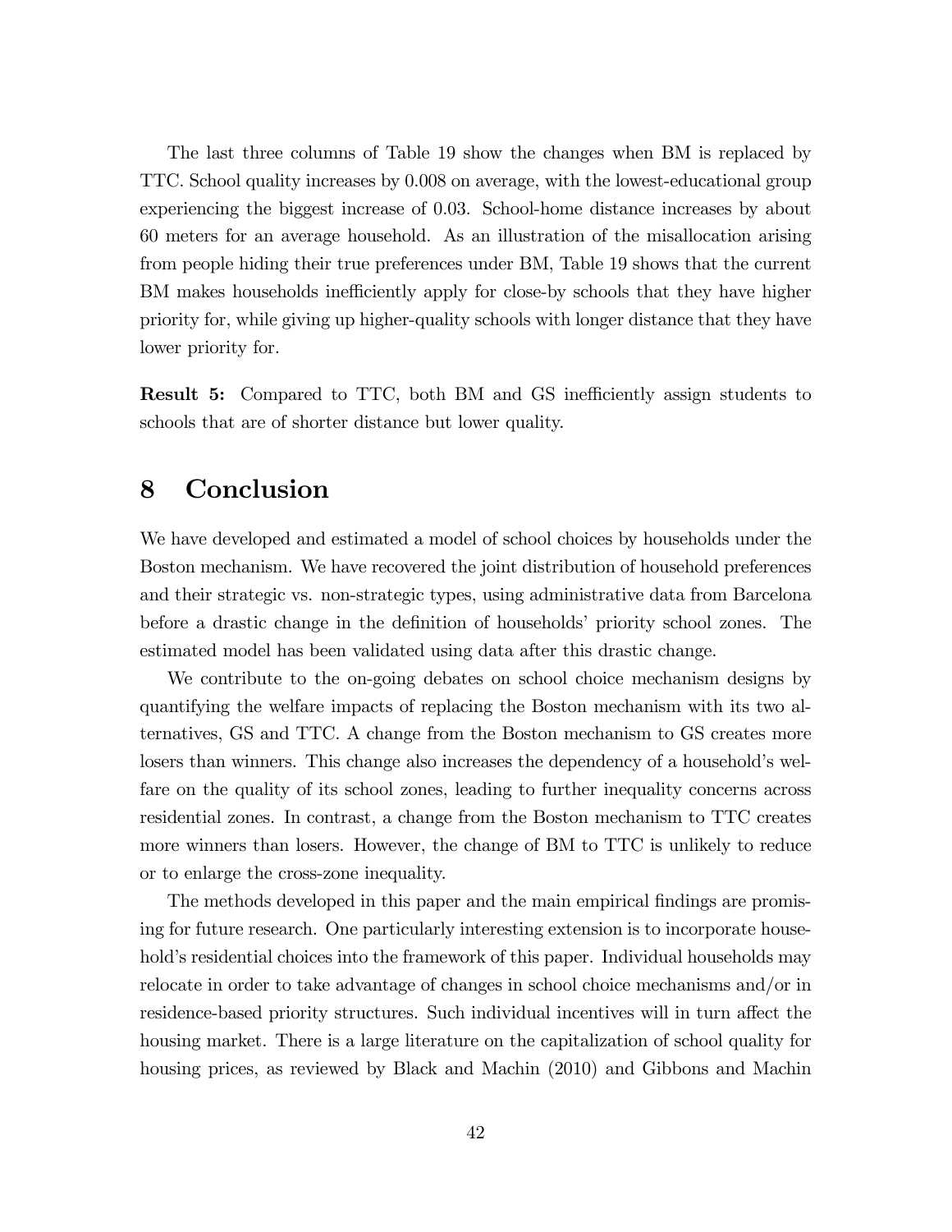The last three columns of Table 19 show the changes when BM is replaced by TTC. School quality increases by 0.008 on average, with the lowest-educational group experiencing the biggest increase of 0.03. School-home distance increases by about 60 meters for an average household. As an illustration of the misallocation arising from people hiding their true preferences under BM, Table 19 shows that the current BM makes households inefficiently apply for close-by schools that they have higher priority for, while giving up higher-quality schools with longer distance that they have lower priority for.

**Result 5:** Compared to TTC, both BM and GS inefficiently assign students to schools that are of shorter distance but lower quality.

# 8 Conclusion

We have developed and estimated a model of school choices by households under the Boston mechanism. We have recovered the joint distribution of household preferences and their strategic vs. non-strategic types, using administrative data from Barcelona before a drastic change in the definition of households' priority school zones. The estimated model has been validated using data after this drastic change.

We contribute to the on-going debates on school choice mechanism designs by quantifying the welfare impacts of replacing the Boston mechanism with its two alternatives, GS and TTC. A change from the Boston mechanism to GS creates more losers than winners. This change also increases the dependency of a household's welfare on the quality of its school zones, leading to further inequality concerns across residential zones. In contrast, a change from the Boston mechanism to TTC creates more winners than losers. However, the change of BM to TTC is unlikely to reduce or to enlarge the cross-zone inequality.

The methods developed in this paper and the main empirical findings are promising for future research. One particularly interesting extension is to incorporate household's residential choices into the framework of this paper. Individual households may relocate in order to take advantage of changes in school choice mechanisms and/or in residence-based priority structures. Such individual incentives will in turn affect the housing market. There is a large literature on the capitalization of school quality for housing prices, as reviewed by Black and Machin (2010) and Gibbons and Machin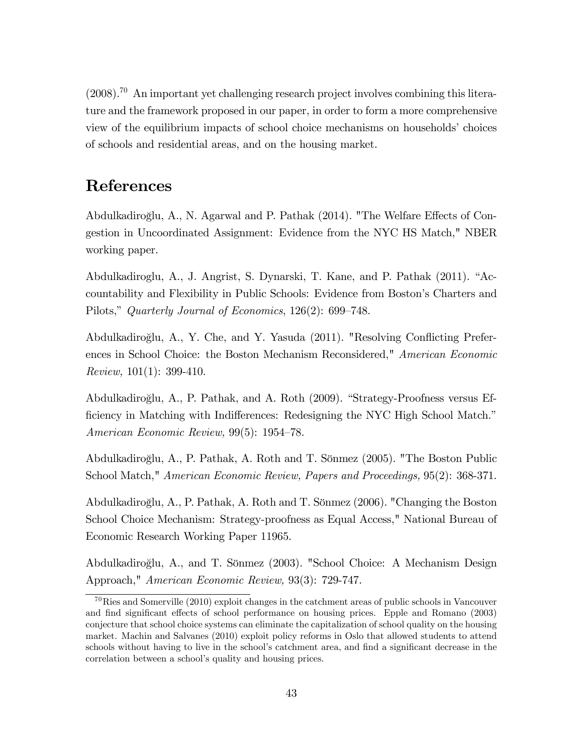(2008).[70] An important yet challenging research project involves combining this literature and the framework proposed in our paper, in order to form a more comprehensive view of the equilibrium impacts of school choice mechanisms on households' choices of schools and residential areas, and on the housing market.

# References

Abdulkadiroğlu, A., N. Agarwal and P. Pathak (2014). "The Welfare Effects of Congestion in Uncoordinated Assignment: Evidence from the NYC HS Match," NBER working paper.

Abdulkadiroglu, A., J. Angrist, S. Dynarski, T. Kane, and P. Pathak (2011). "Accountability and Flexibility in Public Schools: Evidence from Boston's Charters and Pilots," *Quarterly Journal of Economics*, 126(2): 699–748.

Abdulkadiroğlu, A., Y. Che, and Y. Yasuda (2011). "Resolving Conflicting Preferences in School Choice: the Boston Mechanism Reconsidered," *American Economic Review,* 101(1): 399-410.

Abdulkadiroğlu, A., P. Pathak, and A. Roth (2009). "Strategy-Proofness versus Efficiency in Matching with Indifferences: Redesigning the NYC High School Match." *American Economic Review,* 99(5): 1954–78.

Abdulkadiroğlu, A., P. Pathak, A. Roth and T. Sönmez (2005). "The Boston Public School Match," *American Economic Review, Papers and Proceedings,* 95(2): 368-371.

Abdulkadiroğlu, A., P. Pathak, A. Roth and T. Sönmez (2006). "Changing the Boston School Choice Mechanism: Strategy-proofness as Equal Access," National Bureau of Economic Research Working Paper 11965.

Abdulkadiroğlu, A., and T. Sönmez (2003). "School Choice: A Mechanism Design Approach," *American Economic Review,* 93(3): 729-747.

[70] Ries and Somerville (2010) exploit changes in the catchment areas of public schools in Vancouver and find significant effects of school performance on housing prices. Epple and Romano (2003) conjecture that school choice systems can eliminate the capitalization of school quality on the housing market. Machin and Salvanes (2010) exploit policy reforms in Oslo that allowed students to attend schools without having to live in the school's catchment area, and find a significant decrease in the correlation between a school's quality and housing prices.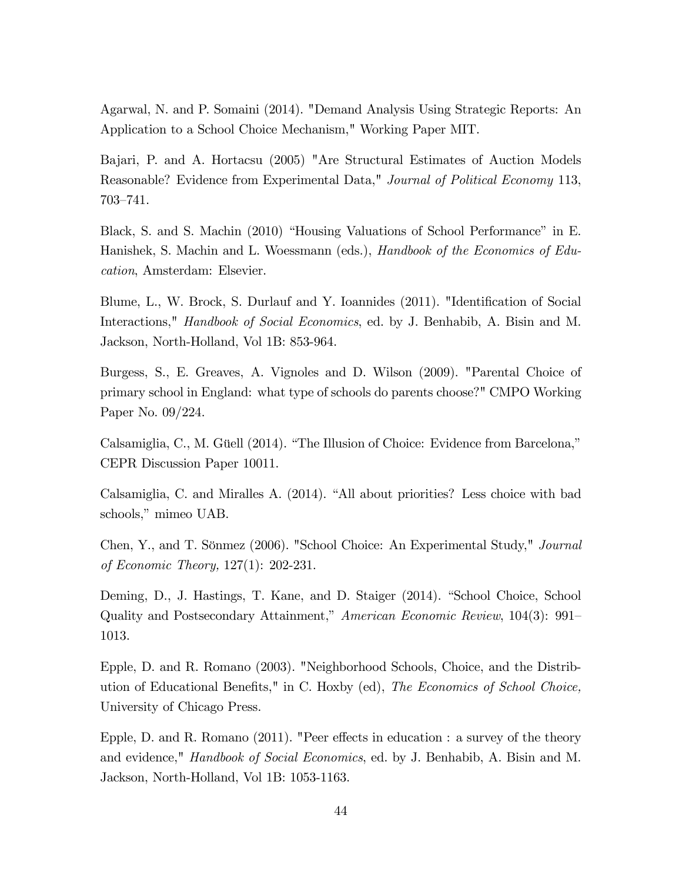Agarwal, N. and P. Somaini (2014). "Demand Analysis Using Strategic Reports: An Application to a School Choice Mechanism," Working Paper MIT.

Bajari, P. and A. Hortacsu (2005) "Are Structural Estimates of Auction Models Reasonable? Evidence from Experimental Data," *Journal of Political Economy* 113, 703–741.

Black, S. and S. Machin (2010) "Housing Valuations of School Performance" in E. Hanishek, S. Machin and L. Woessmann (eds.), *Handbook of the Economics of Education*, Amsterdam: Elsevier.

Blume, L., W. Brock, S. Durlauf and Y. Ioannides (2011). "Identification of Social Interactions," *Handbook of Social Economics*, ed. by J. Benhabib, A. Bisin and M. Jackson, North-Holland, Vol 1B: 853-964.

Burgess, S., E. Greaves, A. Vignoles and D. Wilson (2009). "Parental Choice of primary school in England: what type of schools do parents choose?" CMPO Working Paper No. 09/224.

Calsamiglia, C., M. Güell (2014). "The Illusion of Choice: Evidence from Barcelona," CEPR Discussion Paper 10011.

Calsamiglia, C. and Miralles A. (2014). "All about priorities? Less choice with bad schools," mimeo UAB.

Chen, Y., and T. Sönmez (2006). "School Choice: An Experimental Study," *Journal of Economic Theory,* 127(1): 202-231.

Deming, D., J. Hastings, T. Kane, and D. Staiger (2014). "School Choice, School Quality and Postsecondary Attainment," *American Economic Review*, 104(3): 991–1013.

Epple, D. and R. Romano (2003). "Neighborhood Schools, Choice, and the Distribution of Educational Benefits," in C. Hoxby (ed), *The Economics of School Choice,* University of Chicago Press.

Epple, D. and R. Romano (2011). "Peer effects in education : a survey of the theory and evidence," *Handbook of Social Economics*, ed. by J. Benhabib, A. Bisin and M. Jackson, North-Holland, Vol 1B: 1053-1163.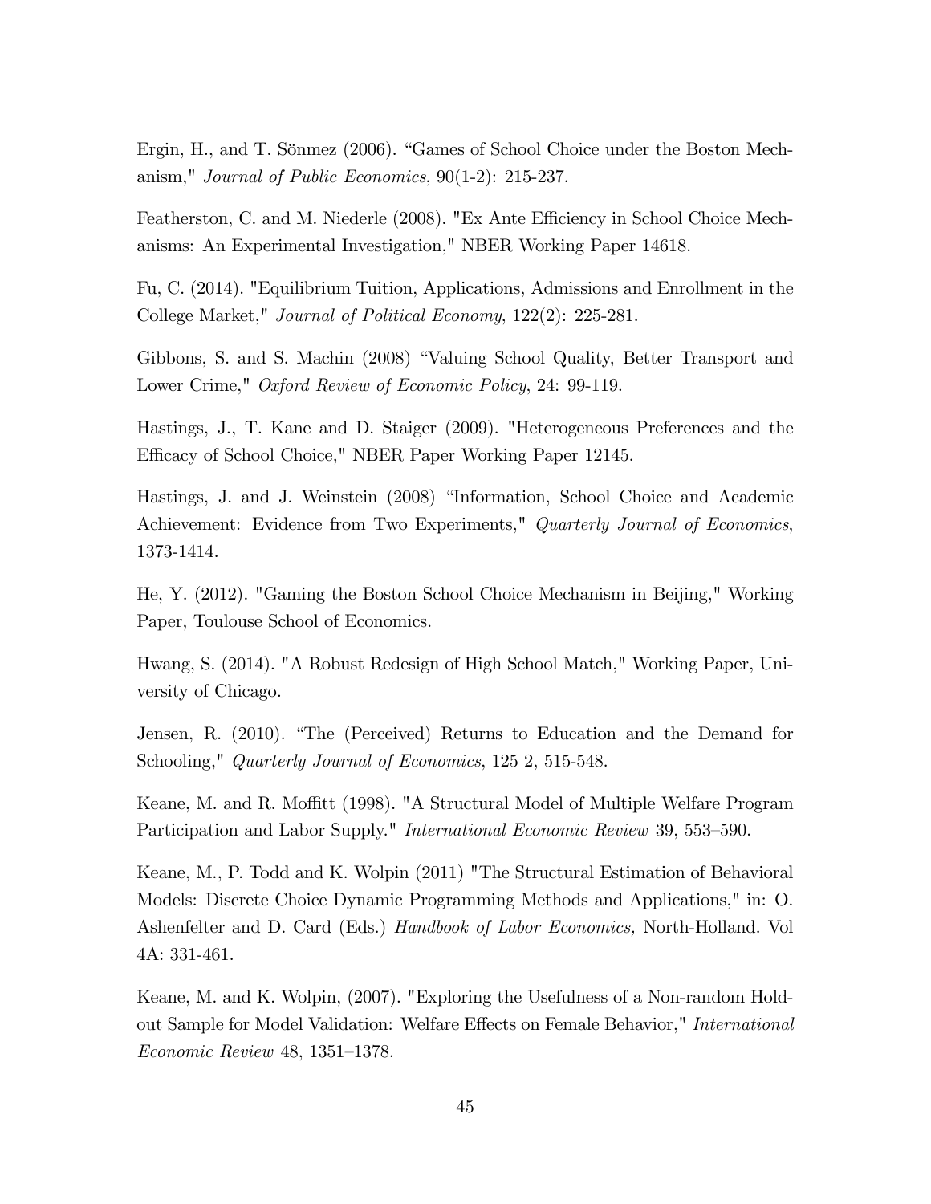Ergin, H., and T. Sönmez (2006). "Games of School Choice under the Boston Mechanism," *Journal of Public Economics*, 90(1-2): 215-237.

Featherston, C. and M. Niederle (2008). "Ex Ante Efficiency in School Choice Mechanisms: An Experimental Investigation," NBER Working Paper 14618.

Fu, C. (2014). "Equilibrium Tuition, Applications, Admissions and Enrollment in the College Market," *Journal of Political Economy*, 122(2): 225-281.

Gibbons, S. and S. Machin (2008) "Valuing School Quality, Better Transport and Lower Crime," *Oxford Review of Economic Policy*, 24: 99-119.

Hastings, J., T. Kane and D. Staiger (2009). "Heterogeneous Preferences and the Efficacy of School Choice," NBER Paper Working Paper 12145.

Hastings, J. and J. Weinstein (2008) "Information, School Choice and Academic Achievement: Evidence from Two Experiments," *Quarterly Journal of Economics*, 1373-1414.

He, Y. (2012). "Gaming the Boston School Choice Mechanism in Beijing," Working Paper, Toulouse School of Economics.

Hwang, S. (2014). "A Robust Redesign of High School Match," Working Paper, University of Chicago.

Jensen, R. (2010). "The (Perceived) Returns to Education and the Demand for Schooling," *Quarterly Journal of Economics*, 125 2, 515-548.

Keane, M. and R. Moffitt (1998). "A Structural Model of Multiple Welfare Program Participation and Labor Supply." *International Economic Review* 39, 553–590.

Keane, M., P. Todd and K. Wolpin (2011) "The Structural Estimation of Behavioral Models: Discrete Choice Dynamic Programming Methods and Applications," in: O. Ashenfelter and D. Card (Eds.) *Handbook of Labor Economics,* North-Holland. Vol 4A: 331-461.

Keane, M. and K. Wolpin, (2007). "Exploring the Usefulness of a Non-random Holdout Sample for Model Validation: Welfare Effects on Female Behavior," *International Economic Review* 48, 1351–1378.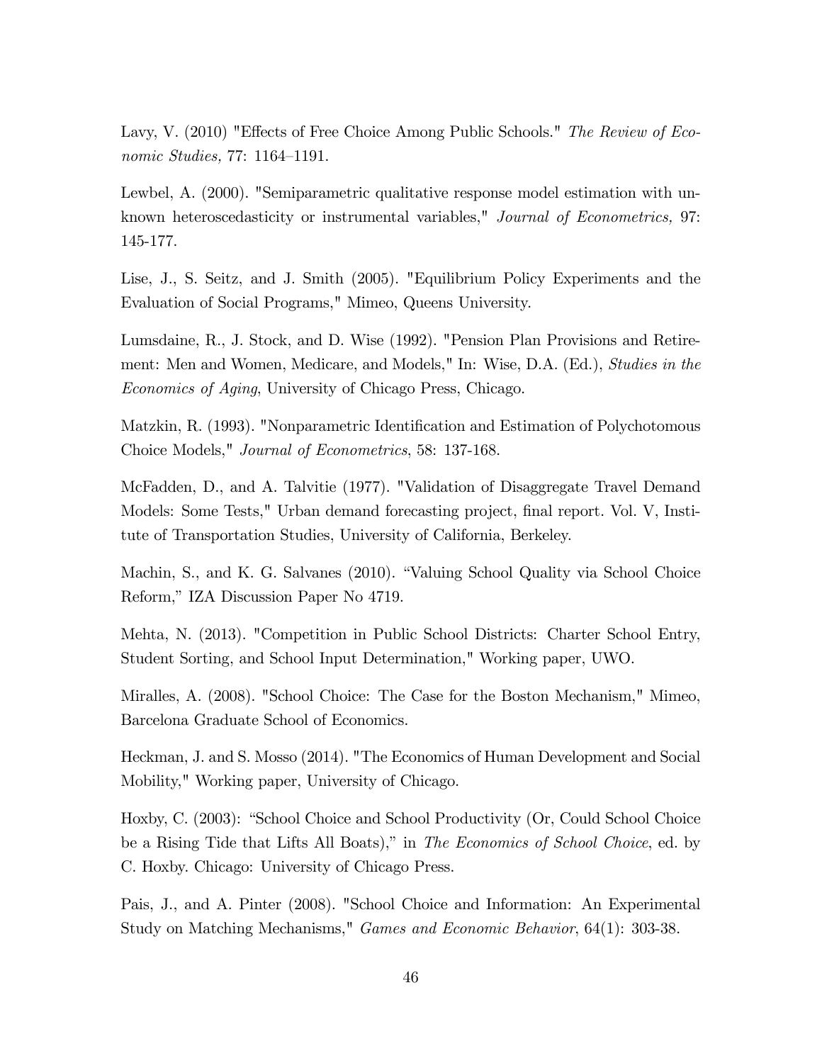Lavy, V. (2010) "Effects of Free Choice Among Public Schools." *The Review of Economic Studies,* 77: 1164–1191.

Lewbel, A. (2000). "Semiparametric qualitative response model estimation with unknown heteroscedasticity or instrumental variables," *Journal of Econometrics,* 97: 145-177.

Lise, J., S. Seitz, and J. Smith (2005). "Equilibrium Policy Experiments and the Evaluation of Social Programs," Mimeo, Queens University.

Lumsdaine, R., J. Stock, and D. Wise (1992). "Pension Plan Provisions and Retirement: Men and Women, Medicare, and Models," In: Wise, D.A. (Ed.), *Studies in the Economics of Aging*, University of Chicago Press, Chicago.

Matzkin, R. (1993). "Nonparametric Identification and Estimation of Polychotomous Choice Models," *Journal of Econometrics*, 58: 137-168.

McFadden, D., and A. Talvitie (1977). "Validation of Disaggregate Travel Demand Models: Some Tests," Urban demand forecasting project, final report. Vol. V, Institute of Transportation Studies, University of California, Berkeley.

Machin, S., and K. G. Salvanes (2010). "Valuing School Quality via School Choice Reform," IZA Discussion Paper No 4719.

Mehta, N. (2013). "Competition in Public School Districts: Charter School Entry, Student Sorting, and School Input Determination," Working paper, UWO.

Miralles, A. (2008). "School Choice: The Case for the Boston Mechanism," Mimeo, Barcelona Graduate School of Economics.

Heckman, J. and S. Mosso (2014). "The Economics of Human Development and Social Mobility," Working paper, University of Chicago.

Hoxby, C. (2003): "School Choice and School Productivity (Or, Could School Choice be a Rising Tide that Lifts All Boats)," in *The Economics of School Choice*, ed. by C. Hoxby. Chicago: University of Chicago Press.

Pais, J., and A. Pinter (2008). "School Choice and Information: An Experimental Study on Matching Mechanisms," *Games and Economic Behavior*, 64(1): 303-38.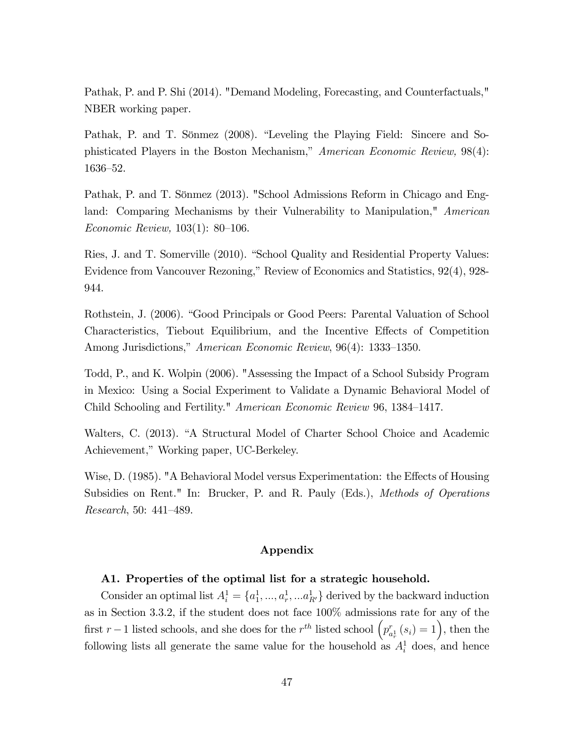Pathak, P. and P. Shi (2014). "Demand Modeling, Forecasting, and Counterfactuals," NBER working paper.

Pathak, P. and T. Sönmez (2008). "Leveling the Playing Field: Sincere and Sophisticated Players in the Boston Mechanism," *American Economic Review,* 98(4): 1636–52.

Pathak, P. and T. Sönmez (2013). "School Admissions Reform in Chicago and England: Comparing Mechanisms by their Vulnerability to Manipulation," *American Economic Review,* 103(1): 80–106.

Ries, J. and T. Somerville (2010). "School Quality and Residential Property Values: Evidence from Vancouver Rezoning," Review of Economics and Statistics, 92(4), 928-944.

Rothstein, J. (2006). "Good Principals or Good Peers: Parental Valuation of School Characteristics, Tiebout Equilibrium, and the Incentive Effects of Competition Among Jurisdictions," *American Economic Review*, 96(4): 1333–1350.

Todd, P., and K. Wolpin (2006). "Assessing the Impact of a School Subsidy Program in Mexico: Using a Social Experiment to Validate a Dynamic Behavioral Model of Child Schooling and Fertility." *American Economic Review* 96, 1384–1417.

Walters, C. (2013). "A Structural Model of Charter School Choice and Academic Achievement," Working paper, UC-Berkeley.

Wise, D. (1985). "A Behavioral Model versus Experimentation: the Effects of Housing Subsidies on Rent." In: Brucker, P. and R. Pauly (Eds.), *Methods of Operations Research*, 50: 441–489.

## Appendix

### A1. Properties of the optimal list for a strategic household.

Consider an optimal list $A_i^1 = \{a_1^1, ..., a_r^1, ...a_{R'}^1\}$ derived by the backward induction as in Section 3.3.2, if the student does not face 100% admissions rate for any of the first $r-1$ listed schools, and she does for the $r^{th}$ listed school $\left(p_{a_r^1}^r(s_i) = 1\right)$, then the following lists all generate the same value for the household as $A_i^1$ does, and hence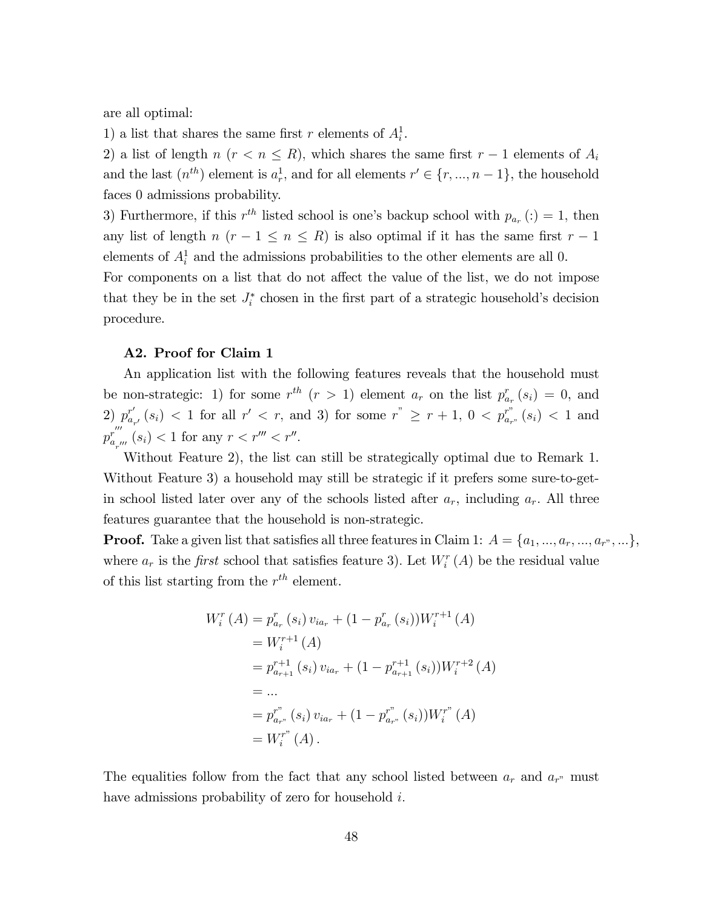are all optimal:

1) a list that shares the same first $r$ elements of $A_i^1$.

2) a list of length $n$ $(r < n \leq R)$, which shares the same first $r-1$ elements of $A_i$ and the last ($n^{th}$) element is $a_r^1$, and for all elements $r' \in \{r, ..., n-1\}$, the household faces 0 admissions probability.

3) Furthermore, if this $r^{th}$ listed school is one's backup school with $p_{a_r}(:) = 1$, then any list of length $n$ $(r-1 \leq n \leq R)$ is also optimal if it has the same first $r-1$ elements of $A_i^1$ and the admissions probabilities to the other elements are all 0.

For components on a list that do not affect the value of the list, we do not impose that they be in the set $J_i^*$ chosen in the first part of a strategic household's decision procedure.

### A2. Proof for Claim 1

An application list with the following features reveals that the household must be non-strategic: 1) for some $r^{th}$ $(r > 1)$ element $a_r$ on the list $p_{a_r}^r(s_i) = 0$, and 2) $p_{a_{r'}}^{r'}(s_i) < 1$ for all $r' < r$, and 3) for some $r^" \geq r+1$, $0 < p_{a_{r^"}}^{r^"}(s_i) < 1$ and $p_{a_{r'''}}^{r'''}(s_i) < 1$ for any $r < r''' < r''$.

Without Feature 2), the list can still be strategically optimal due to Remark 1. Without Feature 3) a household may still be strategic if it prefers some sure-to-get-in school listed later over any of the schools listed after $a_r$, including $a_r$. All three features guarantee that the household is non-strategic.

**Proof.** Take a given list that satisfies all three features in Claim 1: $A = \{a_1, ..., a_r, ..., a_{r^"}, ...\}$, where $a_r$ is the *first* school that satisfies feature 3). Let $W_i^r(A)$ be the residual value of this list starting from the $r^{th}$ element.

$$
\begin{aligned}
W_i^r(A) &= p_{a_r}^r(s_i)\, v_{ia_r} + (1 - p_{a_r}^r(s_i)) W_i^{r+1}(A) \\
&= W_i^{r+1}(A) \\
&= p_{a_{r+1}}^{r+1}(s_i)\, v_{ia_r} + (1 - p_{a_{r+1}}^{r+1}(s_i)) W_i^{r+2}(A) \\
&= ... \\
&= p_{a_{r^"}}^{r^"}(s_i)\, v_{ia_r} + (1 - p_{a_{r^"}}^{r^"}(s_i)) W_i^{r^"}(A) \\
&= W_i^{r^"}(A).
\end{aligned}
$$

The equalities follow from the fact that any school listed between $a_r$ and $a_{r^"}$ must have admissions probability of zero for household $i$.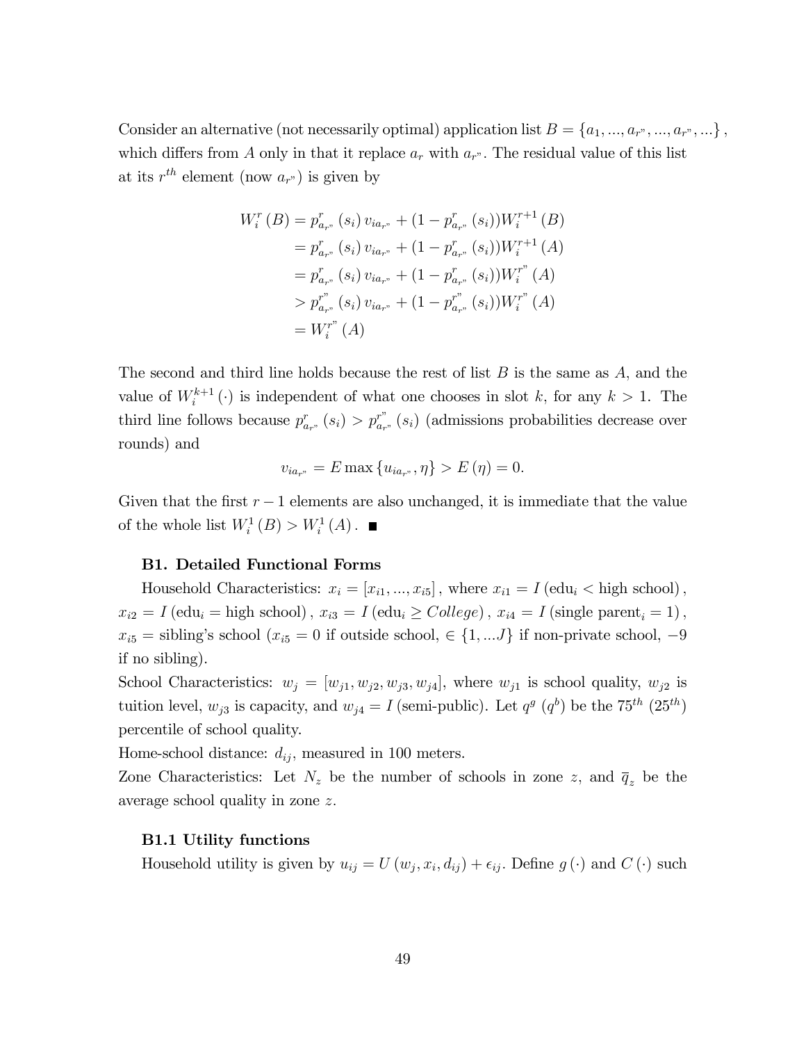Consider an alternative (not necessarily optimal) application list $B = \{a_1, ..., a_{r"}, ..., a_{r"}, ...\}$, which differs from $A$ only in that it replace $a_r$ with $a_{r"}$. The residual value of this list at its $r^{th}$ element (now $a_{r"}$) is given by

$$\begin{aligned}
W_i^r(B) &= p_{a_{r"}}^r(s_i) v_{ia_{r"}} + (1 - p_{a_{r"}}^r(s_i)) W_i^{r+1}(B) \\
&= p_{a_{r"}}^r(s_i) v_{ia_{r"}} + (1 - p_{a_{r"}}^r(s_i)) W_i^{r+1}(A) \\
&= p_{a_{r"}}^r(s_i) v_{ia_{r"}} + (1 - p_{a_{r"}}^r(s_i)) W_i^{r"}(A) \\
&> p_{a_{r"}}^{r"}(s_i) v_{ia_{r"}} + (1 - p_{a_{r"}}^{r"}(s_i)) W_i^{r"}(A) \\
&= W_i^{r"}(A)
\end{aligned}$$

The second and third line holds because the rest of list $B$ is the same as $A$, and the value of $W_i^{k+1}(\cdot)$ is independent of what one chooses in slot $k$, for any $k > 1$. The third line follows because $p_{a_{r"}}^r(s_i) > p_{a_{r"}}^{r"}(s_i)$ (admissions probabilities decrease over rounds) and

$$v_{ia_{r"}} = E \max\{u_{ia_{r"}}, \eta\} > E(\eta) = 0.$$

Given that the first $r-1$ elements are also unchanged, it is immediate that the value of the whole list $W_i^1(B) > W_i^1(A)$. ■

### B1. Detailed Functional Forms

Household Characteristics: $x_i = [x_{i1}, ..., x_{i5}]$, where $x_{i1} = I(\text{edu}_i < \text{high school})$, $x_{i2} = I(\text{edu}_i = \text{high school})$, $x_{i3} = I(\text{edu}_i \geq College)$, $x_{i4} = I(\text{single parent}_i = 1)$, $x_{i5}$ = sibling's school ($x_{i5} = 0$ if outside school, $\in \{1, ...J\}$ if non-private school, $-9$ if no sibling).

School Characteristics: $w_j = [w_{j1}, w_{j2}, w_{j3}, w_{j4}]$, where $w_{j1}$ is school quality, $w_{j2}$ is tuition level, $w_{j3}$ is capacity, and $w_{j4} = I(\text{semi-public})$. Let $q^g$ ($q^b$) be the $75^{th}$ ($25^{th}$) percentile of school quality.

Home-school distance: $d_{ij}$, measured in 100 meters.

Zone Characteristics: Let $N_z$ be the number of schools in zone $z$, and $\overline{q}_z$ be the average school quality in zone $z$.

#### B1.1 Utility functions

Household utility is given by $u_{ij} = U(w_j, x_i, d_{ij}) + \epsilon_{ij}$. Define $g(\cdot)$ and $C(\cdot)$ such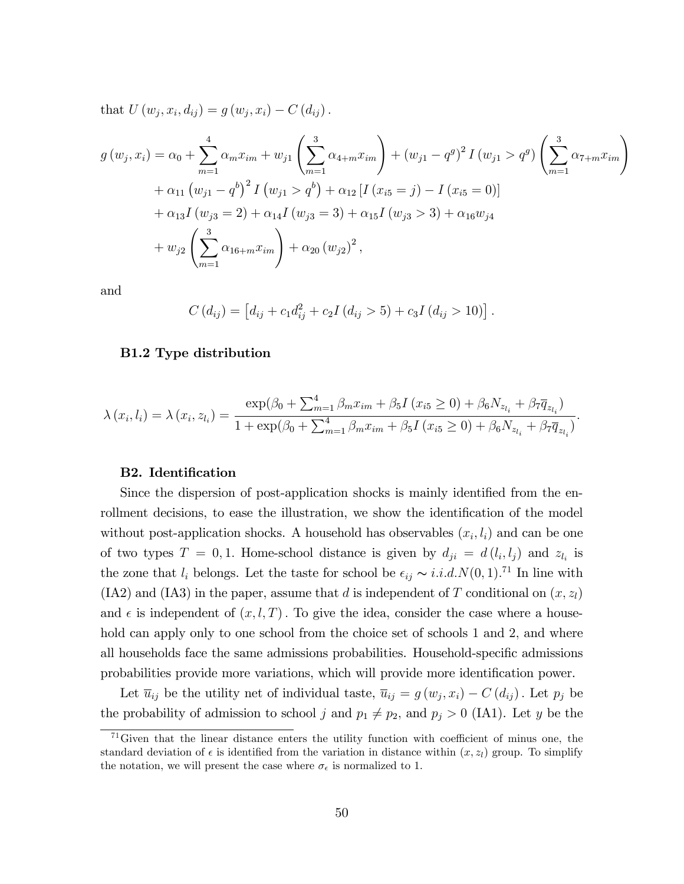that $U(w_j, x_i, d_{ij}) = g(w_j, x_i) - C(d_{ij})$.

$$
\begin{aligned}
g(w_j, x_i) &= \alpha_0 + \sum_{m=1}^{4} \alpha_m x_{im} + w_{j1}\left(\sum_{m=1}^{3} \alpha_{4+m} x_{im}\right) + (w_{j1} - q^g)^2 I(w_{j1} > q^g)\left(\sum_{m=1}^{3} \alpha_{7+m} x_{im}\right) \\
&+ \alpha_{11}\left(w_{j1} - q^b\right)^2 I\left(w_{j1} > q^b\right) + \alpha_{12}\left[I(x_{i5} = j) - I(x_{i5} = 0)\right] \\
&+ \alpha_{13} I(w_{j3} = 2) + \alpha_{14} I(w_{j3} = 3) + \alpha_{15} I(w_{j3} > 3) + \alpha_{16} w_{j4} \\
&+ w_{j2}\left(\sum_{m=1}^{3} \alpha_{16+m} x_{im}\right) + \alpha_{20}(w_{j2})^2,
\end{aligned}
$$

and

$$
C(d_{ij}) = \left[d_{ij} + c_1 d_{ij}^2 + c_2 I(d_{ij} > 5) + c_3 I(d_{ij} > 10)\right].
$$

### B1.2 Type distribution

$$
\lambda(x_i, l_i) = \lambda(x_i, z_{l_i}) = \frac{\exp(\beta_0 + \sum_{m=1}^{4} \beta_m x_{im} + \beta_5 I(x_{i5} \geq 0) + \beta_6 N_{z_{l_i}} + \beta_7 \overline{q}_{z_{l_i}})}{1 + \exp(\beta_0 + \sum_{m=1}^{4} \beta_m x_{im} + \beta_5 I(x_{i5} \geq 0) + \beta_6 N_{z_{l_i}} + \beta_7 \overline{q}_{z_{l_i}})}.
$$

### B2. Identification

Since the dispersion of post-application shocks is mainly identified from the enrollment decisions, to ease the illustration, we show the identification of the model without post-application shocks. A household has observables $(x_i, l_i)$ and can be one of two types $T = 0, 1$. Home-school distance is given by $d_{ji} = d(l_i, l_j)$ and $z_{l_i}$ is the zone that $l_i$ belongs. Let the taste for school be $\epsilon_{ij} \sim i.i.d.N(0,1)$.[71] In line with (IA2) and (IA3) in the paper, assume that $d$ is independent of $T$ conditional on $(x, z_l)$ and $\epsilon$ is independent of $(x, l, T)$. To give the idea, consider the case where a household can apply only to one school from the choice set of schools 1 and 2, and where all households face the same admissions probabilities. Household-specific admissions probabilities provide more variations, which will provide more identification power.

Let $\overline{u}_{ij}$ be the utility net of individual taste, $\overline{u}_{ij} = g(w_j, x_i) - C(d_{ij})$. Let $p_j$ be the probability of admission to school $j$ and $p_1 \neq p_2$, and $p_j > 0$ (IA1). Let $y$ be the

[71] Given that the linear distance enters the utility function with coefficient of minus one, the standard deviation of $\epsilon$ is identified from the variation in distance within $(x, z_l)$ group. To simplify the notation, we will present the case where $\sigma_\epsilon$ is normalized to 1.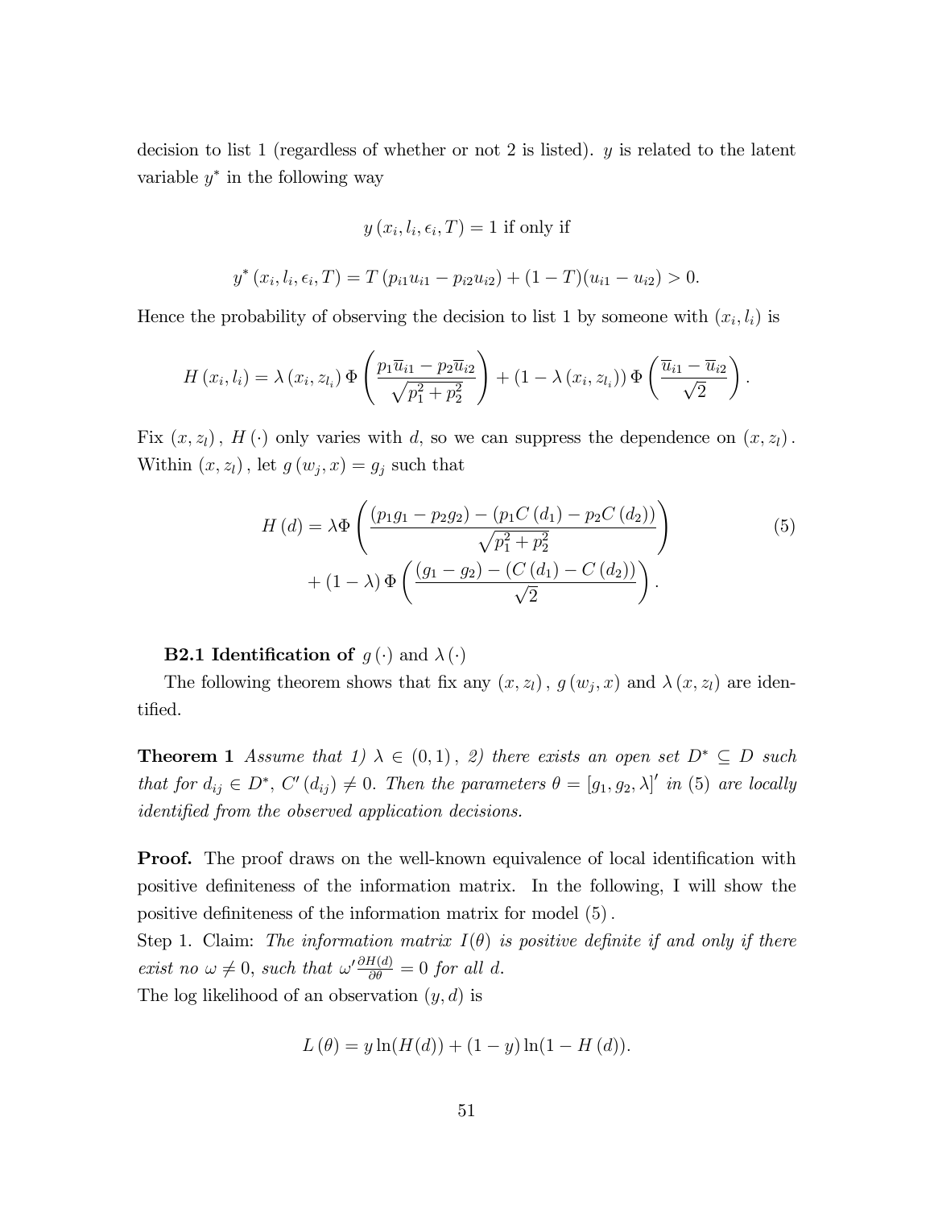decision to list 1 (regardless of whether or not 2 is listed). $y$ is related to the latent variable $y^*$ in the following way

$$y\left(x_i, l_i, \epsilon_i, T\right) = 1 \text{ if only if}$$

$$y^*\left(x_i, l_i, \epsilon_i, T\right) = T\left(p_{i1}u_{i1} - p_{i2}u_{i2}\right) + (1-T)(u_{i1} - u_{i2}) > 0.$$

Hence the probability of observing the decision to list 1 by someone with $(x_i, l_i)$ is

$$H\left(x_i, l_i\right) = \lambda\left(x_i, z_{l_i}\right)\Phi\left(\frac{p_1\overline{u}_{i1} - p_2\overline{u}_{i2}}{\sqrt{p_1^2 + p_2^2}}\right) + \left(1 - \lambda\left(x_i, z_{l_i}\right)\right)\Phi\left(\frac{\overline{u}_{i1} - \overline{u}_{i2}}{\sqrt{2}}\right).$$

Fix $(x, z_l)$, $H(\cdot)$ only varies with $d$, so we can suppress the dependence on $(x, z_l)$. Within $(x, z_l)$, let $g(w_j, x) = g_j$ such that

$$H(d) = \lambda\Phi\left(\frac{(p_1g_1 - p_2g_2) - (p_1C(d_1) - p_2C(d_2))}{\sqrt{p_1^2 + p_2^2}}\right) \tag{5}$$
$$+ (1-\lambda)\Phi\left(\frac{(g_1 - g_2) - (C(d_1) - C(d_2))}{\sqrt{2}}\right).$$

**B2.1 Identification of** $g(\cdot)$ **and** $\lambda(\cdot)$

The following theorem shows that fix any $(x, z_l)$, $g(w_j, x)$ and $\lambda(x, z_l)$ are identified.

**Theorem 1** *Assume that 1)* $\lambda \in (0, 1)$, *2) there exists an open set* $D^* \subseteq D$ *such that for* $d_{ij} \in D^*$, $C'(d_{ij}) \neq 0$. *Then the parameters* $\theta = [g_1, g_2, \lambda]'$ *in* (5) *are locally identified from the observed application decisions.*

**Proof.** The proof draws on the well-known equivalence of local identification with positive definiteness of the information matrix. In the following, I will show the positive definiteness of the information matrix for model (5).

Step 1. Claim: *The information matrix* $I(\theta)$ *is positive definite if and only if there exist no* $\omega \neq 0$, *such that* $\omega' \frac{\partial H(d)}{\partial \theta} = 0$ *for all* $d$.

The log likelihood of an observation $(y, d)$ is

$$L(\theta) = y\ln(H(d)) + (1-y)\ln(1 - H(d)).$$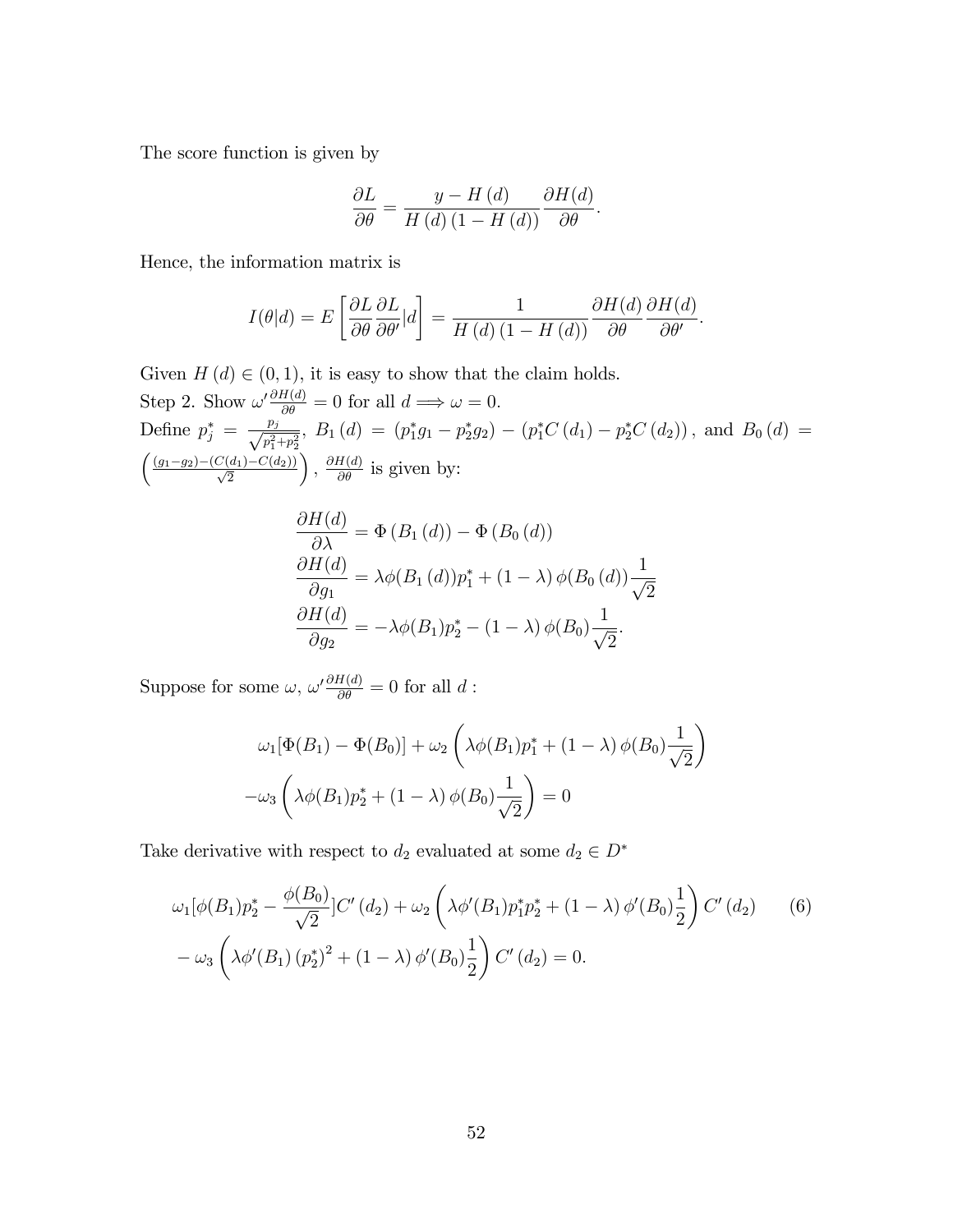The score function is given by

$$\frac{\partial L}{\partial \theta} = \frac{y - H(d)}{H(d)(1 - H(d))} \frac{\partial H(d)}{\partial \theta}.$$

Hence, the information matrix is

$$I(\theta|d) = E\left[\frac{\partial L}{\partial \theta}\frac{\partial L}{\partial \theta'}|d\right] = \frac{1}{H(d)(1 - H(d))} \frac{\partial H(d)}{\partial \theta}\frac{\partial H(d)}{\partial \theta'}.$$

Given $H(d) \in (0, 1)$, it is easy to show that the claim holds.

Step 2. Show $\omega' \frac{\partial H(d)}{\partial \theta} = 0$ for all $d \Longrightarrow \omega = 0$.

Define $p_j^* = \frac{p_j}{\sqrt{p_1^2 + p_2^2}}$, $B_1(d) = (p_1^* g_1 - p_2^* g_2) - (p_1^* C(d_1) - p_2^* C(d_2))$, and $B_0(d) = \left(\frac{(g_1 - g_2) - (C(d_1) - C(d_2))}{\sqrt{2}}\right)$, $\frac{\partial H(d)}{\partial \theta}$ is given by:

$$\begin{aligned}
\frac{\partial H(d)}{\partial \lambda} &= \Phi(B_1(d)) - \Phi(B_0(d)) \\
\frac{\partial H(d)}{\partial g_1} &= \lambda \phi(B_1(d)) p_1^* + (1 - \lambda)\phi(B_0(d)) \frac{1}{\sqrt{2}} \\
\frac{\partial H(d)}{\partial g_2} &= -\lambda \phi(B_1) p_2^* - (1 - \lambda)\phi(B_0) \frac{1}{\sqrt{2}}.
\end{aligned}$$

Suppose for some $\omega$, $\omega' \frac{\partial H(d)}{\partial \theta} = 0$ for all $d$ :

$$\begin{aligned}
&\omega_1[\Phi(B_1) - \Phi(B_0)] + \omega_2\left(\lambda\phi(B_1)p_1^* + (1 - \lambda)\phi(B_0)\frac{1}{\sqrt{2}}\right) \\
&-\omega_3\left(\lambda\phi(B_1)p_2^* + (1 - \lambda)\phi(B_0)\frac{1}{\sqrt{2}}\right) = 0
\end{aligned}$$

Take derivative with respect to $d_2$ evaluated at some $d_2 \in D^*$

$$\begin{aligned}
&\omega_1[\phi(B_1)p_2^* - \frac{\phi(B_0)}{\sqrt{2}}]C'(d_2) + \omega_2\left(\lambda\phi'(B_1)p_1^* p_2^* + (1 - \lambda)\phi'(B_0)\frac{1}{2}\right)C'(d_2) \\
&- \omega_3\left(\lambda\phi'(B_1)(p_2^*)^2 + (1 - \lambda)\phi'(B_0)\frac{1}{2}\right)C'(d_2) = 0.
\end{aligned} \tag{6}$$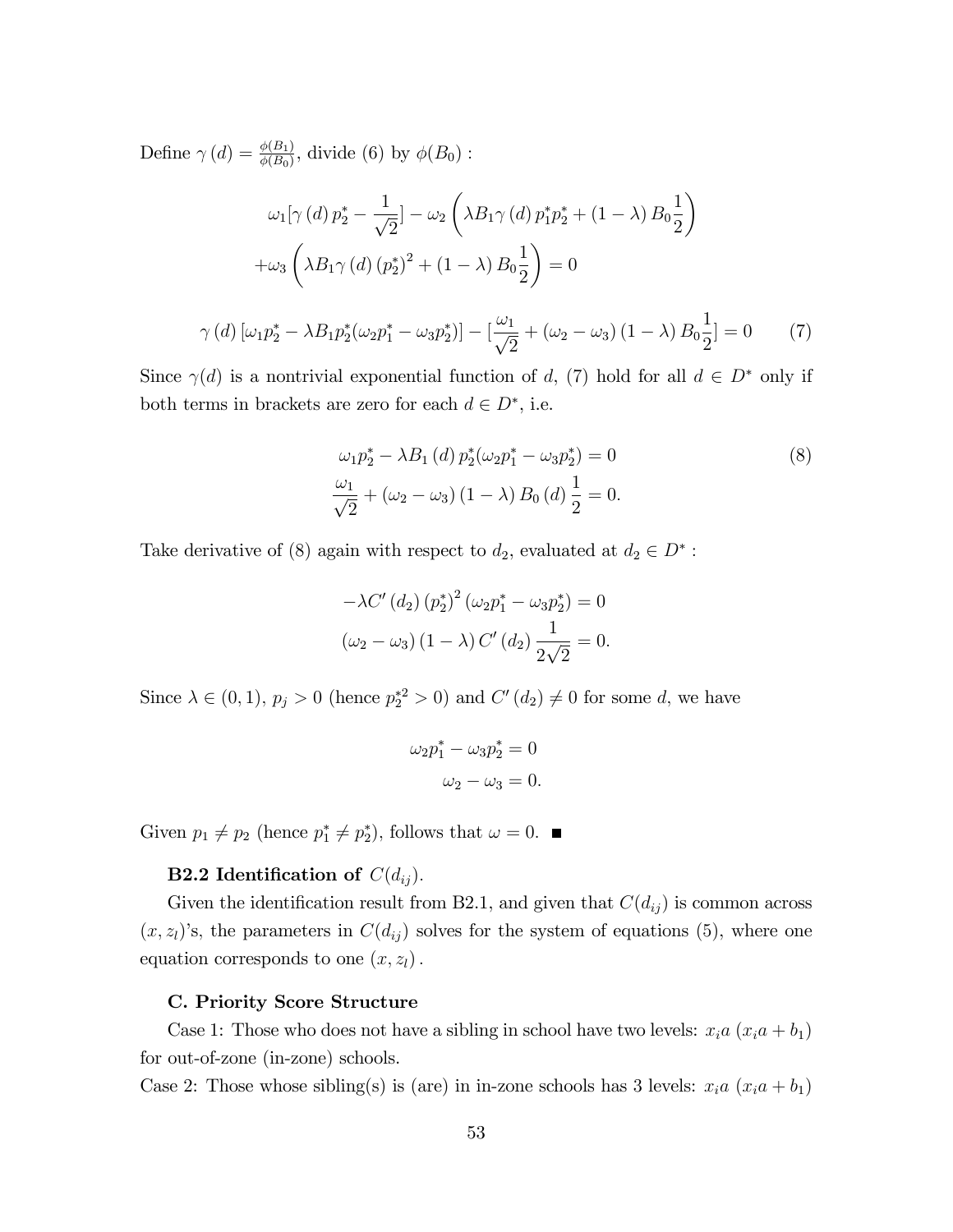Define $\gamma(d) = \frac{\phi(B_1)}{\phi(B_0)}$, divide (6) by $\phi(B_0)$ :

$$\omega_1[\gamma(d)\, p_2^* - \frac{1}{\sqrt{2}}] - \omega_2 \left( \lambda B_1 \gamma(d)\, p_1^* p_2^* + (1-\lambda) B_0 \frac{1}{2} \right)$$
$$+\omega_3 \left( \lambda B_1 \gamma(d) (p_2^*)^2 + (1-\lambda) B_0 \frac{1}{2} \right) = 0$$

$$\gamma(d)\, [\omega_1 p_2^* - \lambda B_1 p_2^* (\omega_2 p_1^* - \omega_3 p_2^*)] - [\frac{\omega_1}{\sqrt{2}} + (\omega_2 - \omega_3)(1-\lambda) B_0 \frac{1}{2}] = 0 \qquad (7)$$

Since $\gamma(d)$ is a nontrivial exponential function of $d$, (7) hold for all $d \in D^*$ only if both terms in brackets are zero for each $d \in D^*$, i.e.

$$\omega_1 p_2^* - \lambda B_1(d)\, p_2^* (\omega_2 p_1^* - \omega_3 p_2^*) = 0 \qquad (8)$$
$$\frac{\omega_1}{\sqrt{2}} + (\omega_2 - \omega_3)(1-\lambda) B_0(d) \frac{1}{2} = 0.$$

Take derivative of (8) again with respect to $d_2$, evaluated at $d_2 \in D^*$ :

$$-\lambda C'(d_2) (p_2^*)^2 (\omega_2 p_1^* - \omega_3 p_2^*) = 0$$
$$(\omega_2 - \omega_3)(1-\lambda) C'(d_2) \frac{1}{2\sqrt{2}} = 0.$$

Since $\lambda \in (0,1)$, $p_j > 0$ (hence $p_2^{*2} > 0$) and $C'(d_2) \neq 0$ for some $d$, we have

$$\omega_2 p_1^* - \omega_3 p_2^* = 0$$
$$\omega_2 - \omega_3 = 0.$$

Given $p_1 \neq p_2$ (hence $p_1^* \neq p_2^*$), follows that $\omega = 0$. ■

**B2.2 Identification of $C(d_{ij})$.**

Given the identification result from B2.1, and given that $C(d_{ij})$ is common across $(x, z_l)$'s, the parameters in $C(d_{ij})$ solves for the system of equations (5), where one equation corresponds to one $(x, z_l)$.

**C. Priority Score Structure**

Case 1: Those who does not have a sibling in school have two levels: $x_i a$ $(x_i a + b_1)$ for out-of-zone (in-zone) schools.

Case 2: Those whose sibling(s) is (are) in in-zone schools has 3 levels: $x_i a$ $(x_i a + b_1)$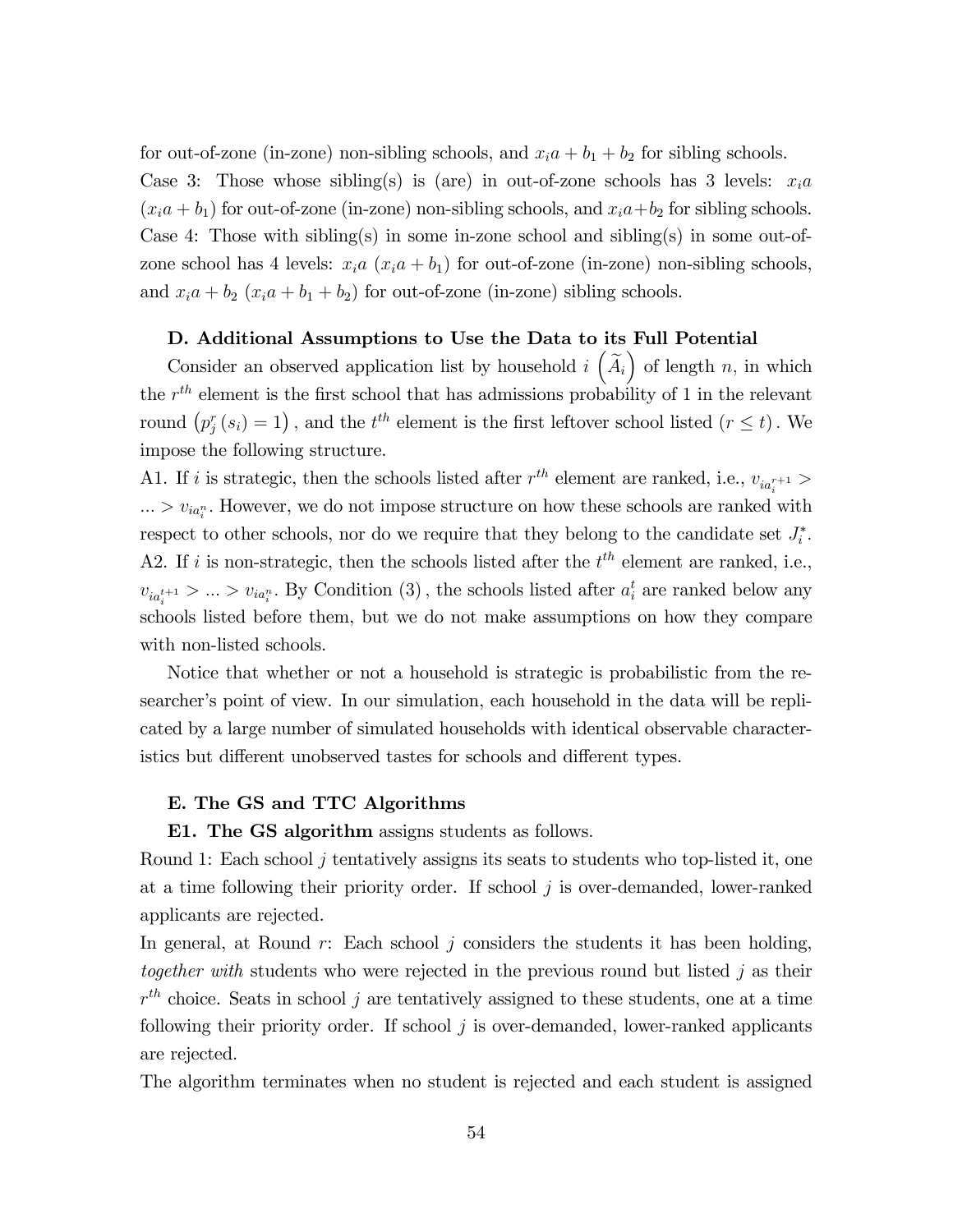for out-of-zone (in-zone) non-sibling schools, and $x_i a + b_1 + b_2$ for sibling schools.
Case 3: Those whose sibling(s) is (are) in out-of-zone schools has 3 levels: $x_i a$ ($x_i a + b_1$) for out-of-zone (in-zone) non-sibling schools, and $x_i a + b_2$ for sibling schools.
Case 4: Those with sibling(s) in some in-zone school and sibling(s) in some out-of-zone school has 4 levels: $x_i a$ ($x_i a + b_1$) for out-of-zone (in-zone) non-sibling schools, and $x_i a + b_2$ ($x_i a + b_1 + b_2$) for out-of-zone (in-zone) sibling schools.

**D. Additional Assumptions to Use the Data to its Full Potential**

Consider an observed application list by household $i$ $\left(\widetilde{A}_i\right)$ of length $n$, in which the $r^{th}$ element is the first school that has admissions probability of 1 in the relevant round $\left(p_j^r(s_i) = 1\right)$, and the $t^{th}$ element is the first leftover school listed $(r \leq t)$. We impose the following structure.

A1. If $i$ is strategic, then the schools listed after $r^{th}$ element are ranked, i.e., $v_{ia_i^{r+1}} > ... > v_{ia_i^n}$. However, we do not impose structure on how these schools are ranked with respect to other schools, nor do we require that they belong to the candidate set $J_i^*$.

A2. If $i$ is non-strategic, then the schools listed after the $t^{th}$ element are ranked, i.e., $v_{ia_i^{t+1}} > ... > v_{ia_i^n}$. By Condition (3), the schools listed after $a_i^t$ are ranked below any schools listed before them, but we do not make assumptions on how they compare with non-listed schools.

Notice that whether or not a household is strategic is probabilistic from the researcher's point of view. In our simulation, each household in the data will be replicated by a large number of simulated households with identical observable characteristics but different unobserved tastes for schools and different types.

**E. The GS and TTC Algorithms**

**E1. The GS algorithm** assigns students as follows.

Round 1: Each school $j$ tentatively assigns its seats to students who top-listed it, one at a time following their priority order. If school $j$ is over-demanded, lower-ranked applicants are rejected.

In general, at Round $r$: Each school $j$ considers the students it has been holding, *together with* students who were rejected in the previous round but listed $j$ as their $r^{th}$ choice. Seats in school $j$ are tentatively assigned to these students, one at a time following their priority order. If school $j$ is over-demanded, lower-ranked applicants are rejected.

The algorithm terminates when no student is rejected and each student is assigned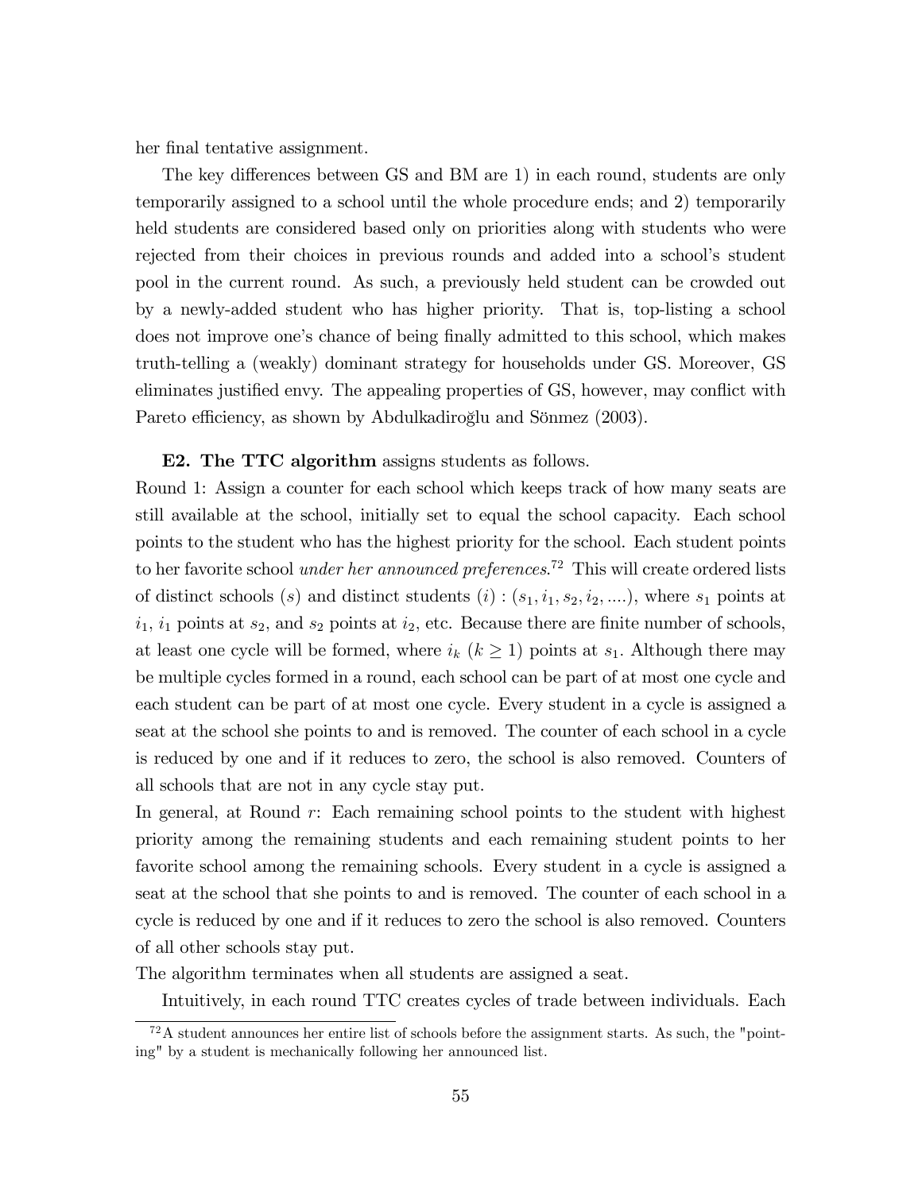her final tentative assignment.

The key differences between GS and BM are 1) in each round, students are only temporarily assigned to a school until the whole procedure ends; and 2) temporarily held students are considered based only on priorities along with students who were rejected from their choices in previous rounds and added into a school's student pool in the current round. As such, a previously held student can be crowded out by a newly-added student who has higher priority. That is, top-listing a school does not improve one's chance of being finally admitted to this school, which makes truth-telling a (weakly) dominant strategy for households under GS. Moreover, GS eliminates justified envy. The appealing properties of GS, however, may conflict with Pareto efficiency, as shown by Abdulkadiroğlu and Sönmez (2003).

**E2. The TTC algorithm** assigns students as follows.

Round 1: Assign a counter for each school which keeps track of how many seats are still available at the school, initially set to equal the school capacity. Each school points to the student who has the highest priority for the school. Each student points to her favorite school *under her announced preferences*.[72] This will create ordered lists of distinct schools ($s$) and distinct students ($i$) : $(s_1, i_1, s_2, i_2, ....)$, where $s_1$ points at $i_1$, $i_1$ points at $s_2$, and $s_2$ points at $i_2$, etc. Because there are finite number of schools, at least one cycle will be formed, where $i_k$ ($k \geq 1$) points at $s_1$. Although there may be multiple cycles formed in a round, each school can be part of at most one cycle and each student can be part of at most one cycle. Every student in a cycle is assigned a seat at the school she points to and is removed. The counter of each school in a cycle is reduced by one and if it reduces to zero, the school is also removed. Counters of all schools that are not in any cycle stay put.

In general, at Round $r$: Each remaining school points to the student with highest priority among the remaining students and each remaining student points to her favorite school among the remaining schools. Every student in a cycle is assigned a seat at the school that she points to and is removed. The counter of each school in a cycle is reduced by one and if it reduces to zero the school is also removed. Counters of all other schools stay put.

The algorithm terminates when all students are assigned a seat.

Intuitively, in each round TTC creates cycles of trade between individuals. Each

[72] A student announces her entire list of schools before the assignment starts. As such, the "pointing" by a student is mechanically following her announced list.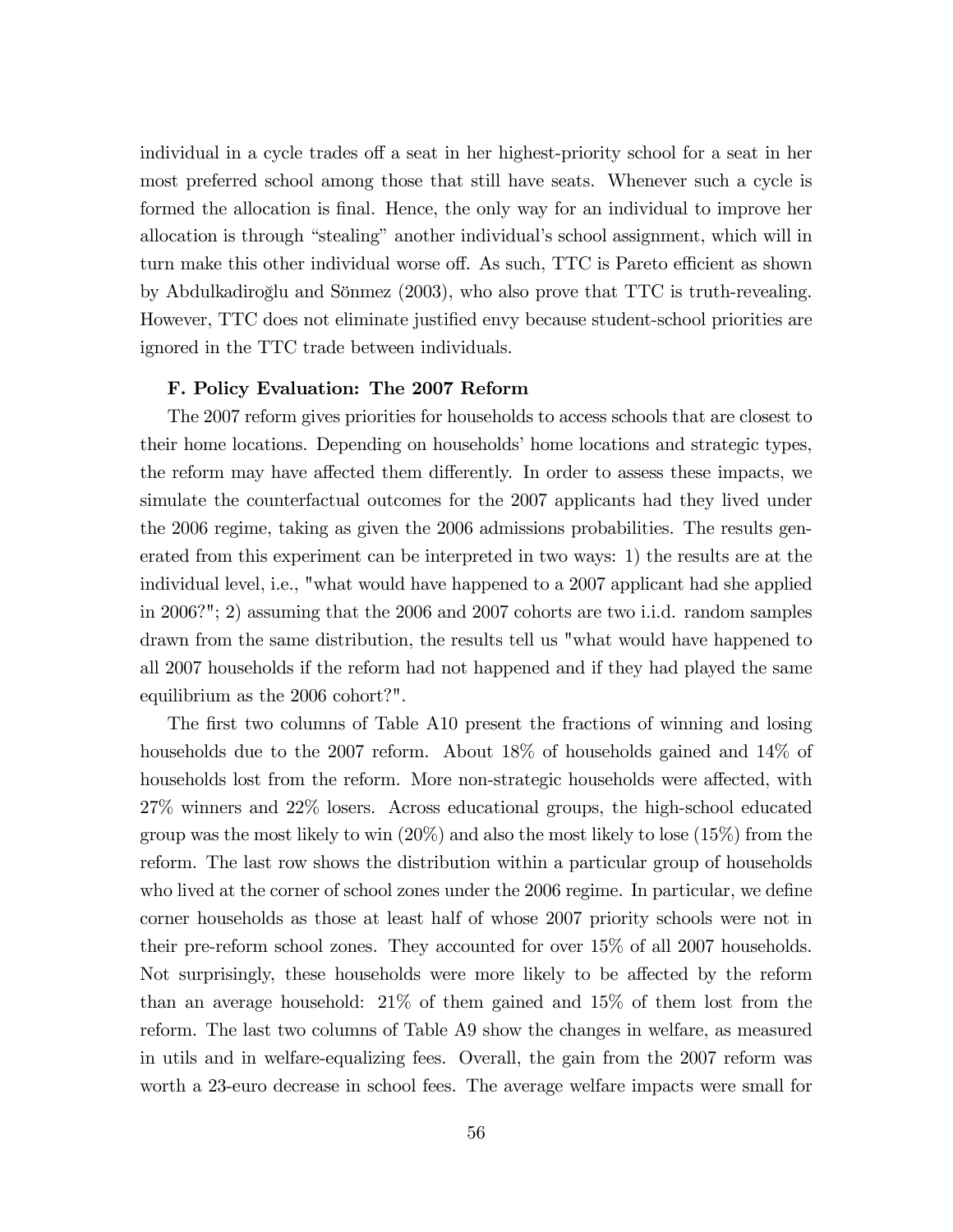individual in a cycle trades off a seat in her highest-priority school for a seat in her most preferred school among those that still have seats. Whenever such a cycle is formed the allocation is final. Hence, the only way for an individual to improve her allocation is through "stealing" another individual's school assignment, which will in turn make this other individual worse off. As such, TTC is Pareto efficient as shown by Abdulkadiroğlu and Sönmez (2003), who also prove that TTC is truth-revealing. However, TTC does not eliminate justified envy because student-school priorities are ignored in the TTC trade between individuals.

### F. Policy Evaluation: The 2007 Reform

The 2007 reform gives priorities for households to access schools that are closest to their home locations. Depending on households' home locations and strategic types, the reform may have affected them differently. In order to assess these impacts, we simulate the counterfactual outcomes for the 2007 applicants had they lived under the 2006 regime, taking as given the 2006 admissions probabilities. The results generated from this experiment can be interpreted in two ways: 1) the results are at the individual level, i.e., "what would have happened to a 2007 applicant had she applied in 2006?"; 2) assuming that the 2006 and 2007 cohorts are two i.i.d. random samples drawn from the same distribution, the results tell us "what would have happened to all 2007 households if the reform had not happened and if they had played the same equilibrium as the 2006 cohort?".

The first two columns of Table A10 present the fractions of winning and losing households due to the 2007 reform. About 18% of households gained and 14% of households lost from the reform. More non-strategic households were affected, with 27% winners and 22% losers. Across educational groups, the high-school educated group was the most likely to win (20%) and also the most likely to lose (15%) from the reform. The last row shows the distribution within a particular group of households who lived at the corner of school zones under the 2006 regime. In particular, we define corner households as those at least half of whose 2007 priority schools were not in their pre-reform school zones. They accounted for over 15% of all 2007 households. Not surprisingly, these households were more likely to be affected by the reform than an average household: 21% of them gained and 15% of them lost from the reform. The last two columns of Table A9 show the changes in welfare, as measured in utils and in welfare-equalizing fees. Overall, the gain from the 2007 reform was worth a 23-euro decrease in school fees. The average welfare impacts were small for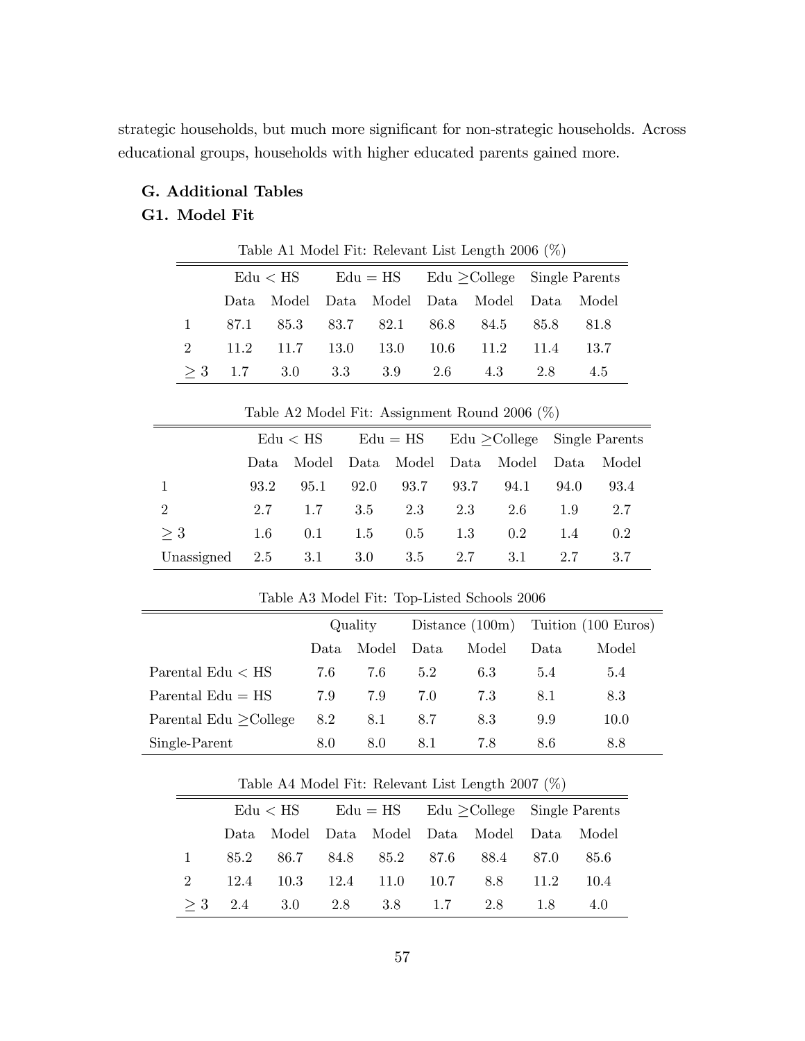strategic households, but much more significant for non-strategic households. Across educational groups, households with higher educated parents gained more.

### G. Additional Tables

### G1. Model Fit

Table A1 Model Fit: Relevant List Length 2006 (%)

| | Edu < HS | | Edu = HS | | Edu ≥College | | Single Parents | |
|---|---|---|---|---|---|---|---|---|
| | Data | Model | Data | Model | Data | Model | Data | Model |
| 1 | 87.1 | 85.3 | 83.7 | 82.1 | 86.8 | 84.5 | 85.8 | 81.8 |
| 2 | 11.2 | 11.7 | 13.0 | 13.0 | 10.6 | 11.2 | 11.4 | 13.7 |
| ≥ 3 | 1.7 | 3.0 | 3.3 | 3.9 | 2.6 | 4.3 | 2.8 | 4.5 |

Table A2 Model Fit: Assignment Round 2006 (%)

| | Edu < HS | | Edu = HS | | Edu ≥College | | Single Parents | |
|---|---|---|---|---|---|---|---|---|
| | Data | Model | Data | Model | Data | Model | Data | Model |
| 1 | 93.2 | 95.1 | 92.0 | 93.7 | 93.7 | 94.1 | 94.0 | 93.4 |
| 2 | 2.7 | 1.7 | 3.5 | 2.3 | 2.3 | 2.6 | 1.9 | 2.7 |
| ≥ 3 | 1.6 | 0.1 | 1.5 | 0.5 | 1.3 | 0.2 | 1.4 | 0.2 |
| Unassigned | 2.5 | 3.1 | 3.0 | 3.5 | 2.7 | 3.1 | 2.7 | 3.7 |

Table A3 Model Fit: Top-Listed Schools 2006

| | Quality | | Distance (100m) | | Tuition (100 Euros) | |
|---|---|---|---|---|---|---|
| | Data | Model | Data | Model | Data | Model |
| Parental Edu < HS | 7.6 | 7.6 | 5.2 | 6.3 | 5.4 | 5.4 |
| Parental Edu = HS | 7.9 | 7.9 | 7.0 | 7.3 | 8.1 | 8.3 |
| Parental Edu ≥College | 8.2 | 8.1 | 8.7 | 8.3 | 9.9 | 10.0 |
| Single-Parent | 8.0 | 8.0 | 8.1 | 7.8 | 8.6 | 8.8 |

Table A4 Model Fit: Relevant List Length 2007 (%)

| | Edu < HS | | Edu = HS | | Edu ≥College | | Single Parents | |
|---|---|---|---|---|---|---|---|---|
| | Data | Model | Data | Model | Data | Model | Data | Model |
| 1 | 85.2 | 86.7 | 84.8 | 85.2 | 87.6 | 88.4 | 87.0 | 85.6 |
| 2 | 12.4 | 10.3 | 12.4 | 11.0 | 10.7 | 8.8 | 11.2 | 10.4 |
| ≥ 3 | 2.4 | 3.0 | 2.8 | 3.8 | 1.7 | 2.8 | 1.8 | 4.0 |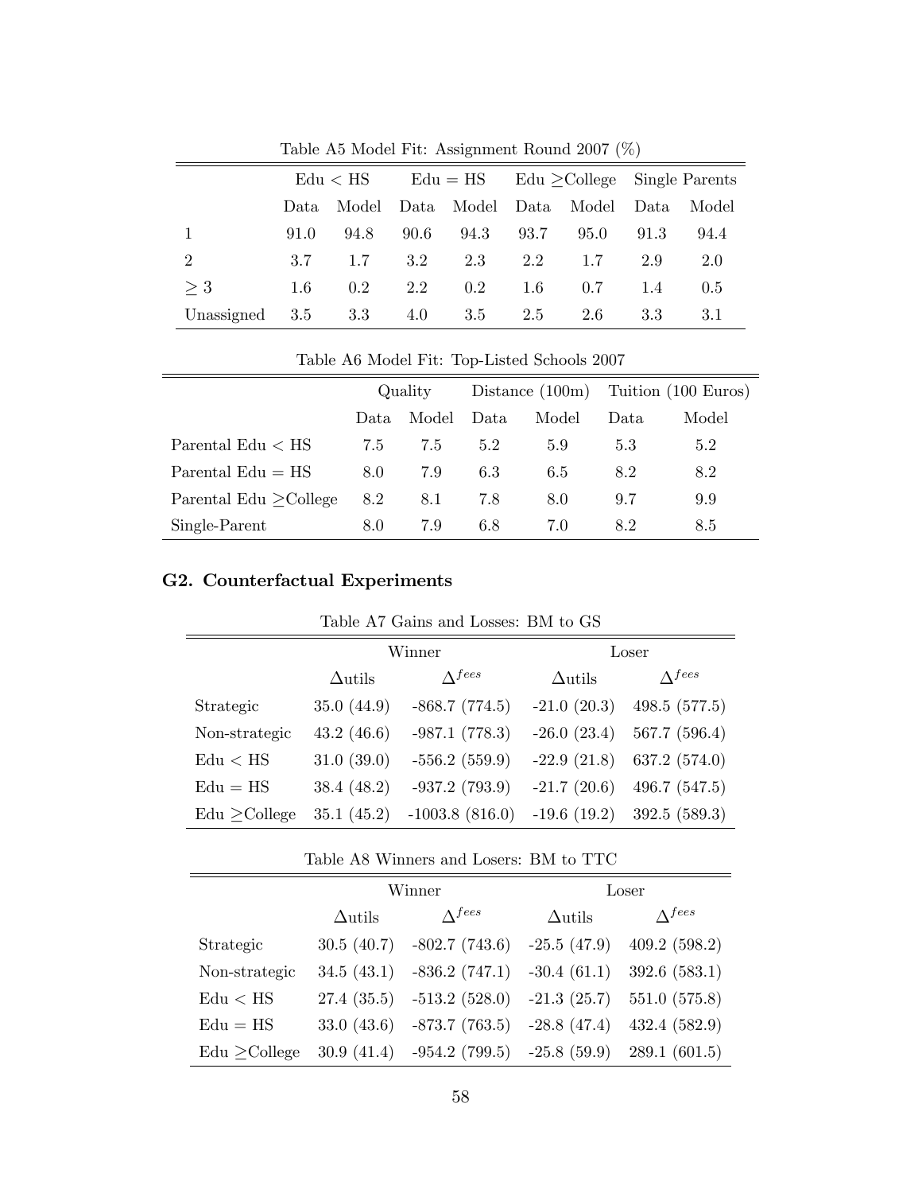Table A5 Model Fit: Assignment Round 2007 (%)

| | Edu < HS | | Edu = HS | | Edu ≥College | | Single Parents | |
|---|---|---|---|---|---|---|---|---|
| | Data | Model | Data | Model | Data | Model | Data | Model |
| 1 | 91.0 | 94.8 | 90.6 | 94.3 | 93.7 | 95.0 | 91.3 | 94.4 |
| 2 | 3.7 | 1.7 | 3.2 | 2.3 | 2.2 | 1.7 | 2.9 | 2.0 |
| ≥ 3 | 1.6 | 0.2 | 2.2 | 0.2 | 1.6 | 0.7 | 1.4 | 0.5 |
| Unassigned | 3.5 | 3.3 | 4.0 | 3.5 | 2.5 | 2.6 | 3.3 | 3.1 |

Table A6 Model Fit: Top-Listed Schools 2007

| | Quality | | Distance (100m) | | Tuition (100 Euros) | |
|---|---|---|---|---|---|---|
| | Data | Model | Data | Model | Data | Model |
| Parental Edu < HS | 7.5 | 7.5 | 5.2 | 5.9 | 5.3 | 5.2 |
| Parental Edu = HS | 8.0 | 7.9 | 6.3 | 6.5 | 8.2 | 8.2 |
| Parental Edu ≥College | 8.2 | 8.1 | 7.8 | 8.0 | 9.7 | 9.9 |
| Single-Parent | 8.0 | 7.9 | 6.8 | 7.0 | 8.2 | 8.5 |

## G2. Counterfactual Experiments

Table A7 Gains and Losses: BM to GS

| | Winner | | Loser | |
|---|---|---|---|---|
| | Δutils | $\Delta^{fees}$ | Δutils | $\Delta^{fees}$ |
| Strategic | 35.0 (44.9) | -868.7 (774.5) | -21.0 (20.3) | 498.5 (577.5) |
| Non-strategic | 43.2 (46.6) | -987.1 (778.3) | -26.0 (23.4) | 567.7 (596.4) |
| Edu < HS | 31.0 (39.0) | -556.2 (559.9) | -22.9 (21.8) | 637.2 (574.0) |
| Edu = HS | 38.4 (48.2) | -937.2 (793.9) | -21.7 (20.6) | 496.7 (547.5) |
| Edu ≥College | 35.1 (45.2) | -1003.8 (816.0) | -19.6 (19.2) | 392.5 (589.3) |

Table A8 Winners and Losers: BM to TTC

| | Winner | | Loser | |
|---|---|---|---|---|
| | Δutils | $\Delta^{fees}$ | Δutils | $\Delta^{fees}$ |
| Strategic | 30.5 (40.7) | -802.7 (743.6) | -25.5 (47.9) | 409.2 (598.2) |
| Non-strategic | 34.5 (43.1) | -836.2 (747.1) | -30.4 (61.1) | 392.6 (583.1) |
| Edu < HS | 27.4 (35.5) | -513.2 (528.0) | -21.3 (25.7) | 551.0 (575.8) |
| Edu = HS | 33.0 (43.6) | -873.7 (763.5) | -28.8 (47.4) | 432.4 (582.9) |
| Edu ≥College | 30.9 (41.4) | -954.2 (799.5) | -25.8 (59.9) | 289.1 (601.5) |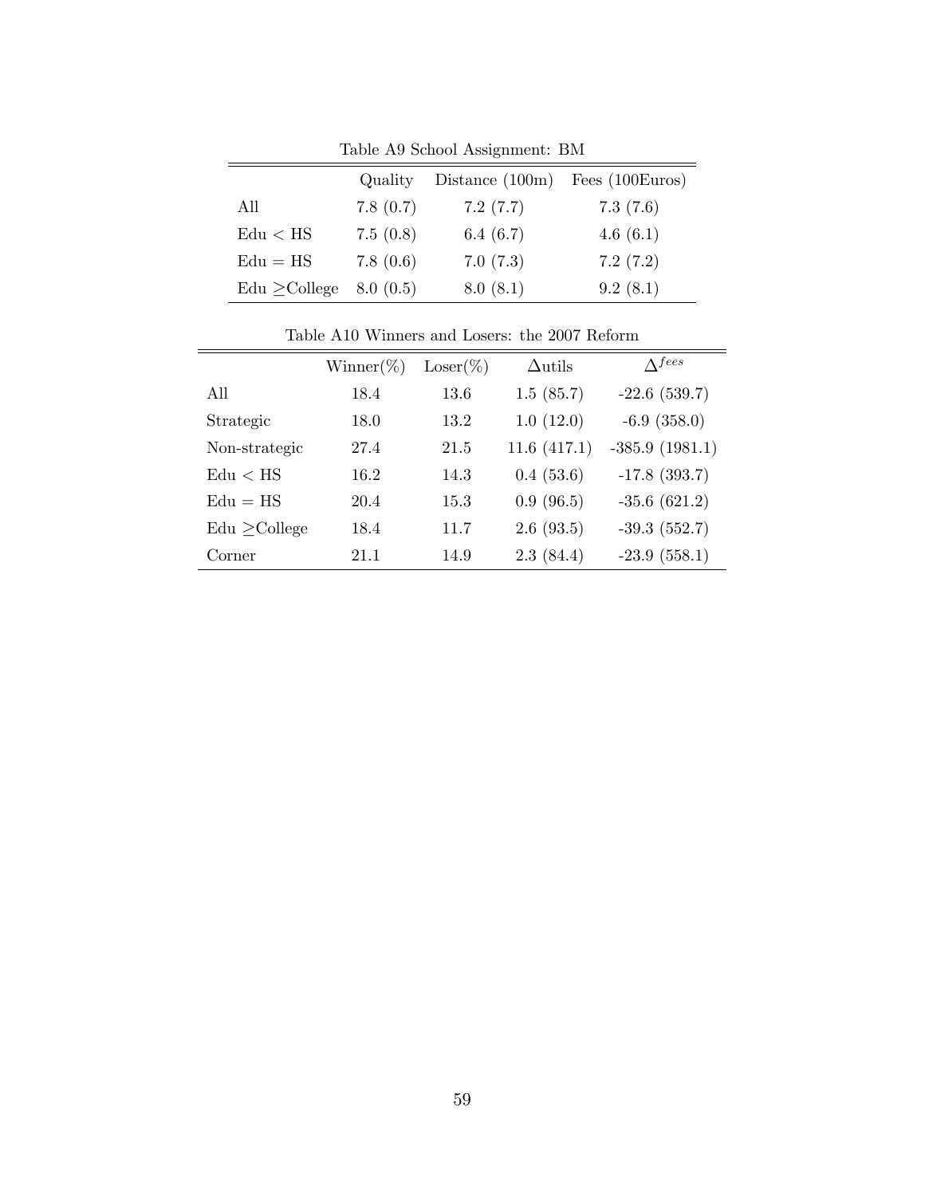Table A9 School Assignment: BM

| | Quality | Distance (100m) | Fees (100Euros) |
|---|---|---|---|
| All | 7.8 (0.7) | 7.2 (7.7) | 7.3 (7.6) |
| Edu $<$ HS | 7.5 (0.8) | 6.4 (6.7) | 4.6 (6.1) |
| Edu $=$ HS | 7.8 (0.6) | 7.0 (7.3) | 7.2 (7.2) |
| Edu $\geq$College | 8.0 (0.5) | 8.0 (8.1) | 9.2 (8.1) |

Table A10 Winners and Losers: the 2007 Reform

| | Winner(%) | Loser(%) | $\Delta$utils | $\Delta^{fees}$ |
|---|---|---|---|---|
| All | 18.4 | 13.6 | 1.5 (85.7) | -22.6 (539.7) |
| Strategic | 18.0 | 13.2 | 1.0 (12.0) | -6.9 (358.0) |
| Non-strategic | 27.4 | 21.5 | 11.6 (417.1) | -385.9 (1981.1) |
| Edu $<$ HS | 16.2 | 14.3 | 0.4 (53.6) | -17.8 (393.7) |
| Edu $=$ HS | 20.4 | 15.3 | 0.9 (96.5) | -35.6 (621.2) |
| Edu $\geq$College | 18.4 | 11.7 | 2.6 (93.5) | -39.3 (552.7) |
| Corner | 21.1 | 14.9 | 2.3 (84.4) | -23.9 (558.1) |